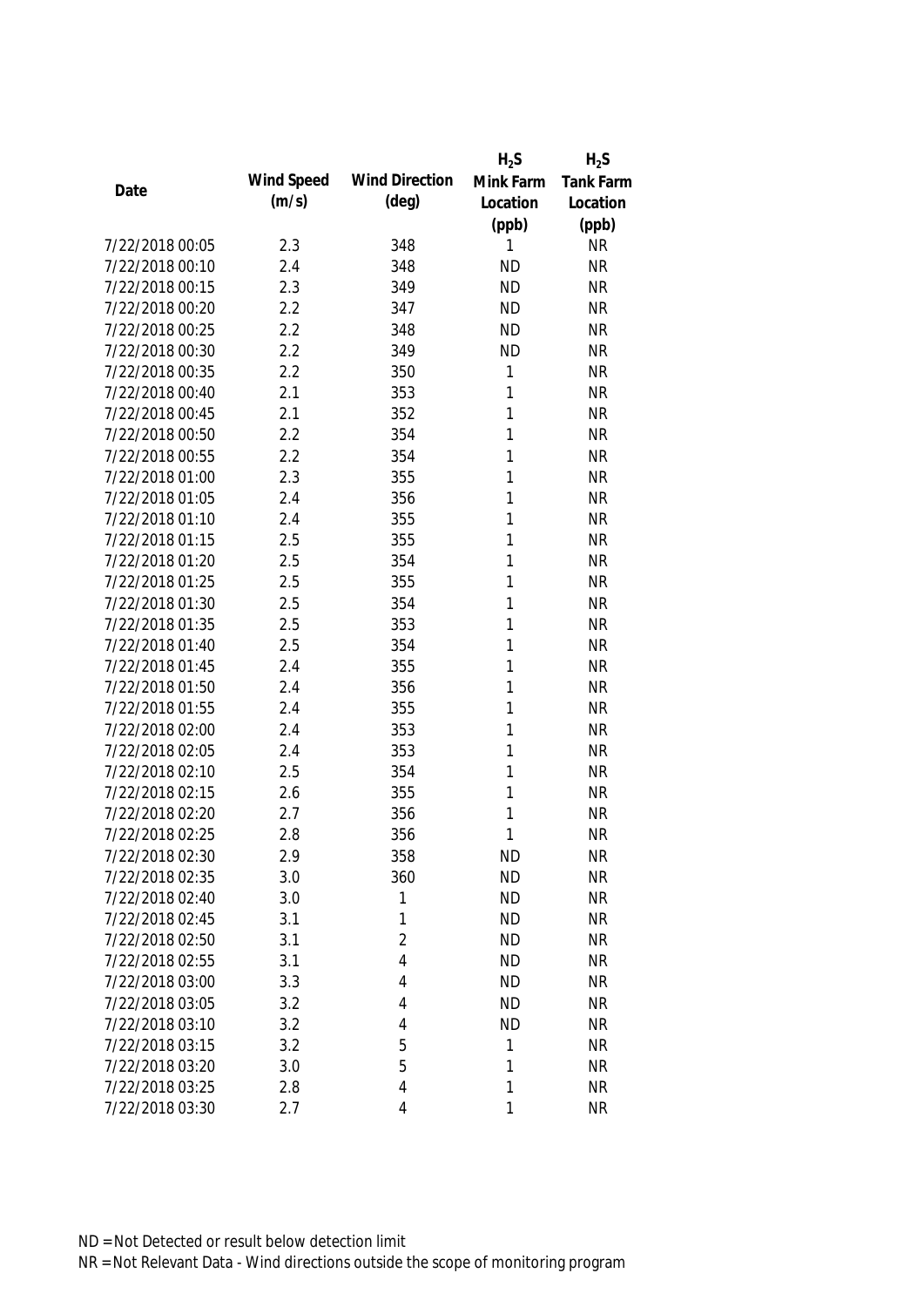| Date | Wind Speed (m/s) | Wind Direction (deg) | $H_2S$ Mink Farm Location (ppb) | $H_2S$ Tank Farm Location (ppb) |
| --- | --- | --- | --- | --- |
| 7/22/2018 00:05 | 2.3 | 348 | 1 | NR |
| 7/22/2018 00:10 | 2.4 | 348 | ND | NR |
| 7/22/2018 00:15 | 2.3 | 349 | ND | NR |
| 7/22/2018 00:20 | 2.2 | 347 | ND | NR |
| 7/22/2018 00:25 | 2.2 | 348 | ND | NR |
| 7/22/2018 00:30 | 2.2 | 349 | ND | NR |
| 7/22/2018 00:35 | 2.2 | 350 | 1 | NR |
| 7/22/2018 00:40 | 2.1 | 353 | 1 | NR |
| 7/22/2018 00:45 | 2.1 | 352 | 1 | NR |
| 7/22/2018 00:50 | 2.2 | 354 | 1 | NR |
| 7/22/2018 00:55 | 2.2 | 354 | 1 | NR |
| 7/22/2018 01:00 | 2.3 | 355 | 1 | NR |
| 7/22/2018 01:05 | 2.4 | 356 | 1 | NR |
| 7/22/2018 01:10 | 2.4 | 355 | 1 | NR |
| 7/22/2018 01:15 | 2.5 | 355 | 1 | NR |
| 7/22/2018 01:20 | 2.5 | 354 | 1 | NR |
| 7/22/2018 01:25 | 2.5 | 355 | 1 | NR |
| 7/22/2018 01:30 | 2.5 | 354 | 1 | NR |
| 7/22/2018 01:35 | 2.5 | 353 | 1 | NR |
| 7/22/2018 01:40 | 2.5 | 354 | 1 | NR |
| 7/22/2018 01:45 | 2.4 | 355 | 1 | NR |
| 7/22/2018 01:50 | 2.4 | 356 | 1 | NR |
| 7/22/2018 01:55 | 2.4 | 355 | 1 | NR |
| 7/22/2018 02:00 | 2.4 | 353 | 1 | NR |
| 7/22/2018 02:05 | 2.4 | 353 | 1 | NR |
| 7/22/2018 02:10 | 2.5 | 354 | 1 | NR |
| 7/22/2018 02:15 | 2.6 | 355 | 1 | NR |
| 7/22/2018 02:20 | 2.7 | 356 | 1 | NR |
| 7/22/2018 02:25 | 2.8 | 356 | 1 | NR |
| 7/22/2018 02:30 | 2.9 | 358 | ND | NR |
| 7/22/2018 02:35 | 3.0 | 360 | ND | NR |
| 7/22/2018 02:40 | 3.0 | 1 | ND | NR |
| 7/22/2018 02:45 | 3.1 | 1 | ND | NR |
| 7/22/2018 02:50 | 3.1 | 2 | ND | NR |
| 7/22/2018 02:55 | 3.1 | 4 | ND | NR |
| 7/22/2018 03:00 | 3.3 | 4 | ND | NR |
| 7/22/2018 03:05 | 3.2 | 4 | ND | NR |
| 7/22/2018 03:10 | 3.2 | 4 | ND | NR |
| 7/22/2018 03:15 | 3.2 | 5 | 1 | NR |
| 7/22/2018 03:20 | 3.0 | 5 | 1 | NR |
| 7/22/2018 03:25 | 2.8 | 4 | 1 | NR |
| 7/22/2018 03:30 | 2.7 | 4 | 1 | NR |

ND = Not Detected or result below detection limit

NR = Not Relevant Data - Wind directions outside the scope of monitoring program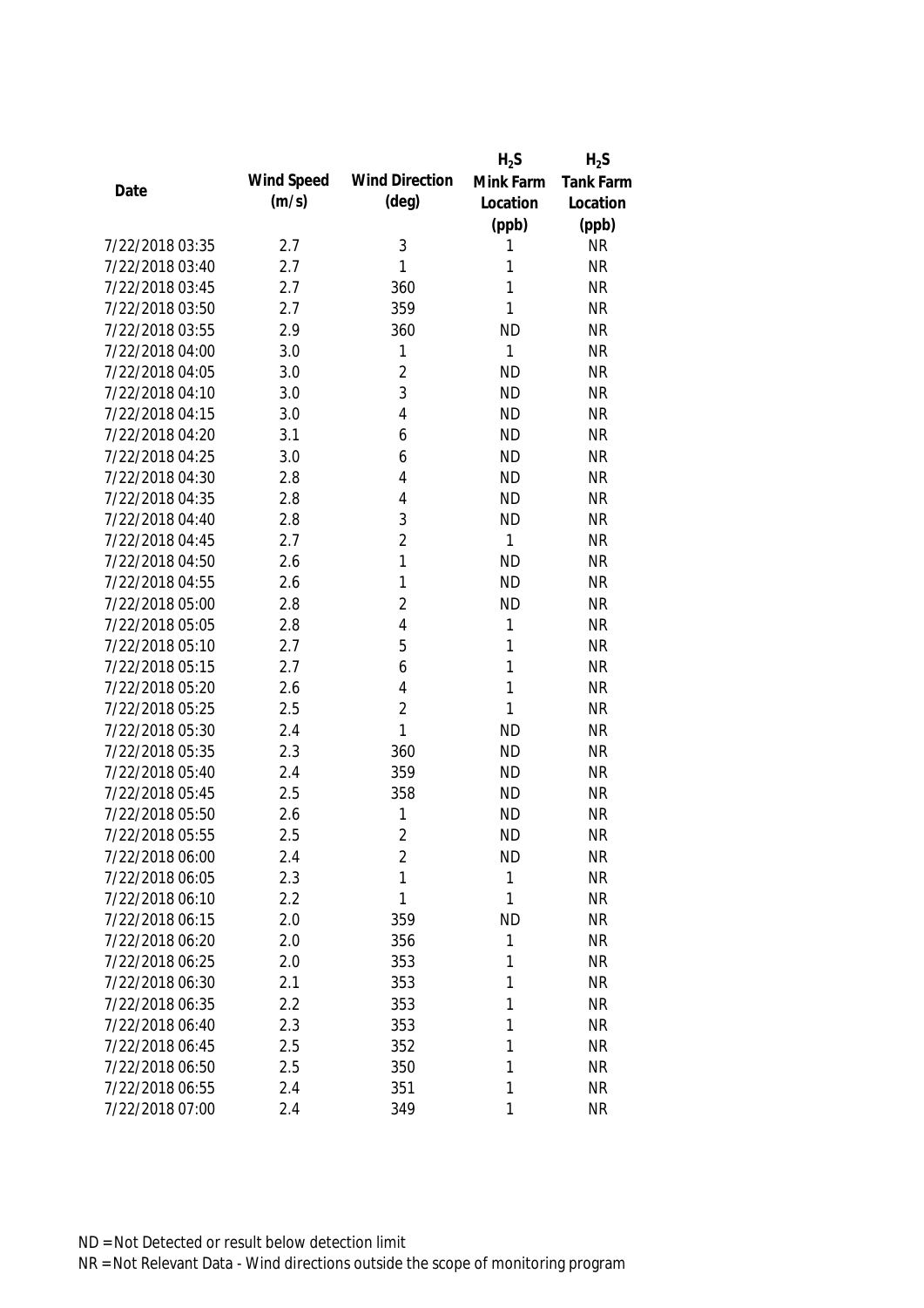| Date | Wind Speed (m/s) | Wind Direction (deg) | $H_2S$ Mink Farm Location (ppb) | $H_2S$ Tank Farm Location (ppb) |
|---|---|---|---|---|
| 7/22/2018 03:35 | 2.7 | 3 | 1 | NR |
| 7/22/2018 03:40 | 2.7 | 1 | 1 | NR |
| 7/22/2018 03:45 | 2.7 | 360 | 1 | NR |
| 7/22/2018 03:50 | 2.7 | 359 | 1 | NR |
| 7/22/2018 03:55 | 2.9 | 360 | ND | NR |
| 7/22/2018 04:00 | 3.0 | 1 | 1 | NR |
| 7/22/2018 04:05 | 3.0 | 2 | ND | NR |
| 7/22/2018 04:10 | 3.0 | 3 | ND | NR |
| 7/22/2018 04:15 | 3.0 | 4 | ND | NR |
| 7/22/2018 04:20 | 3.1 | 6 | ND | NR |
| 7/22/2018 04:25 | 3.0 | 6 | ND | NR |
| 7/22/2018 04:30 | 2.8 | 4 | ND | NR |
| 7/22/2018 04:35 | 2.8 | 4 | ND | NR |
| 7/22/2018 04:40 | 2.8 | 3 | ND | NR |
| 7/22/2018 04:45 | 2.7 | 2 | 1 | NR |
| 7/22/2018 04:50 | 2.6 | 1 | ND | NR |
| 7/22/2018 04:55 | 2.6 | 1 | ND | NR |
| 7/22/2018 05:00 | 2.8 | 2 | ND | NR |
| 7/22/2018 05:05 | 2.8 | 4 | 1 | NR |
| 7/22/2018 05:10 | 2.7 | 5 | 1 | NR |
| 7/22/2018 05:15 | 2.7 | 6 | 1 | NR |
| 7/22/2018 05:20 | 2.6 | 4 | 1 | NR |
| 7/22/2018 05:25 | 2.5 | 2 | 1 | NR |
| 7/22/2018 05:30 | 2.4 | 1 | ND | NR |
| 7/22/2018 05:35 | 2.3 | 360 | ND | NR |
| 7/22/2018 05:40 | 2.4 | 359 | ND | NR |
| 7/22/2018 05:45 | 2.5 | 358 | ND | NR |
| 7/22/2018 05:50 | 2.6 | 1 | ND | NR |
| 7/22/2018 05:55 | 2.5 | 2 | ND | NR |
| 7/22/2018 06:00 | 2.4 | 2 | ND | NR |
| 7/22/2018 06:05 | 2.3 | 1 | 1 | NR |
| 7/22/2018 06:10 | 2.2 | 1 | 1 | NR |
| 7/22/2018 06:15 | 2.0 | 359 | ND | NR |
| 7/22/2018 06:20 | 2.0 | 356 | 1 | NR |
| 7/22/2018 06:25 | 2.0 | 353 | 1 | NR |
| 7/22/2018 06:30 | 2.1 | 353 | 1 | NR |
| 7/22/2018 06:35 | 2.2 | 353 | 1 | NR |
| 7/22/2018 06:40 | 2.3 | 353 | 1 | NR |
| 7/22/2018 06:45 | 2.5 | 352 | 1 | NR |
| 7/22/2018 06:50 | 2.5 | 350 | 1 | NR |
| 7/22/2018 06:55 | 2.4 | 351 | 1 | NR |
| 7/22/2018 07:00 | 2.4 | 349 | 1 | NR |

ND = Not Detected or result below detection limit
NR = Not Relevant Data - Wind directions outside the scope of monitoring program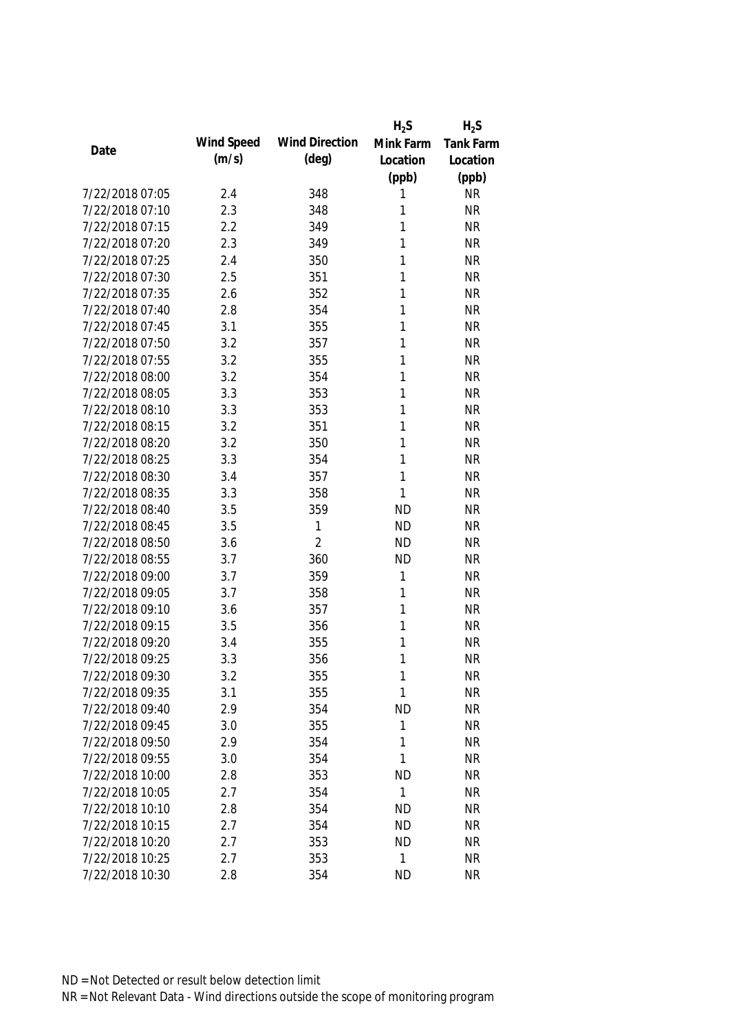| Date | Wind Speed (m/s) | Wind Direction (deg) | $H_2S$ Mink Farm Location (ppb) | $H_2S$ Tank Farm Location (ppb) |
|---|---|---|---|---|
| 7/22/2018 07:05 | 2.4 | 348 | 1 | NR |
| 7/22/2018 07:10 | 2.3 | 348 | 1 | NR |
| 7/22/2018 07:15 | 2.2 | 349 | 1 | NR |
| 7/22/2018 07:20 | 2.3 | 349 | 1 | NR |
| 7/22/2018 07:25 | 2.4 | 350 | 1 | NR |
| 7/22/2018 07:30 | 2.5 | 351 | 1 | NR |
| 7/22/2018 07:35 | 2.6 | 352 | 1 | NR |
| 7/22/2018 07:40 | 2.8 | 354 | 1 | NR |
| 7/22/2018 07:45 | 3.1 | 355 | 1 | NR |
| 7/22/2018 07:50 | 3.2 | 357 | 1 | NR |
| 7/22/2018 07:55 | 3.2 | 355 | 1 | NR |
| 7/22/2018 08:00 | 3.2 | 354 | 1 | NR |
| 7/22/2018 08:05 | 3.3 | 353 | 1 | NR |
| 7/22/2018 08:10 | 3.3 | 353 | 1 | NR |
| 7/22/2018 08:15 | 3.2 | 351 | 1 | NR |
| 7/22/2018 08:20 | 3.2 | 350 | 1 | NR |
| 7/22/2018 08:25 | 3.3 | 354 | 1 | NR |
| 7/22/2018 08:30 | 3.4 | 357 | 1 | NR |
| 7/22/2018 08:35 | 3.3 | 358 | 1 | NR |
| 7/22/2018 08:40 | 3.5 | 359 | ND | NR |
| 7/22/2018 08:45 | 3.5 | 1 | ND | NR |
| 7/22/2018 08:50 | 3.6 | 2 | ND | NR |
| 7/22/2018 08:55 | 3.7 | 360 | ND | NR |
| 7/22/2018 09:00 | 3.7 | 359 | 1 | NR |
| 7/22/2018 09:05 | 3.7 | 358 | 1 | NR |
| 7/22/2018 09:10 | 3.6 | 357 | 1 | NR |
| 7/22/2018 09:15 | 3.5 | 356 | 1 | NR |
| 7/22/2018 09:20 | 3.4 | 355 | 1 | NR |
| 7/22/2018 09:25 | 3.3 | 356 | 1 | NR |
| 7/22/2018 09:30 | 3.2 | 355 | 1 | NR |
| 7/22/2018 09:35 | 3.1 | 355 | 1 | NR |
| 7/22/2018 09:40 | 2.9 | 354 | ND | NR |
| 7/22/2018 09:45 | 3.0 | 355 | 1 | NR |
| 7/22/2018 09:50 | 2.9 | 354 | 1 | NR |
| 7/22/2018 09:55 | 3.0 | 354 | 1 | NR |
| 7/22/2018 10:00 | 2.8 | 353 | ND | NR |
| 7/22/2018 10:05 | 2.7 | 354 | 1 | NR |
| 7/22/2018 10:10 | 2.8 | 354 | ND | NR |
| 7/22/2018 10:15 | 2.7 | 354 | ND | NR |
| 7/22/2018 10:20 | 2.7 | 353 | ND | NR |
| 7/22/2018 10:25 | 2.7 | 353 | 1 | NR |
| 7/22/2018 10:30 | 2.8 | 354 | ND | NR |

ND = Not Detected or result below detection limit

NR = Not Relevant Data - Wind directions outside the scope of monitoring program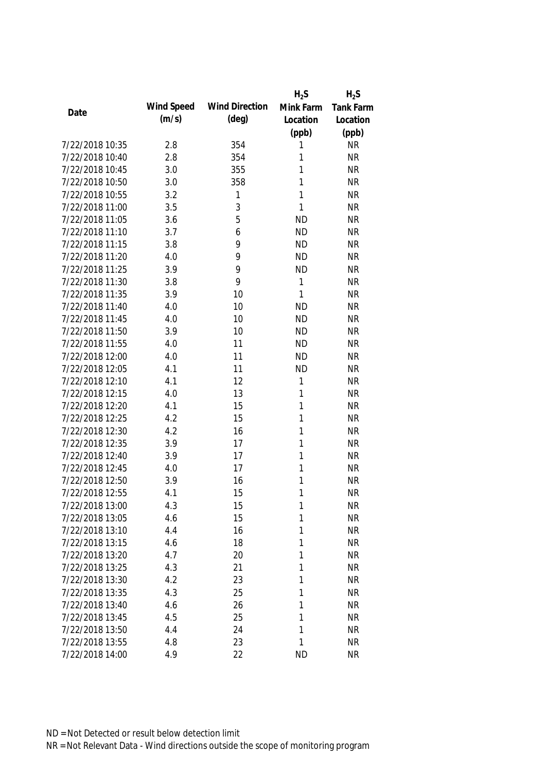| Date | Wind Speed (m/s) | Wind Direction (deg) | $H_2S$ Mink Farm Location (ppb) | $H_2S$ Tank Farm Location (ppb) |
|---|---|---|---|---|
| 7/22/2018 10:35 | 2.8 | 354 | 1 | NR |
| 7/22/2018 10:40 | 2.8 | 354 | 1 | NR |
| 7/22/2018 10:45 | 3.0 | 355 | 1 | NR |
| 7/22/2018 10:50 | 3.0 | 358 | 1 | NR |
| 7/22/2018 10:55 | 3.2 | 1 | 1 | NR |
| 7/22/2018 11:00 | 3.5 | 3 | 1 | NR |
| 7/22/2018 11:05 | 3.6 | 5 | ND | NR |
| 7/22/2018 11:10 | 3.7 | 6 | ND | NR |
| 7/22/2018 11:15 | 3.8 | 9 | ND | NR |
| 7/22/2018 11:20 | 4.0 | 9 | ND | NR |
| 7/22/2018 11:25 | 3.9 | 9 | ND | NR |
| 7/22/2018 11:30 | 3.8 | 9 | 1 | NR |
| 7/22/2018 11:35 | 3.9 | 10 | 1 | NR |
| 7/22/2018 11:40 | 4.0 | 10 | ND | NR |
| 7/22/2018 11:45 | 4.0 | 10 | ND | NR |
| 7/22/2018 11:50 | 3.9 | 10 | ND | NR |
| 7/22/2018 11:55 | 4.0 | 11 | ND | NR |
| 7/22/2018 12:00 | 4.0 | 11 | ND | NR |
| 7/22/2018 12:05 | 4.1 | 11 | ND | NR |
| 7/22/2018 12:10 | 4.1 | 12 | 1 | NR |
| 7/22/2018 12:15 | 4.0 | 13 | 1 | NR |
| 7/22/2018 12:20 | 4.1 | 15 | 1 | NR |
| 7/22/2018 12:25 | 4.2 | 15 | 1 | NR |
| 7/22/2018 12:30 | 4.2 | 16 | 1 | NR |
| 7/22/2018 12:35 | 3.9 | 17 | 1 | NR |
| 7/22/2018 12:40 | 3.9 | 17 | 1 | NR |
| 7/22/2018 12:45 | 4.0 | 17 | 1 | NR |
| 7/22/2018 12:50 | 3.9 | 16 | 1 | NR |
| 7/22/2018 12:55 | 4.1 | 15 | 1 | NR |
| 7/22/2018 13:00 | 4.3 | 15 | 1 | NR |
| 7/22/2018 13:05 | 4.6 | 15 | 1 | NR |
| 7/22/2018 13:10 | 4.4 | 16 | 1 | NR |
| 7/22/2018 13:15 | 4.6 | 18 | 1 | NR |
| 7/22/2018 13:20 | 4.7 | 20 | 1 | NR |
| 7/22/2018 13:25 | 4.3 | 21 | 1 | NR |
| 7/22/2018 13:30 | 4.2 | 23 | 1 | NR |
| 7/22/2018 13:35 | 4.3 | 25 | 1 | NR |
| 7/22/2018 13:40 | 4.6 | 26 | 1 | NR |
| 7/22/2018 13:45 | 4.5 | 25 | 1 | NR |
| 7/22/2018 13:50 | 4.4 | 24 | 1 | NR |
| 7/22/2018 13:55 | 4.8 | 23 | 1 | NR |
| 7/22/2018 14:00 | 4.9 | 22 | ND | NR |

ND = Not Detected or result below detection limit

NR = Not Relevant Data - Wind directions outside the scope of monitoring program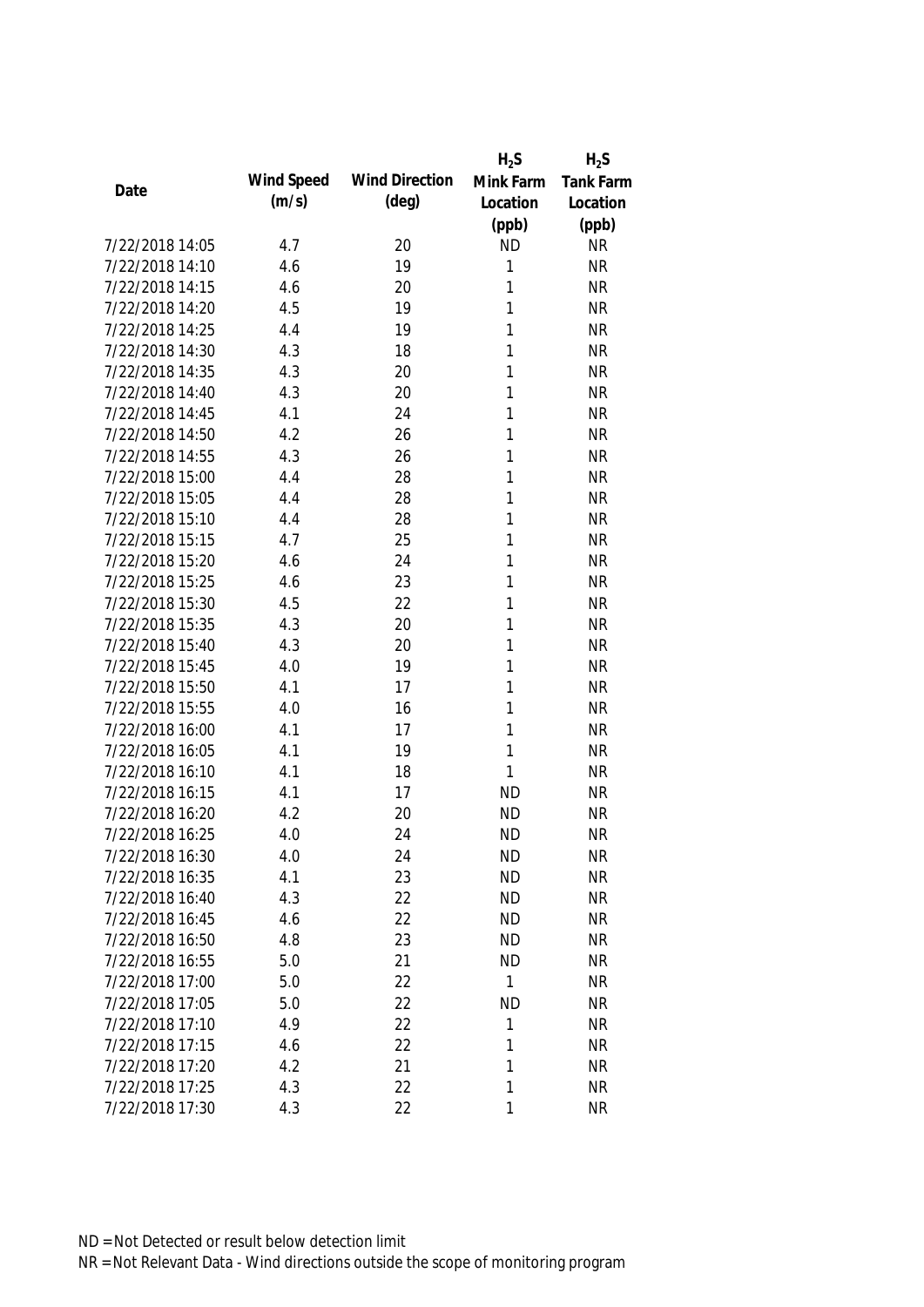| Date | Wind Speed (m/s) | Wind Direction (deg) | $H_2S$ Mink Farm Location (ppb) | $H_2S$ Tank Farm Location (ppb) |
|---|---|---|---|---|
| 7/22/2018 14:05 | 4.7 | 20 | ND | NR |
| 7/22/2018 14:10 | 4.6 | 19 | 1 | NR |
| 7/22/2018 14:15 | 4.6 | 20 | 1 | NR |
| 7/22/2018 14:20 | 4.5 | 19 | 1 | NR |
| 7/22/2018 14:25 | 4.4 | 19 | 1 | NR |
| 7/22/2018 14:30 | 4.3 | 18 | 1 | NR |
| 7/22/2018 14:35 | 4.3 | 20 | 1 | NR |
| 7/22/2018 14:40 | 4.3 | 20 | 1 | NR |
| 7/22/2018 14:45 | 4.1 | 24 | 1 | NR |
| 7/22/2018 14:50 | 4.2 | 26 | 1 | NR |
| 7/22/2018 14:55 | 4.3 | 26 | 1 | NR |
| 7/22/2018 15:00 | 4.4 | 28 | 1 | NR |
| 7/22/2018 15:05 | 4.4 | 28 | 1 | NR |
| 7/22/2018 15:10 | 4.4 | 28 | 1 | NR |
| 7/22/2018 15:15 | 4.7 | 25 | 1 | NR |
| 7/22/2018 15:20 | 4.6 | 24 | 1 | NR |
| 7/22/2018 15:25 | 4.6 | 23 | 1 | NR |
| 7/22/2018 15:30 | 4.5 | 22 | 1 | NR |
| 7/22/2018 15:35 | 4.3 | 20 | 1 | NR |
| 7/22/2018 15:40 | 4.3 | 20 | 1 | NR |
| 7/22/2018 15:45 | 4.0 | 19 | 1 | NR |
| 7/22/2018 15:50 | 4.1 | 17 | 1 | NR |
| 7/22/2018 15:55 | 4.0 | 16 | 1 | NR |
| 7/22/2018 16:00 | 4.1 | 17 | 1 | NR |
| 7/22/2018 16:05 | 4.1 | 19 | 1 | NR |
| 7/22/2018 16:10 | 4.1 | 18 | 1 | NR |
| 7/22/2018 16:15 | 4.1 | 17 | ND | NR |
| 7/22/2018 16:20 | 4.2 | 20 | ND | NR |
| 7/22/2018 16:25 | 4.0 | 24 | ND | NR |
| 7/22/2018 16:30 | 4.0 | 24 | ND | NR |
| 7/22/2018 16:35 | 4.1 | 23 | ND | NR |
| 7/22/2018 16:40 | 4.3 | 22 | ND | NR |
| 7/22/2018 16:45 | 4.6 | 22 | ND | NR |
| 7/22/2018 16:50 | 4.8 | 23 | ND | NR |
| 7/22/2018 16:55 | 5.0 | 21 | ND | NR |
| 7/22/2018 17:00 | 5.0 | 22 | 1 | NR |
| 7/22/2018 17:05 | 5.0 | 22 | ND | NR |
| 7/22/2018 17:10 | 4.9 | 22 | 1 | NR |
| 7/22/2018 17:15 | 4.6 | 22 | 1 | NR |
| 7/22/2018 17:20 | 4.2 | 21 | 1 | NR |
| 7/22/2018 17:25 | 4.3 | 22 | 1 | NR |
| 7/22/2018 17:30 | 4.3 | 22 | 1 | NR |

ND = Not Detected or result below detection limit

NR = Not Relevant Data - Wind directions outside the scope of monitoring program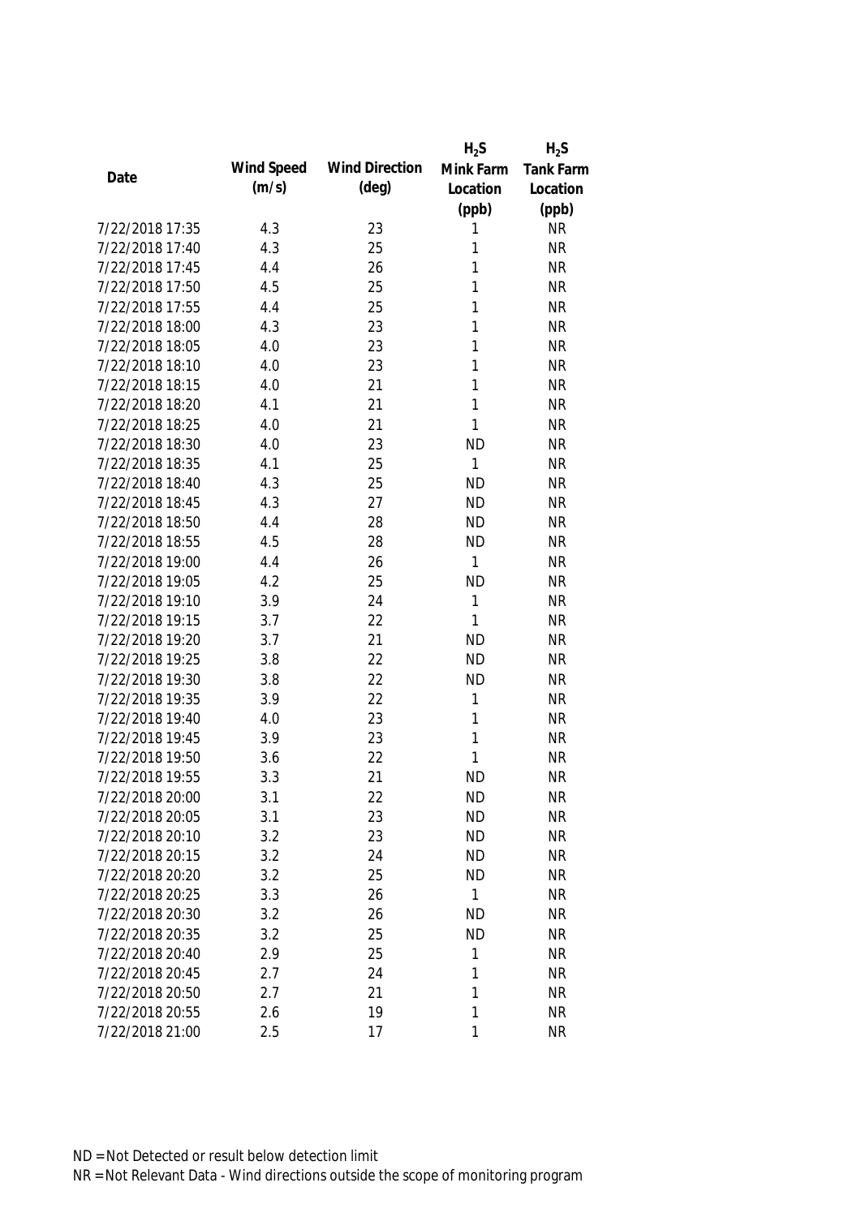| Date | Wind Speed (m/s) | Wind Direction (deg) | $H_2S$ Mink Farm Location (ppb) | $H_2S$ Tank Farm Location (ppb) |
|---|---|---|---|---|
| 7/22/2018 17:35 | 4.3 | 23 | 1 | NR |
| 7/22/2018 17:40 | 4.3 | 25 | 1 | NR |
| 7/22/2018 17:45 | 4.4 | 26 | 1 | NR |
| 7/22/2018 17:50 | 4.5 | 25 | 1 | NR |
| 7/22/2018 17:55 | 4.4 | 25 | 1 | NR |
| 7/22/2018 18:00 | 4.3 | 23 | 1 | NR |
| 7/22/2018 18:05 | 4.0 | 23 | 1 | NR |
| 7/22/2018 18:10 | 4.0 | 23 | 1 | NR |
| 7/22/2018 18:15 | 4.0 | 21 | 1 | NR |
| 7/22/2018 18:20 | 4.1 | 21 | 1 | NR |
| 7/22/2018 18:25 | 4.0 | 21 | 1 | NR |
| 7/22/2018 18:30 | 4.0 | 23 | ND | NR |
| 7/22/2018 18:35 | 4.1 | 25 | 1 | NR |
| 7/22/2018 18:40 | 4.3 | 25 | ND | NR |
| 7/22/2018 18:45 | 4.3 | 27 | ND | NR |
| 7/22/2018 18:50 | 4.4 | 28 | ND | NR |
| 7/22/2018 18:55 | 4.5 | 28 | ND | NR |
| 7/22/2018 19:00 | 4.4 | 26 | 1 | NR |
| 7/22/2018 19:05 | 4.2 | 25 | ND | NR |
| 7/22/2018 19:10 | 3.9 | 24 | 1 | NR |
| 7/22/2018 19:15 | 3.7 | 22 | 1 | NR |
| 7/22/2018 19:20 | 3.7 | 21 | ND | NR |
| 7/22/2018 19:25 | 3.8 | 22 | ND | NR |
| 7/22/2018 19:30 | 3.8 | 22 | ND | NR |
| 7/22/2018 19:35 | 3.9 | 22 | 1 | NR |
| 7/22/2018 19:40 | 4.0 | 23 | 1 | NR |
| 7/22/2018 19:45 | 3.9 | 23 | 1 | NR |
| 7/22/2018 19:50 | 3.6 | 22 | 1 | NR |
| 7/22/2018 19:55 | 3.3 | 21 | ND | NR |
| 7/22/2018 20:00 | 3.1 | 22 | ND | NR |
| 7/22/2018 20:05 | 3.1 | 23 | ND | NR |
| 7/22/2018 20:10 | 3.2 | 23 | ND | NR |
| 7/22/2018 20:15 | 3.2 | 24 | ND | NR |
| 7/22/2018 20:20 | 3.2 | 25 | ND | NR |
| 7/22/2018 20:25 | 3.3 | 26 | 1 | NR |
| 7/22/2018 20:30 | 3.2 | 26 | ND | NR |
| 7/22/2018 20:35 | 3.2 | 25 | ND | NR |
| 7/22/2018 20:40 | 2.9 | 25 | 1 | NR |
| 7/22/2018 20:45 | 2.7 | 24 | 1 | NR |
| 7/22/2018 20:50 | 2.7 | 21 | 1 | NR |
| 7/22/2018 20:55 | 2.6 | 19 | 1 | NR |
| 7/22/2018 21:00 | 2.5 | 17 | 1 | NR |

ND = Not Detected or result below detection limit

NR = Not Relevant Data - Wind directions outside the scope of monitoring program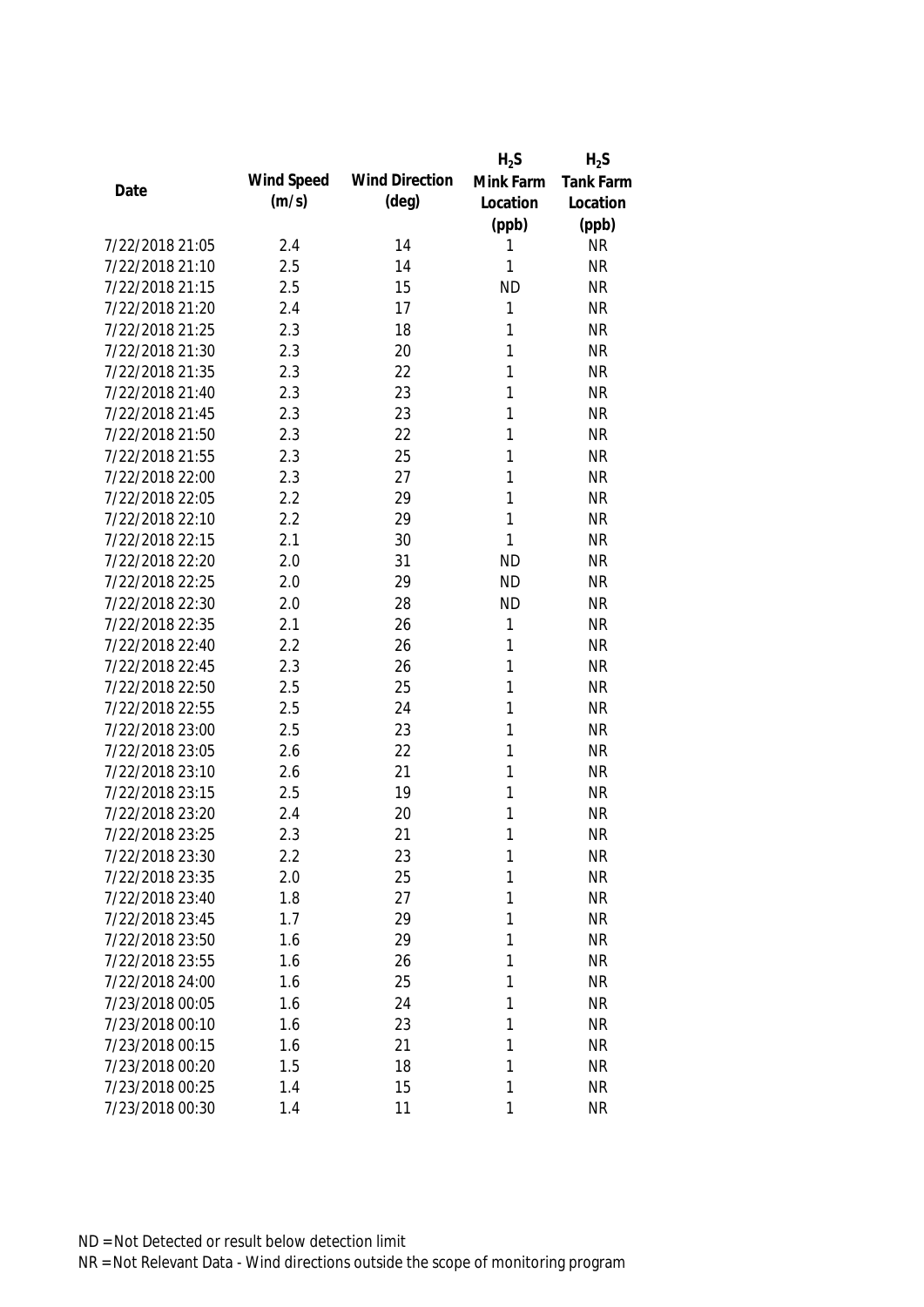| Date | Wind Speed (m/s) | Wind Direction (deg) | $H_2S$ Mink Farm Location (ppb) | $H_2S$ Tank Farm Location (ppb) |
|---|---|---|---|---|
| 7/22/2018 21:05 | 2.4 | 14 | 1 | NR |
| 7/22/2018 21:10 | 2.5 | 14 | 1 | NR |
| 7/22/2018 21:15 | 2.5 | 15 | ND | NR |
| 7/22/2018 21:20 | 2.4 | 17 | 1 | NR |
| 7/22/2018 21:25 | 2.3 | 18 | 1 | NR |
| 7/22/2018 21:30 | 2.3 | 20 | 1 | NR |
| 7/22/2018 21:35 | 2.3 | 22 | 1 | NR |
| 7/22/2018 21:40 | 2.3 | 23 | 1 | NR |
| 7/22/2018 21:45 | 2.3 | 23 | 1 | NR |
| 7/22/2018 21:50 | 2.3 | 22 | 1 | NR |
| 7/22/2018 21:55 | 2.3 | 25 | 1 | NR |
| 7/22/2018 22:00 | 2.3 | 27 | 1 | NR |
| 7/22/2018 22:05 | 2.2 | 29 | 1 | NR |
| 7/22/2018 22:10 | 2.2 | 29 | 1 | NR |
| 7/22/2018 22:15 | 2.1 | 30 | 1 | NR |
| 7/22/2018 22:20 | 2.0 | 31 | ND | NR |
| 7/22/2018 22:25 | 2.0 | 29 | ND | NR |
| 7/22/2018 22:30 | 2.0 | 28 | ND | NR |
| 7/22/2018 22:35 | 2.1 | 26 | 1 | NR |
| 7/22/2018 22:40 | 2.2 | 26 | 1 | NR |
| 7/22/2018 22:45 | 2.3 | 26 | 1 | NR |
| 7/22/2018 22:50 | 2.5 | 25 | 1 | NR |
| 7/22/2018 22:55 | 2.5 | 24 | 1 | NR |
| 7/22/2018 23:00 | 2.5 | 23 | 1 | NR |
| 7/22/2018 23:05 | 2.6 | 22 | 1 | NR |
| 7/22/2018 23:10 | 2.6 | 21 | 1 | NR |
| 7/22/2018 23:15 | 2.5 | 19 | 1 | NR |
| 7/22/2018 23:20 | 2.4 | 20 | 1 | NR |
| 7/22/2018 23:25 | 2.3 | 21 | 1 | NR |
| 7/22/2018 23:30 | 2.2 | 23 | 1 | NR |
| 7/22/2018 23:35 | 2.0 | 25 | 1 | NR |
| 7/22/2018 23:40 | 1.8 | 27 | 1 | NR |
| 7/22/2018 23:45 | 1.7 | 29 | 1 | NR |
| 7/22/2018 23:50 | 1.6 | 29 | 1 | NR |
| 7/22/2018 23:55 | 1.6 | 26 | 1 | NR |
| 7/22/2018 24:00 | 1.6 | 25 | 1 | NR |
| 7/23/2018 00:05 | 1.6 | 24 | 1 | NR |
| 7/23/2018 00:10 | 1.6 | 23 | 1 | NR |
| 7/23/2018 00:15 | 1.6 | 21 | 1 | NR |
| 7/23/2018 00:20 | 1.5 | 18 | 1 | NR |
| 7/23/2018 00:25 | 1.4 | 15 | 1 | NR |
| 7/23/2018 00:30 | 1.4 | 11 | 1 | NR |

ND = Not Detected or result below detection limit

NR = Not Relevant Data - Wind directions outside the scope of monitoring program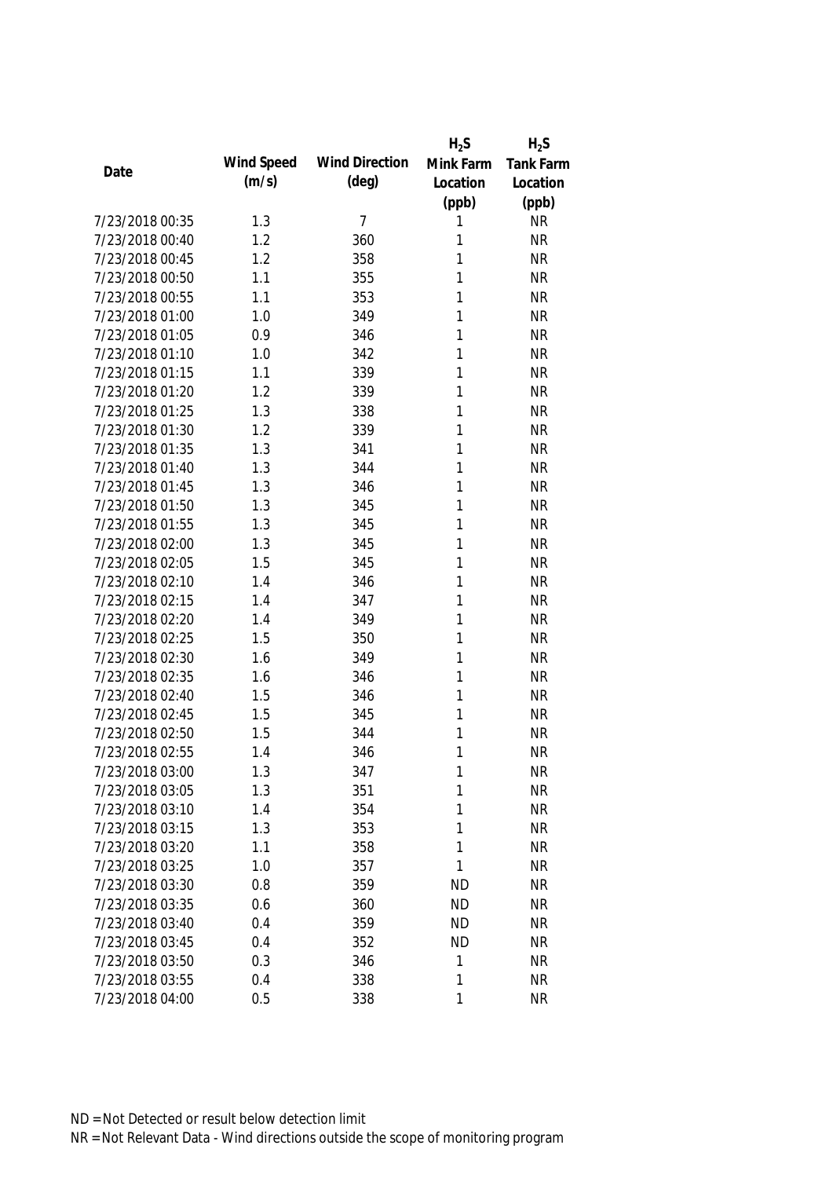| Date | Wind Speed (m/s) | Wind Direction (deg) | $H_2S$ Mink Farm Location (ppb) | $H_2S$ Tank Farm Location (ppb) |
|---|---|---|---|---|
| 7/23/2018 00:35 | 1.3 | 7 | 1 | NR |
| 7/23/2018 00:40 | 1.2 | 360 | 1 | NR |
| 7/23/2018 00:45 | 1.2 | 358 | 1 | NR |
| 7/23/2018 00:50 | 1.1 | 355 | 1 | NR |
| 7/23/2018 00:55 | 1.1 | 353 | 1 | NR |
| 7/23/2018 01:00 | 1.0 | 349 | 1 | NR |
| 7/23/2018 01:05 | 0.9 | 346 | 1 | NR |
| 7/23/2018 01:10 | 1.0 | 342 | 1 | NR |
| 7/23/2018 01:15 | 1.1 | 339 | 1 | NR |
| 7/23/2018 01:20 | 1.2 | 339 | 1 | NR |
| 7/23/2018 01:25 | 1.3 | 338 | 1 | NR |
| 7/23/2018 01:30 | 1.2 | 339 | 1 | NR |
| 7/23/2018 01:35 | 1.3 | 341 | 1 | NR |
| 7/23/2018 01:40 | 1.3 | 344 | 1 | NR |
| 7/23/2018 01:45 | 1.3 | 346 | 1 | NR |
| 7/23/2018 01:50 | 1.3 | 345 | 1 | NR |
| 7/23/2018 01:55 | 1.3 | 345 | 1 | NR |
| 7/23/2018 02:00 | 1.3 | 345 | 1 | NR |
| 7/23/2018 02:05 | 1.5 | 345 | 1 | NR |
| 7/23/2018 02:10 | 1.4 | 346 | 1 | NR |
| 7/23/2018 02:15 | 1.4 | 347 | 1 | NR |
| 7/23/2018 02:20 | 1.4 | 349 | 1 | NR |
| 7/23/2018 02:25 | 1.5 | 350 | 1 | NR |
| 7/23/2018 02:30 | 1.6 | 349 | 1 | NR |
| 7/23/2018 02:35 | 1.6 | 346 | 1 | NR |
| 7/23/2018 02:40 | 1.5 | 346 | 1 | NR |
| 7/23/2018 02:45 | 1.5 | 345 | 1 | NR |
| 7/23/2018 02:50 | 1.5 | 344 | 1 | NR |
| 7/23/2018 02:55 | 1.4 | 346 | 1 | NR |
| 7/23/2018 03:00 | 1.3 | 347 | 1 | NR |
| 7/23/2018 03:05 | 1.3 | 351 | 1 | NR |
| 7/23/2018 03:10 | 1.4 | 354 | 1 | NR |
| 7/23/2018 03:15 | 1.3 | 353 | 1 | NR |
| 7/23/2018 03:20 | 1.1 | 358 | 1 | NR |
| 7/23/2018 03:25 | 1.0 | 357 | 1 | NR |
| 7/23/2018 03:30 | 0.8 | 359 | ND | NR |
| 7/23/2018 03:35 | 0.6 | 360 | ND | NR |
| 7/23/2018 03:40 | 0.4 | 359 | ND | NR |
| 7/23/2018 03:45 | 0.4 | 352 | ND | NR |
| 7/23/2018 03:50 | 0.3 | 346 | 1 | NR |
| 7/23/2018 03:55 | 0.4 | 338 | 1 | NR |
| 7/23/2018 04:00 | 0.5 | 338 | 1 | NR |

ND = Not Detected or result below detection limit

NR = Not Relevant Data - Wind directions outside the scope of monitoring program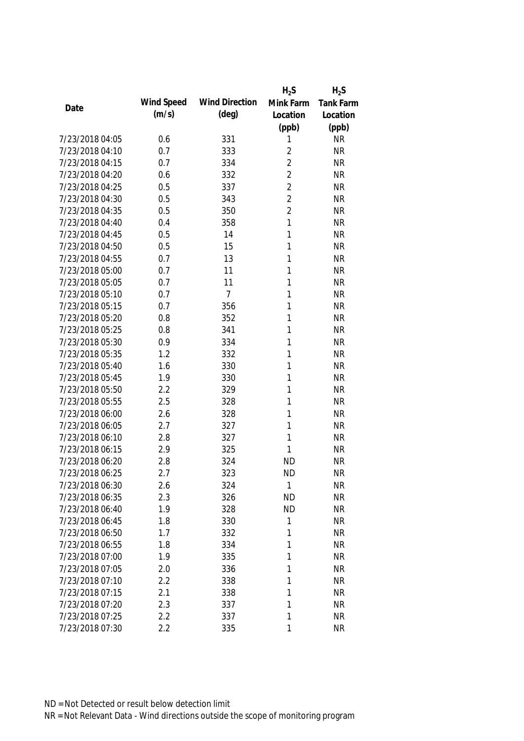| Date | Wind Speed (m/s) | Wind Direction (deg) | $H_2S$ Mink Farm Location (ppb) | $H_2S$ Tank Farm Location (ppb) |
|---|---|---|---|---|
| 7/23/2018 04:05 | 0.6 | 331 | 1 | NR |
| 7/23/2018 04:10 | 0.7 | 333 | 2 | NR |
| 7/23/2018 04:15 | 0.7 | 334 | 2 | NR |
| 7/23/2018 04:20 | 0.6 | 332 | 2 | NR |
| 7/23/2018 04:25 | 0.5 | 337 | 2 | NR |
| 7/23/2018 04:30 | 0.5 | 343 | 2 | NR |
| 7/23/2018 04:35 | 0.5 | 350 | 2 | NR |
| 7/23/2018 04:40 | 0.4 | 358 | 1 | NR |
| 7/23/2018 04:45 | 0.5 | 14 | 1 | NR |
| 7/23/2018 04:50 | 0.5 | 15 | 1 | NR |
| 7/23/2018 04:55 | 0.7 | 13 | 1 | NR |
| 7/23/2018 05:00 | 0.7 | 11 | 1 | NR |
| 7/23/2018 05:05 | 0.7 | 11 | 1 | NR |
| 7/23/2018 05:10 | 0.7 | 7 | 1 | NR |
| 7/23/2018 05:15 | 0.7 | 356 | 1 | NR |
| 7/23/2018 05:20 | 0.8 | 352 | 1 | NR |
| 7/23/2018 05:25 | 0.8 | 341 | 1 | NR |
| 7/23/2018 05:30 | 0.9 | 334 | 1 | NR |
| 7/23/2018 05:35 | 1.2 | 332 | 1 | NR |
| 7/23/2018 05:40 | 1.6 | 330 | 1 | NR |
| 7/23/2018 05:45 | 1.9 | 330 | 1 | NR |
| 7/23/2018 05:50 | 2.2 | 329 | 1 | NR |
| 7/23/2018 05:55 | 2.5 | 328 | 1 | NR |
| 7/23/2018 06:00 | 2.6 | 328 | 1 | NR |
| 7/23/2018 06:05 | 2.7 | 327 | 1 | NR |
| 7/23/2018 06:10 | 2.8 | 327 | 1 | NR |
| 7/23/2018 06:15 | 2.9 | 325 | 1 | NR |
| 7/23/2018 06:20 | 2.8 | 324 | ND | NR |
| 7/23/2018 06:25 | 2.7 | 323 | ND | NR |
| 7/23/2018 06:30 | 2.6 | 324 | 1 | NR |
| 7/23/2018 06:35 | 2.3 | 326 | ND | NR |
| 7/23/2018 06:40 | 1.9 | 328 | ND | NR |
| 7/23/2018 06:45 | 1.8 | 330 | 1 | NR |
| 7/23/2018 06:50 | 1.7 | 332 | 1 | NR |
| 7/23/2018 06:55 | 1.8 | 334 | 1 | NR |
| 7/23/2018 07:00 | 1.9 | 335 | 1 | NR |
| 7/23/2018 07:05 | 2.0 | 336 | 1 | NR |
| 7/23/2018 07:10 | 2.2 | 338 | 1 | NR |
| 7/23/2018 07:15 | 2.1 | 338 | 1 | NR |
| 7/23/2018 07:20 | 2.3 | 337 | 1 | NR |
| 7/23/2018 07:25 | 2.2 | 337 | 1 | NR |
| 7/23/2018 07:30 | 2.2 | 335 | 1 | NR |

ND = Not Detected or result below detection limit

NR = Not Relevant Data - Wind directions outside the scope of monitoring program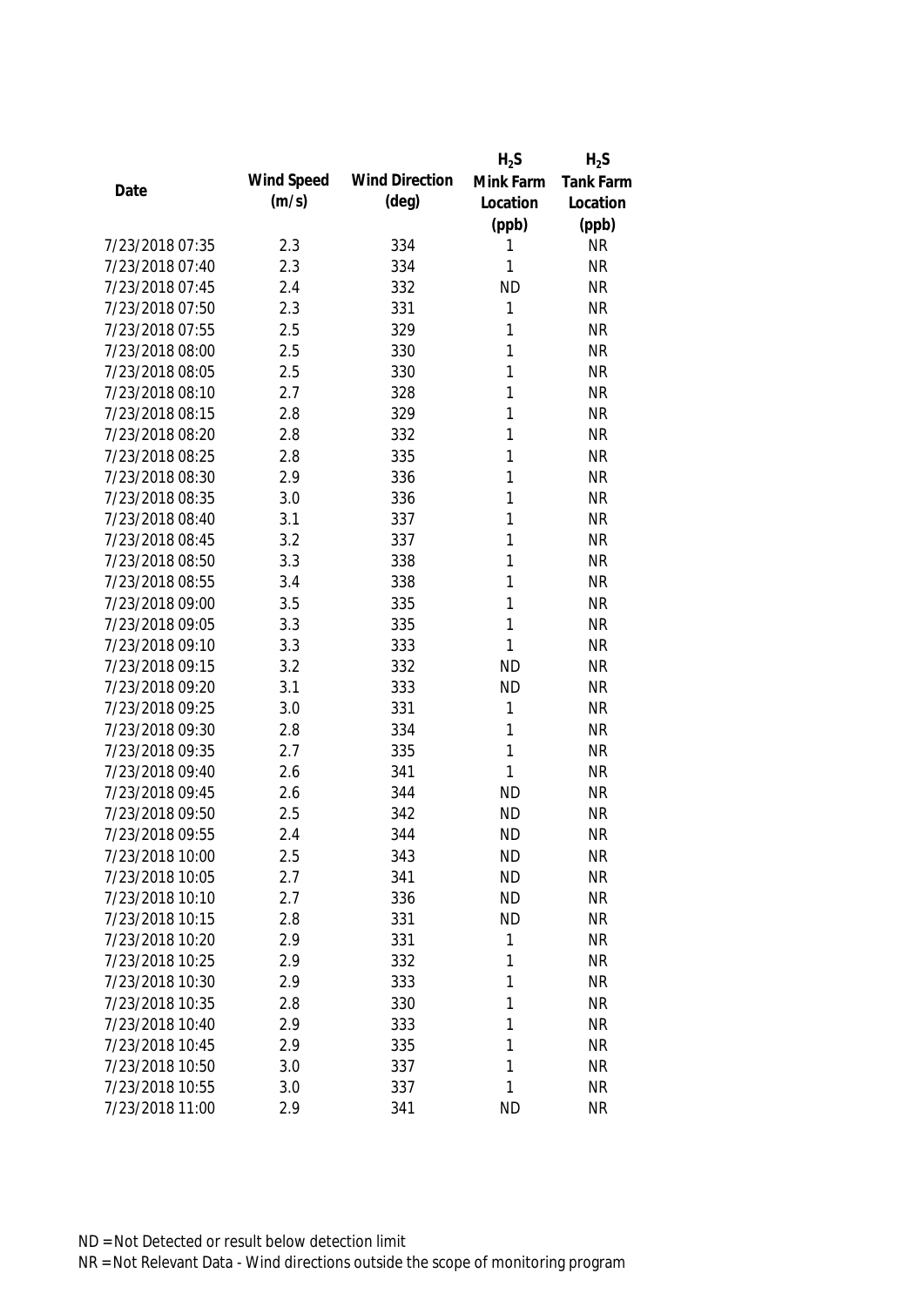| Date | Wind Speed (m/s) | Wind Direction (deg) | $H_2S$ Mink Farm Location (ppb) | $H_2S$ Tank Farm Location (ppb) |
|---|---|---|---|---|
| 7/23/2018 07:35 | 2.3 | 334 | 1 | NR |
| 7/23/2018 07:40 | 2.3 | 334 | 1 | NR |
| 7/23/2018 07:45 | 2.4 | 332 | ND | NR |
| 7/23/2018 07:50 | 2.3 | 331 | 1 | NR |
| 7/23/2018 07:55 | 2.5 | 329 | 1 | NR |
| 7/23/2018 08:00 | 2.5 | 330 | 1 | NR |
| 7/23/2018 08:05 | 2.5 | 330 | 1 | NR |
| 7/23/2018 08:10 | 2.7 | 328 | 1 | NR |
| 7/23/2018 08:15 | 2.8 | 329 | 1 | NR |
| 7/23/2018 08:20 | 2.8 | 332 | 1 | NR |
| 7/23/2018 08:25 | 2.8 | 335 | 1 | NR |
| 7/23/2018 08:30 | 2.9 | 336 | 1 | NR |
| 7/23/2018 08:35 | 3.0 | 336 | 1 | NR |
| 7/23/2018 08:40 | 3.1 | 337 | 1 | NR |
| 7/23/2018 08:45 | 3.2 | 337 | 1 | NR |
| 7/23/2018 08:50 | 3.3 | 338 | 1 | NR |
| 7/23/2018 08:55 | 3.4 | 338 | 1 | NR |
| 7/23/2018 09:00 | 3.5 | 335 | 1 | NR |
| 7/23/2018 09:05 | 3.3 | 335 | 1 | NR |
| 7/23/2018 09:10 | 3.3 | 333 | 1 | NR |
| 7/23/2018 09:15 | 3.2 | 332 | ND | NR |
| 7/23/2018 09:20 | 3.1 | 333 | ND | NR |
| 7/23/2018 09:25 | 3.0 | 331 | 1 | NR |
| 7/23/2018 09:30 | 2.8 | 334 | 1 | NR |
| 7/23/2018 09:35 | 2.7 | 335 | 1 | NR |
| 7/23/2018 09:40 | 2.6 | 341 | 1 | NR |
| 7/23/2018 09:45 | 2.6 | 344 | ND | NR |
| 7/23/2018 09:50 | 2.5 | 342 | ND | NR |
| 7/23/2018 09:55 | 2.4 | 344 | ND | NR |
| 7/23/2018 10:00 | 2.5 | 343 | ND | NR |
| 7/23/2018 10:05 | 2.7 | 341 | ND | NR |
| 7/23/2018 10:10 | 2.7 | 336 | ND | NR |
| 7/23/2018 10:15 | 2.8 | 331 | ND | NR |
| 7/23/2018 10:20 | 2.9 | 331 | 1 | NR |
| 7/23/2018 10:25 | 2.9 | 332 | 1 | NR |
| 7/23/2018 10:30 | 2.9 | 333 | 1 | NR |
| 7/23/2018 10:35 | 2.8 | 330 | 1 | NR |
| 7/23/2018 10:40 | 2.9 | 333 | 1 | NR |
| 7/23/2018 10:45 | 2.9 | 335 | 1 | NR |
| 7/23/2018 10:50 | 3.0 | 337 | 1 | NR |
| 7/23/2018 10:55 | 3.0 | 337 | 1 | NR |
| 7/23/2018 11:00 | 2.9 | 341 | ND | NR |

ND = Not Detected or result below detection limit

NR = Not Relevant Data - Wind directions outside the scope of monitoring program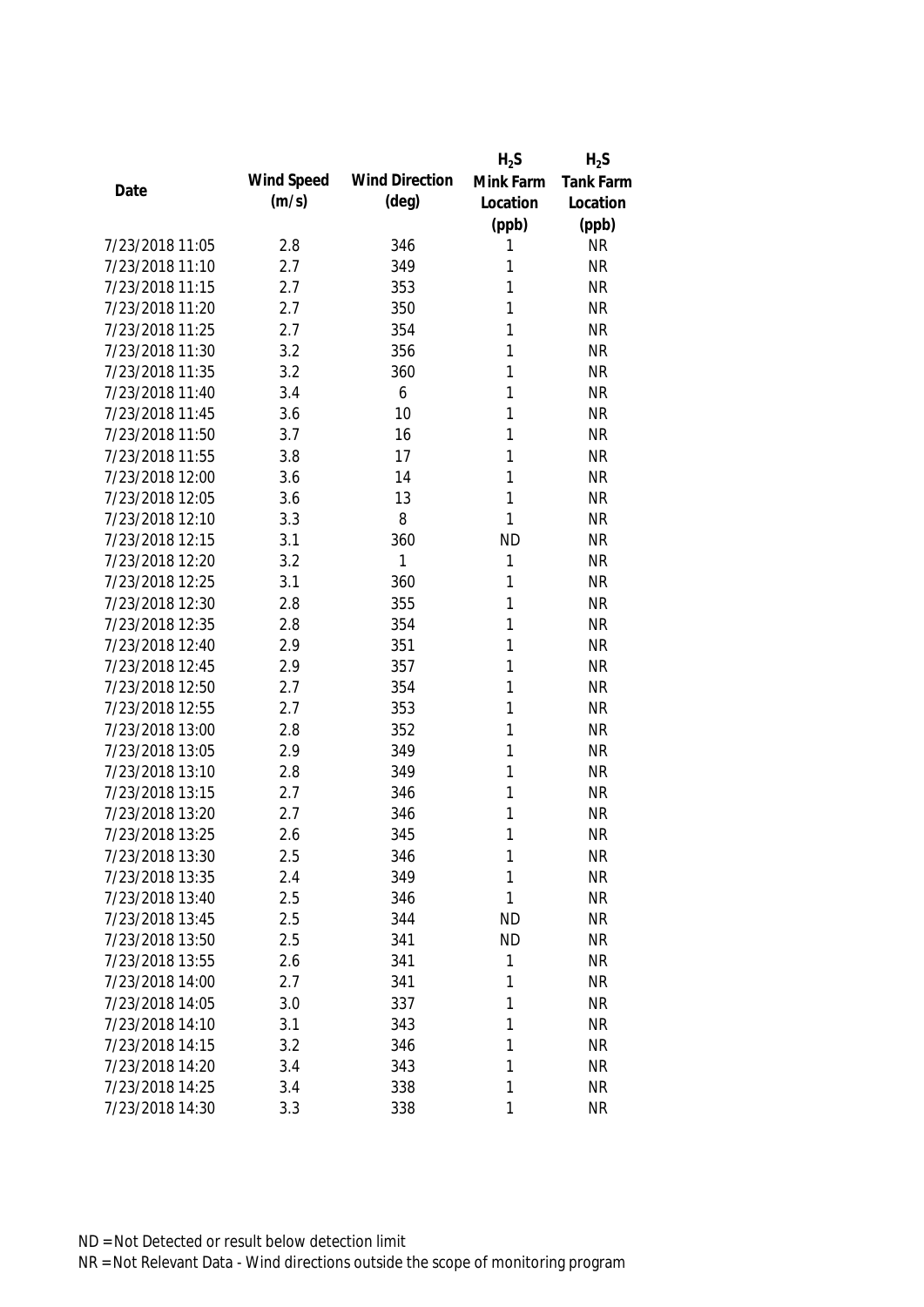| Date | Wind Speed (m/s) | Wind Direction (deg) | $H_2S$ Mink Farm Location (ppb) | $H_2S$ Tank Farm Location (ppb) |
|---|---|---|---|---|
| 7/23/2018 11:05 | 2.8 | 346 | 1 | NR |
| 7/23/2018 11:10 | 2.7 | 349 | 1 | NR |
| 7/23/2018 11:15 | 2.7 | 353 | 1 | NR |
| 7/23/2018 11:20 | 2.7 | 350 | 1 | NR |
| 7/23/2018 11:25 | 2.7 | 354 | 1 | NR |
| 7/23/2018 11:30 | 3.2 | 356 | 1 | NR |
| 7/23/2018 11:35 | 3.2 | 360 | 1 | NR |
| 7/23/2018 11:40 | 3.4 | 6 | 1 | NR |
| 7/23/2018 11:45 | 3.6 | 10 | 1 | NR |
| 7/23/2018 11:50 | 3.7 | 16 | 1 | NR |
| 7/23/2018 11:55 | 3.8 | 17 | 1 | NR |
| 7/23/2018 12:00 | 3.6 | 14 | 1 | NR |
| 7/23/2018 12:05 | 3.6 | 13 | 1 | NR |
| 7/23/2018 12:10 | 3.3 | 8 | 1 | NR |
| 7/23/2018 12:15 | 3.1 | 360 | ND | NR |
| 7/23/2018 12:20 | 3.2 | 1 | 1 | NR |
| 7/23/2018 12:25 | 3.1 | 360 | 1 | NR |
| 7/23/2018 12:30 | 2.8 | 355 | 1 | NR |
| 7/23/2018 12:35 | 2.8 | 354 | 1 | NR |
| 7/23/2018 12:40 | 2.9 | 351 | 1 | NR |
| 7/23/2018 12:45 | 2.9 | 357 | 1 | NR |
| 7/23/2018 12:50 | 2.7 | 354 | 1 | NR |
| 7/23/2018 12:55 | 2.7 | 353 | 1 | NR |
| 7/23/2018 13:00 | 2.8 | 352 | 1 | NR |
| 7/23/2018 13:05 | 2.9 | 349 | 1 | NR |
| 7/23/2018 13:10 | 2.8 | 349 | 1 | NR |
| 7/23/2018 13:15 | 2.7 | 346 | 1 | NR |
| 7/23/2018 13:20 | 2.7 | 346 | 1 | NR |
| 7/23/2018 13:25 | 2.6 | 345 | 1 | NR |
| 7/23/2018 13:30 | 2.5 | 346 | 1 | NR |
| 7/23/2018 13:35 | 2.4 | 349 | 1 | NR |
| 7/23/2018 13:40 | 2.5 | 346 | 1 | NR |
| 7/23/2018 13:45 | 2.5 | 344 | ND | NR |
| 7/23/2018 13:50 | 2.5 | 341 | ND | NR |
| 7/23/2018 13:55 | 2.6 | 341 | 1 | NR |
| 7/23/2018 14:00 | 2.7 | 341 | 1 | NR |
| 7/23/2018 14:05 | 3.0 | 337 | 1 | NR |
| 7/23/2018 14:10 | 3.1 | 343 | 1 | NR |
| 7/23/2018 14:15 | 3.2 | 346 | 1 | NR |
| 7/23/2018 14:20 | 3.4 | 343 | 1 | NR |
| 7/23/2018 14:25 | 3.4 | 338 | 1 | NR |
| 7/23/2018 14:30 | 3.3 | 338 | 1 | NR |

ND = Not Detected or result below detection limit

NR = Not Relevant Data - Wind directions outside the scope of monitoring program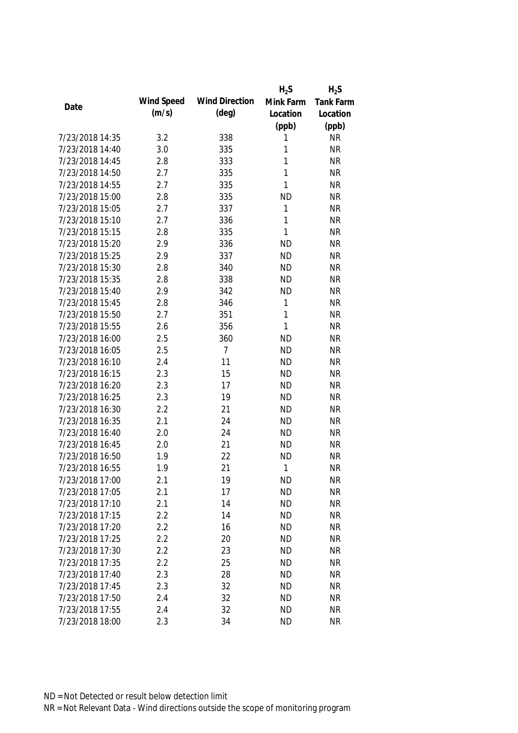| Date | Wind Speed (m/s) | Wind Direction (deg) | $H_2S$ Mink Farm Location (ppb) | $H_2S$ Tank Farm Location (ppb) |
|---|---|---|---|---|
| 7/23/2018 14:35 | 3.2 | 338 | 1 | NR |
| 7/23/2018 14:40 | 3.0 | 335 | 1 | NR |
| 7/23/2018 14:45 | 2.8 | 333 | 1 | NR |
| 7/23/2018 14:50 | 2.7 | 335 | 1 | NR |
| 7/23/2018 14:55 | 2.7 | 335 | 1 | NR |
| 7/23/2018 15:00 | 2.8 | 335 | ND | NR |
| 7/23/2018 15:05 | 2.7 | 337 | 1 | NR |
| 7/23/2018 15:10 | 2.7 | 336 | 1 | NR |
| 7/23/2018 15:15 | 2.8 | 335 | 1 | NR |
| 7/23/2018 15:20 | 2.9 | 336 | ND | NR |
| 7/23/2018 15:25 | 2.9 | 337 | ND | NR |
| 7/23/2018 15:30 | 2.8 | 340 | ND | NR |
| 7/23/2018 15:35 | 2.8 | 338 | ND | NR |
| 7/23/2018 15:40 | 2.9 | 342 | ND | NR |
| 7/23/2018 15:45 | 2.8 | 346 | 1 | NR |
| 7/23/2018 15:50 | 2.7 | 351 | 1 | NR |
| 7/23/2018 15:55 | 2.6 | 356 | 1 | NR |
| 7/23/2018 16:00 | 2.5 | 360 | ND | NR |
| 7/23/2018 16:05 | 2.5 | 7 | ND | NR |
| 7/23/2018 16:10 | 2.4 | 11 | ND | NR |
| 7/23/2018 16:15 | 2.3 | 15 | ND | NR |
| 7/23/2018 16:20 | 2.3 | 17 | ND | NR |
| 7/23/2018 16:25 | 2.3 | 19 | ND | NR |
| 7/23/2018 16:30 | 2.2 | 21 | ND | NR |
| 7/23/2018 16:35 | 2.1 | 24 | ND | NR |
| 7/23/2018 16:40 | 2.0 | 24 | ND | NR |
| 7/23/2018 16:45 | 2.0 | 21 | ND | NR |
| 7/23/2018 16:50 | 1.9 | 22 | ND | NR |
| 7/23/2018 16:55 | 1.9 | 21 | 1 | NR |
| 7/23/2018 17:00 | 2.1 | 19 | ND | NR |
| 7/23/2018 17:05 | 2.1 | 17 | ND | NR |
| 7/23/2018 17:10 | 2.1 | 14 | ND | NR |
| 7/23/2018 17:15 | 2.2 | 14 | ND | NR |
| 7/23/2018 17:20 | 2.2 | 16 | ND | NR |
| 7/23/2018 17:25 | 2.2 | 20 | ND | NR |
| 7/23/2018 17:30 | 2.2 | 23 | ND | NR |
| 7/23/2018 17:35 | 2.2 | 25 | ND | NR |
| 7/23/2018 17:40 | 2.3 | 28 | ND | NR |
| 7/23/2018 17:45 | 2.3 | 32 | ND | NR |
| 7/23/2018 17:50 | 2.4 | 32 | ND | NR |
| 7/23/2018 17:55 | 2.4 | 32 | ND | NR |
| 7/23/2018 18:00 | 2.3 | 34 | ND | NR |

ND = Not Detected or result below detection limit

NR = Not Relevant Data - Wind directions outside the scope of monitoring program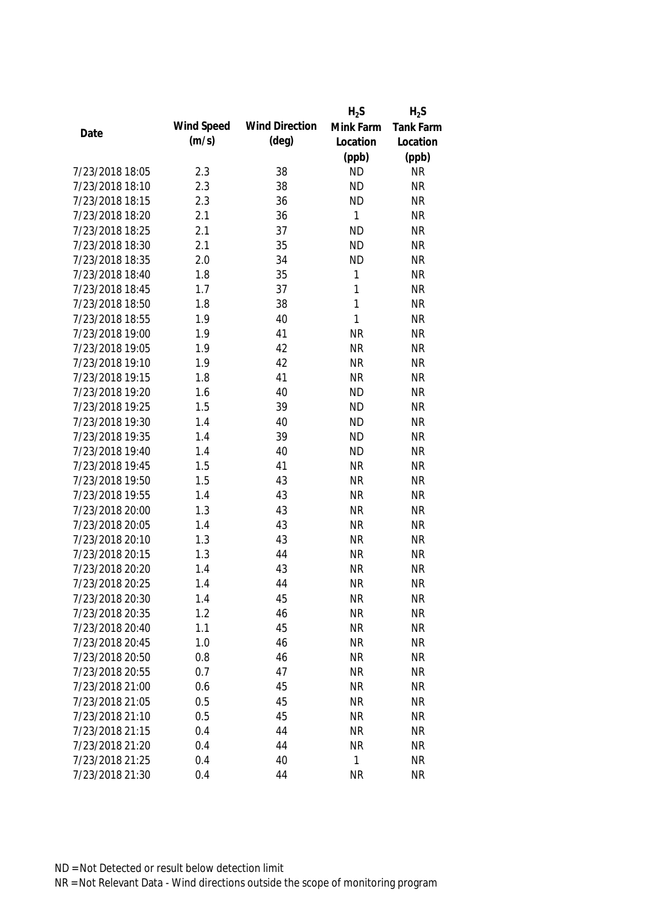| Date | Wind Speed (m/s) | Wind Direction (deg) | $H_2S$ Mink Farm Location (ppb) | $H_2S$ Tank Farm Location (ppb) |
|---|---|---|---|---|
| 7/23/2018 18:05 | 2.3 | 38 | ND | NR |
| 7/23/2018 18:10 | 2.3 | 38 | ND | NR |
| 7/23/2018 18:15 | 2.3 | 36 | ND | NR |
| 7/23/2018 18:20 | 2.1 | 36 | 1 | NR |
| 7/23/2018 18:25 | 2.1 | 37 | ND | NR |
| 7/23/2018 18:30 | 2.1 | 35 | ND | NR |
| 7/23/2018 18:35 | 2.0 | 34 | ND | NR |
| 7/23/2018 18:40 | 1.8 | 35 | 1 | NR |
| 7/23/2018 18:45 | 1.7 | 37 | 1 | NR |
| 7/23/2018 18:50 | 1.8 | 38 | 1 | NR |
| 7/23/2018 18:55 | 1.9 | 40 | 1 | NR |
| 7/23/2018 19:00 | 1.9 | 41 | NR | NR |
| 7/23/2018 19:05 | 1.9 | 42 | NR | NR |
| 7/23/2018 19:10 | 1.9 | 42 | NR | NR |
| 7/23/2018 19:15 | 1.8 | 41 | NR | NR |
| 7/23/2018 19:20 | 1.6 | 40 | ND | NR |
| 7/23/2018 19:25 | 1.5 | 39 | ND | NR |
| 7/23/2018 19:30 | 1.4 | 40 | ND | NR |
| 7/23/2018 19:35 | 1.4 | 39 | ND | NR |
| 7/23/2018 19:40 | 1.4 | 40 | ND | NR |
| 7/23/2018 19:45 | 1.5 | 41 | NR | NR |
| 7/23/2018 19:50 | 1.5 | 43 | NR | NR |
| 7/23/2018 19:55 | 1.4 | 43 | NR | NR |
| 7/23/2018 20:00 | 1.3 | 43 | NR | NR |
| 7/23/2018 20:05 | 1.4 | 43 | NR | NR |
| 7/23/2018 20:10 | 1.3 | 43 | NR | NR |
| 7/23/2018 20:15 | 1.3 | 44 | NR | NR |
| 7/23/2018 20:20 | 1.4 | 43 | NR | NR |
| 7/23/2018 20:25 | 1.4 | 44 | NR | NR |
| 7/23/2018 20:30 | 1.4 | 45 | NR | NR |
| 7/23/2018 20:35 | 1.2 | 46 | NR | NR |
| 7/23/2018 20:40 | 1.1 | 45 | NR | NR |
| 7/23/2018 20:45 | 1.0 | 46 | NR | NR |
| 7/23/2018 20:50 | 0.8 | 46 | NR | NR |
| 7/23/2018 20:55 | 0.7 | 47 | NR | NR |
| 7/23/2018 21:00 | 0.6 | 45 | NR | NR |
| 7/23/2018 21:05 | 0.5 | 45 | NR | NR |
| 7/23/2018 21:10 | 0.5 | 45 | NR | NR |
| 7/23/2018 21:15 | 0.4 | 44 | NR | NR |
| 7/23/2018 21:20 | 0.4 | 44 | NR | NR |
| 7/23/2018 21:25 | 0.4 | 40 | 1 | NR |
| 7/23/2018 21:30 | 0.4 | 44 | NR | NR |

ND = Not Detected or result below detection limit

NR = Not Relevant Data - Wind directions outside the scope of monitoring program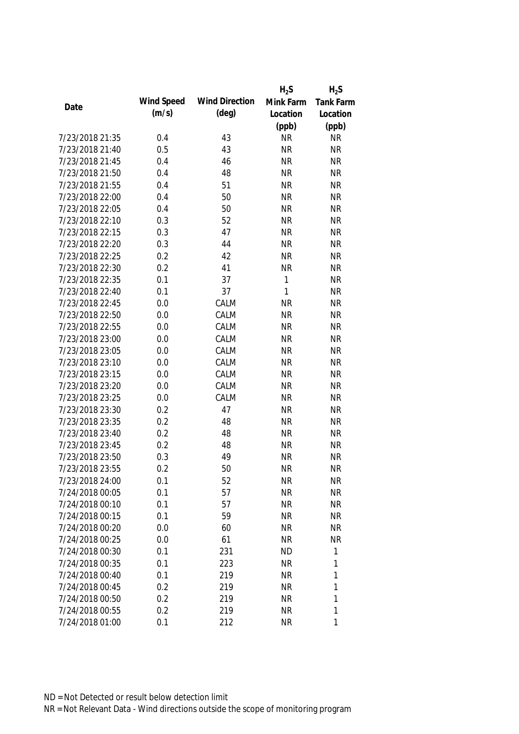| Date | Wind Speed (m/s) | Wind Direction (deg) | $H_2S$ Mink Farm Location (ppb) | $H_2S$ Tank Farm Location (ppb) |
|---|---|---|---|---|
| 7/23/2018 21:35 | 0.4 | 43 | NR | NR |
| 7/23/2018 21:40 | 0.5 | 43 | NR | NR |
| 7/23/2018 21:45 | 0.4 | 46 | NR | NR |
| 7/23/2018 21:50 | 0.4 | 48 | NR | NR |
| 7/23/2018 21:55 | 0.4 | 51 | NR | NR |
| 7/23/2018 22:00 | 0.4 | 50 | NR | NR |
| 7/23/2018 22:05 | 0.4 | 50 | NR | NR |
| 7/23/2018 22:10 | 0.3 | 52 | NR | NR |
| 7/23/2018 22:15 | 0.3 | 47 | NR | NR |
| 7/23/2018 22:20 | 0.3 | 44 | NR | NR |
| 7/23/2018 22:25 | 0.2 | 42 | NR | NR |
| 7/23/2018 22:30 | 0.2 | 41 | NR | NR |
| 7/23/2018 22:35 | 0.1 | 37 | 1 | NR |
| 7/23/2018 22:40 | 0.1 | 37 | 1 | NR |
| 7/23/2018 22:45 | 0.0 | CALM | NR | NR |
| 7/23/2018 22:50 | 0.0 | CALM | NR | NR |
| 7/23/2018 22:55 | 0.0 | CALM | NR | NR |
| 7/23/2018 23:00 | 0.0 | CALM | NR | NR |
| 7/23/2018 23:05 | 0.0 | CALM | NR | NR |
| 7/23/2018 23:10 | 0.0 | CALM | NR | NR |
| 7/23/2018 23:15 | 0.0 | CALM | NR | NR |
| 7/23/2018 23:20 | 0.0 | CALM | NR | NR |
| 7/23/2018 23:25 | 0.0 | CALM | NR | NR |
| 7/23/2018 23:30 | 0.2 | 47 | NR | NR |
| 7/23/2018 23:35 | 0.2 | 48 | NR | NR |
| 7/23/2018 23:40 | 0.2 | 48 | NR | NR |
| 7/23/2018 23:45 | 0.2 | 48 | NR | NR |
| 7/23/2018 23:50 | 0.3 | 49 | NR | NR |
| 7/23/2018 23:55 | 0.2 | 50 | NR | NR |
| 7/23/2018 24:00 | 0.1 | 52 | NR | NR |
| 7/24/2018 00:05 | 0.1 | 57 | NR | NR |
| 7/24/2018 00:10 | 0.1 | 57 | NR | NR |
| 7/24/2018 00:15 | 0.1 | 59 | NR | NR |
| 7/24/2018 00:20 | 0.0 | 60 | NR | NR |
| 7/24/2018 00:25 | 0.0 | 61 | NR | NR |
| 7/24/2018 00:30 | 0.1 | 231 | ND | 1 |
| 7/24/2018 00:35 | 0.1 | 223 | NR | 1 |
| 7/24/2018 00:40 | 0.1 | 219 | NR | 1 |
| 7/24/2018 00:45 | 0.2 | 219 | NR | 1 |
| 7/24/2018 00:50 | 0.2 | 219 | NR | 1 |
| 7/24/2018 00:55 | 0.2 | 219 | NR | 1 |
| 7/24/2018 01:00 | 0.1 | 212 | NR | 1 |

ND = Not Detected or result below detection limit
NR = Not Relevant Data - Wind directions outside the scope of monitoring program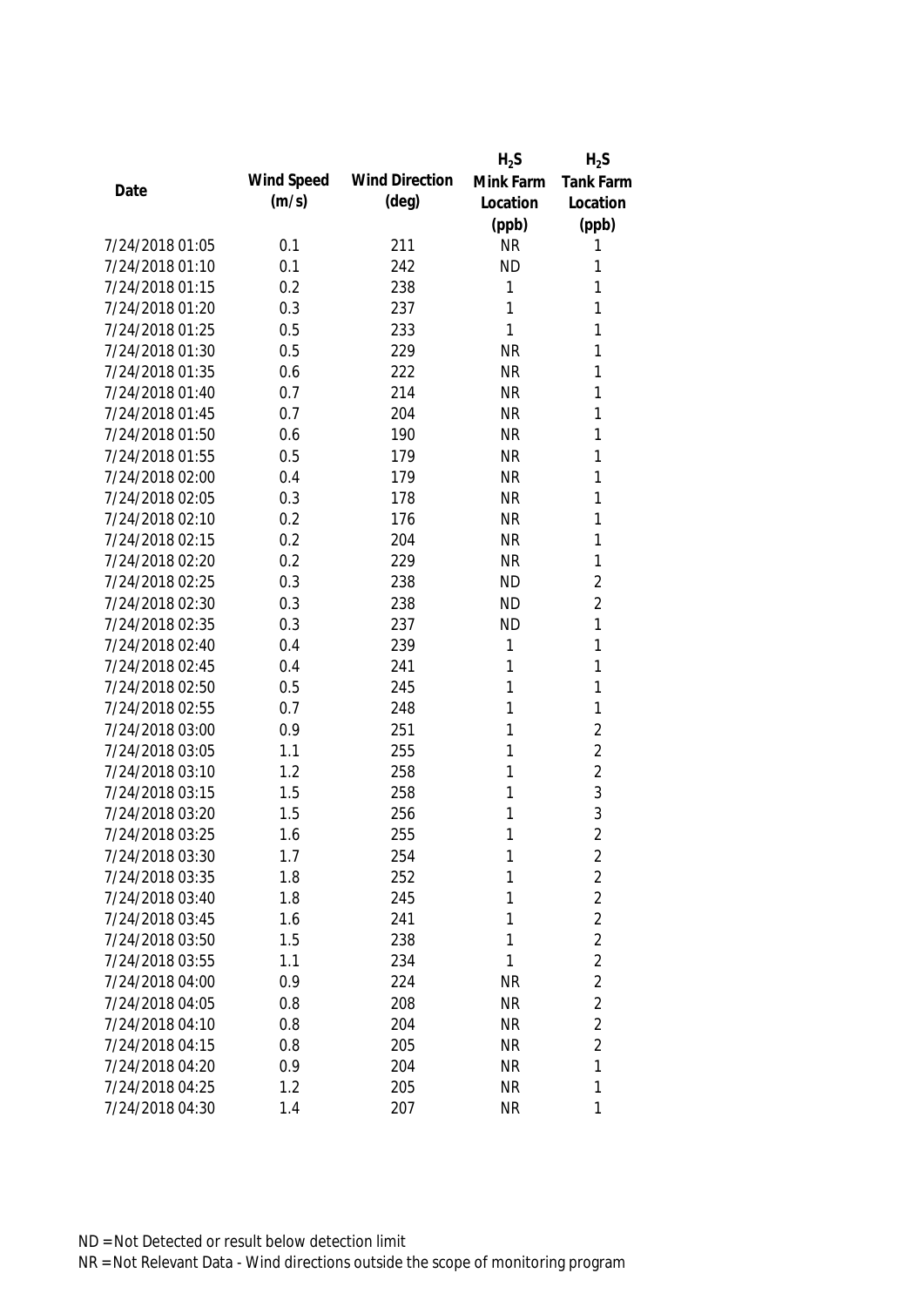| Date | Wind Speed (m/s) | Wind Direction (deg) | $H_2S$ Mink Farm Location (ppb) | $H_2S$ Tank Farm Location (ppb) |
|---|---|---|---|---|
| 7/24/2018 01:05 | 0.1 | 211 | NR | 1 |
| 7/24/2018 01:10 | 0.1 | 242 | ND | 1 |
| 7/24/2018 01:15 | 0.2 | 238 | 1 | 1 |
| 7/24/2018 01:20 | 0.3 | 237 | 1 | 1 |
| 7/24/2018 01:25 | 0.5 | 233 | 1 | 1 |
| 7/24/2018 01:30 | 0.5 | 229 | NR | 1 |
| 7/24/2018 01:35 | 0.6 | 222 | NR | 1 |
| 7/24/2018 01:40 | 0.7 | 214 | NR | 1 |
| 7/24/2018 01:45 | 0.7 | 204 | NR | 1 |
| 7/24/2018 01:50 | 0.6 | 190 | NR | 1 |
| 7/24/2018 01:55 | 0.5 | 179 | NR | 1 |
| 7/24/2018 02:00 | 0.4 | 179 | NR | 1 |
| 7/24/2018 02:05 | 0.3 | 178 | NR | 1 |
| 7/24/2018 02:10 | 0.2 | 176 | NR | 1 |
| 7/24/2018 02:15 | 0.2 | 204 | NR | 1 |
| 7/24/2018 02:20 | 0.2 | 229 | NR | 1 |
| 7/24/2018 02:25 | 0.3 | 238 | ND | 2 |
| 7/24/2018 02:30 | 0.3 | 238 | ND | 2 |
| 7/24/2018 02:35 | 0.3 | 237 | ND | 1 |
| 7/24/2018 02:40 | 0.4 | 239 | 1 | 1 |
| 7/24/2018 02:45 | 0.4 | 241 | 1 | 1 |
| 7/24/2018 02:50 | 0.5 | 245 | 1 | 1 |
| 7/24/2018 02:55 | 0.7 | 248 | 1 | 1 |
| 7/24/2018 03:00 | 0.9 | 251 | 1 | 2 |
| 7/24/2018 03:05 | 1.1 | 255 | 1 | 2 |
| 7/24/2018 03:10 | 1.2 | 258 | 1 | 2 |
| 7/24/2018 03:15 | 1.5 | 258 | 1 | 3 |
| 7/24/2018 03:20 | 1.5 | 256 | 1 | 3 |
| 7/24/2018 03:25 | 1.6 | 255 | 1 | 2 |
| 7/24/2018 03:30 | 1.7 | 254 | 1 | 2 |
| 7/24/2018 03:35 | 1.8 | 252 | 1 | 2 |
| 7/24/2018 03:40 | 1.8 | 245 | 1 | 2 |
| 7/24/2018 03:45 | 1.6 | 241 | 1 | 2 |
| 7/24/2018 03:50 | 1.5 | 238 | 1 | 2 |
| 7/24/2018 03:55 | 1.1 | 234 | 1 | 2 |
| 7/24/2018 04:00 | 0.9 | 224 | NR | 2 |
| 7/24/2018 04:05 | 0.8 | 208 | NR | 2 |
| 7/24/2018 04:10 | 0.8 | 204 | NR | 2 |
| 7/24/2018 04:15 | 0.8 | 205 | NR | 2 |
| 7/24/2018 04:20 | 0.9 | 204 | NR | 1 |
| 7/24/2018 04:25 | 1.2 | 205 | NR | 1 |
| 7/24/2018 04:30 | 1.4 | 207 | NR | 1 |

ND = Not Detected or result below detection limit
NR = Not Relevant Data - Wind directions outside the scope of monitoring program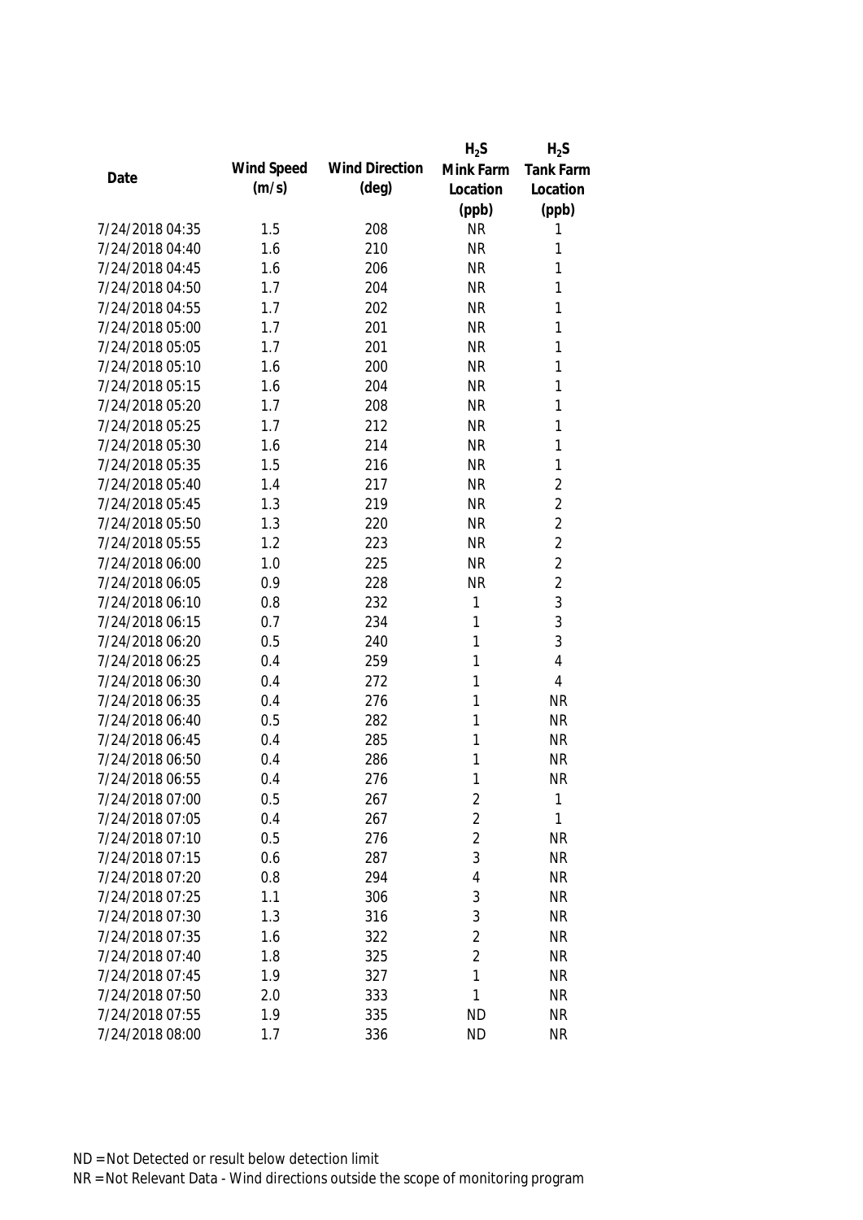| Date | Wind Speed (m/s) | Wind Direction (deg) | $H_2S$ Mink Farm Location (ppb) | $H_2S$ Tank Farm Location (ppb) |
|---|---|---|---|---|
| 7/24/2018 04:35 | 1.5 | 208 | NR | 1 |
| 7/24/2018 04:40 | 1.6 | 210 | NR | 1 |
| 7/24/2018 04:45 | 1.6 | 206 | NR | 1 |
| 7/24/2018 04:50 | 1.7 | 204 | NR | 1 |
| 7/24/2018 04:55 | 1.7 | 202 | NR | 1 |
| 7/24/2018 05:00 | 1.7 | 201 | NR | 1 |
| 7/24/2018 05:05 | 1.7 | 201 | NR | 1 |
| 7/24/2018 05:10 | 1.6 | 200 | NR | 1 |
| 7/24/2018 05:15 | 1.6 | 204 | NR | 1 |
| 7/24/2018 05:20 | 1.7 | 208 | NR | 1 |
| 7/24/2018 05:25 | 1.7 | 212 | NR | 1 |
| 7/24/2018 05:30 | 1.6 | 214 | NR | 1 |
| 7/24/2018 05:35 | 1.5 | 216 | NR | 1 |
| 7/24/2018 05:40 | 1.4 | 217 | NR | 2 |
| 7/24/2018 05:45 | 1.3 | 219 | NR | 2 |
| 7/24/2018 05:50 | 1.3 | 220 | NR | 2 |
| 7/24/2018 05:55 | 1.2 | 223 | NR | 2 |
| 7/24/2018 06:00 | 1.0 | 225 | NR | 2 |
| 7/24/2018 06:05 | 0.9 | 228 | NR | 2 |
| 7/24/2018 06:10 | 0.8 | 232 | 1 | 3 |
| 7/24/2018 06:15 | 0.7 | 234 | 1 | 3 |
| 7/24/2018 06:20 | 0.5 | 240 | 1 | 3 |
| 7/24/2018 06:25 | 0.4 | 259 | 1 | 4 |
| 7/24/2018 06:30 | 0.4 | 272 | 1 | 4 |
| 7/24/2018 06:35 | 0.4 | 276 | 1 | NR |
| 7/24/2018 06:40 | 0.5 | 282 | 1 | NR |
| 7/24/2018 06:45 | 0.4 | 285 | 1 | NR |
| 7/24/2018 06:50 | 0.4 | 286 | 1 | NR |
| 7/24/2018 06:55 | 0.4 | 276 | 1 | NR |
| 7/24/2018 07:00 | 0.5 | 267 | 2 | 1 |
| 7/24/2018 07:05 | 0.4 | 267 | 2 | 1 |
| 7/24/2018 07:10 | 0.5 | 276 | 2 | NR |
| 7/24/2018 07:15 | 0.6 | 287 | 3 | NR |
| 7/24/2018 07:20 | 0.8 | 294 | 4 | NR |
| 7/24/2018 07:25 | 1.1 | 306 | 3 | NR |
| 7/24/2018 07:30 | 1.3 | 316 | 3 | NR |
| 7/24/2018 07:35 | 1.6 | 322 | 2 | NR |
| 7/24/2018 07:40 | 1.8 | 325 | 2 | NR |
| 7/24/2018 07:45 | 1.9 | 327 | 1 | NR |
| 7/24/2018 07:50 | 2.0 | 333 | 1 | NR |
| 7/24/2018 07:55 | 1.9 | 335 | ND | NR |
| 7/24/2018 08:00 | 1.7 | 336 | ND | NR |

ND = Not Detected or result below detection limit

NR = Not Relevant Data - Wind directions outside the scope of monitoring program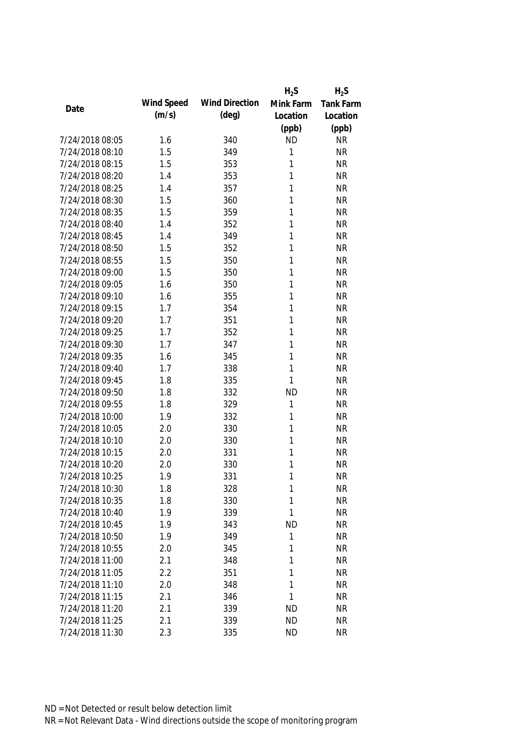| Date | Wind Speed (m/s) | Wind Direction (deg) | $H_2S$ Mink Farm Location (ppb) | $H_2S$ Tank Farm Location (ppb) |
|---|---|---|---|---|
| 7/24/2018 08:05 | 1.6 | 340 | ND | NR |
| 7/24/2018 08:10 | 1.5 | 349 | 1 | NR |
| 7/24/2018 08:15 | 1.5 | 353 | 1 | NR |
| 7/24/2018 08:20 | 1.4 | 353 | 1 | NR |
| 7/24/2018 08:25 | 1.4 | 357 | 1 | NR |
| 7/24/2018 08:30 | 1.5 | 360 | 1 | NR |
| 7/24/2018 08:35 | 1.5 | 359 | 1 | NR |
| 7/24/2018 08:40 | 1.4 | 352 | 1 | NR |
| 7/24/2018 08:45 | 1.4 | 349 | 1 | NR |
| 7/24/2018 08:50 | 1.5 | 352 | 1 | NR |
| 7/24/2018 08:55 | 1.5 | 350 | 1 | NR |
| 7/24/2018 09:00 | 1.5 | 350 | 1 | NR |
| 7/24/2018 09:05 | 1.6 | 350 | 1 | NR |
| 7/24/2018 09:10 | 1.6 | 355 | 1 | NR |
| 7/24/2018 09:15 | 1.7 | 354 | 1 | NR |
| 7/24/2018 09:20 | 1.7 | 351 | 1 | NR |
| 7/24/2018 09:25 | 1.7 | 352 | 1 | NR |
| 7/24/2018 09:30 | 1.7 | 347 | 1 | NR |
| 7/24/2018 09:35 | 1.6 | 345 | 1 | NR |
| 7/24/2018 09:40 | 1.7 | 338 | 1 | NR |
| 7/24/2018 09:45 | 1.8 | 335 | 1 | NR |
| 7/24/2018 09:50 | 1.8 | 332 | ND | NR |
| 7/24/2018 09:55 | 1.8 | 329 | 1 | NR |
| 7/24/2018 10:00 | 1.9 | 332 | 1 | NR |
| 7/24/2018 10:05 | 2.0 | 330 | 1 | NR |
| 7/24/2018 10:10 | 2.0 | 330 | 1 | NR |
| 7/24/2018 10:15 | 2.0 | 331 | 1 | NR |
| 7/24/2018 10:20 | 2.0 | 330 | 1 | NR |
| 7/24/2018 10:25 | 1.9 | 331 | 1 | NR |
| 7/24/2018 10:30 | 1.8 | 328 | 1 | NR |
| 7/24/2018 10:35 | 1.8 | 330 | 1 | NR |
| 7/24/2018 10:40 | 1.9 | 339 | 1 | NR |
| 7/24/2018 10:45 | 1.9 | 343 | ND | NR |
| 7/24/2018 10:50 | 1.9 | 349 | 1 | NR |
| 7/24/2018 10:55 | 2.0 | 345 | 1 | NR |
| 7/24/2018 11:00 | 2.1 | 348 | 1 | NR |
| 7/24/2018 11:05 | 2.2 | 351 | 1 | NR |
| 7/24/2018 11:10 | 2.0 | 348 | 1 | NR |
| 7/24/2018 11:15 | 2.1 | 346 | 1 | NR |
| 7/24/2018 11:20 | 2.1 | 339 | ND | NR |
| 7/24/2018 11:25 | 2.1 | 339 | ND | NR |
| 7/24/2018 11:30 | 2.3 | 335 | ND | NR |

ND = Not Detected or result below detection limit

NR = Not Relevant Data - Wind directions outside the scope of monitoring program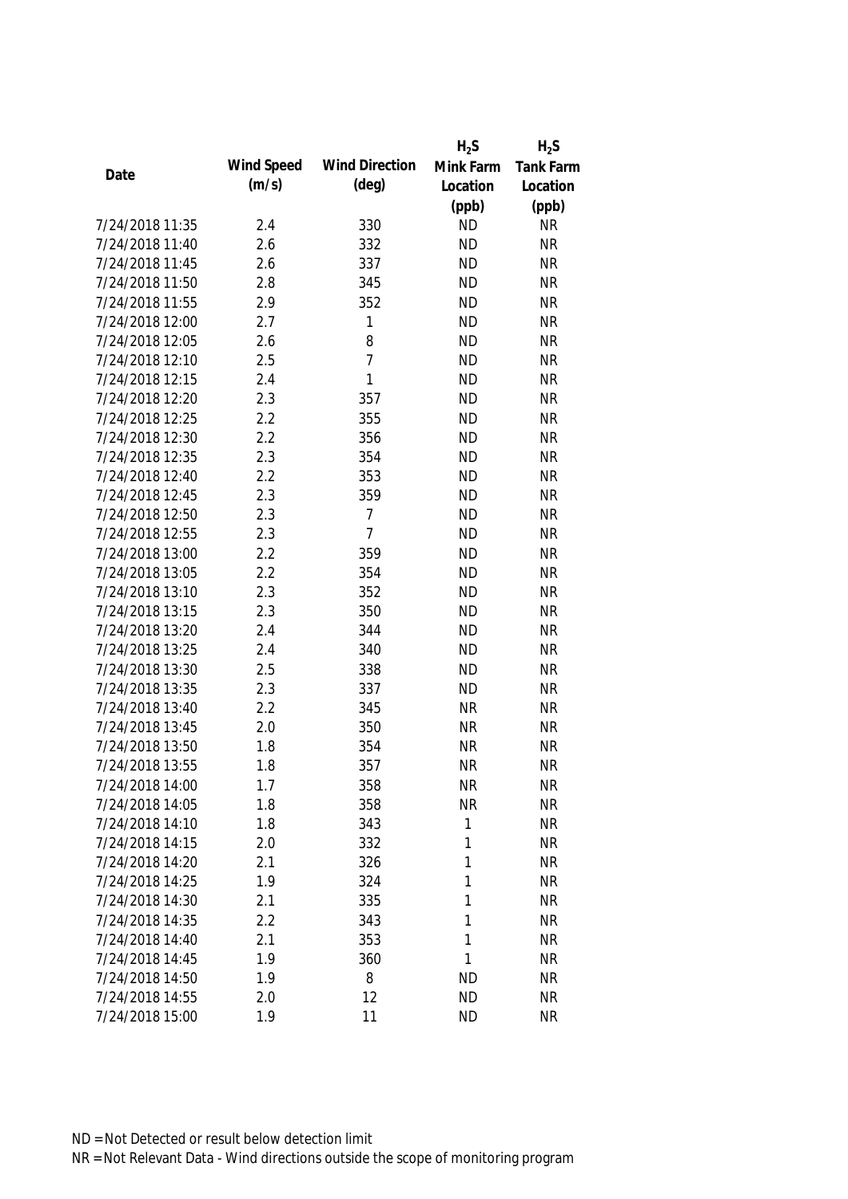| Date | Wind Speed (m/s) | Wind Direction (deg) | $H_2S$ Mink Farm Location (ppb) | $H_2S$ Tank Farm Location (ppb) |
|---|---|---|---|---|
| 7/24/2018 11:35 | 2.4 | 330 | ND | NR |
| 7/24/2018 11:40 | 2.6 | 332 | ND | NR |
| 7/24/2018 11:45 | 2.6 | 337 | ND | NR |
| 7/24/2018 11:50 | 2.8 | 345 | ND | NR |
| 7/24/2018 11:55 | 2.9 | 352 | ND | NR |
| 7/24/2018 12:00 | 2.7 | 1 | ND | NR |
| 7/24/2018 12:05 | 2.6 | 8 | ND | NR |
| 7/24/2018 12:10 | 2.5 | 7 | ND | NR |
| 7/24/2018 12:15 | 2.4 | 1 | ND | NR |
| 7/24/2018 12:20 | 2.3 | 357 | ND | NR |
| 7/24/2018 12:25 | 2.2 | 355 | ND | NR |
| 7/24/2018 12:30 | 2.2 | 356 | ND | NR |
| 7/24/2018 12:35 | 2.3 | 354 | ND | NR |
| 7/24/2018 12:40 | 2.2 | 353 | ND | NR |
| 7/24/2018 12:45 | 2.3 | 359 | ND | NR |
| 7/24/2018 12:50 | 2.3 | 7 | ND | NR |
| 7/24/2018 12:55 | 2.3 | 7 | ND | NR |
| 7/24/2018 13:00 | 2.2 | 359 | ND | NR |
| 7/24/2018 13:05 | 2.2 | 354 | ND | NR |
| 7/24/2018 13:10 | 2.3 | 352 | ND | NR |
| 7/24/2018 13:15 | 2.3 | 350 | ND | NR |
| 7/24/2018 13:20 | 2.4 | 344 | ND | NR |
| 7/24/2018 13:25 | 2.4 | 340 | ND | NR |
| 7/24/2018 13:30 | 2.5 | 338 | ND | NR |
| 7/24/2018 13:35 | 2.3 | 337 | ND | NR |
| 7/24/2018 13:40 | 2.2 | 345 | NR | NR |
| 7/24/2018 13:45 | 2.0 | 350 | NR | NR |
| 7/24/2018 13:50 | 1.8 | 354 | NR | NR |
| 7/24/2018 13:55 | 1.8 | 357 | NR | NR |
| 7/24/2018 14:00 | 1.7 | 358 | NR | NR |
| 7/24/2018 14:05 | 1.8 | 358 | NR | NR |
| 7/24/2018 14:10 | 1.8 | 343 | 1 | NR |
| 7/24/2018 14:15 | 2.0 | 332 | 1 | NR |
| 7/24/2018 14:20 | 2.1 | 326 | 1 | NR |
| 7/24/2018 14:25 | 1.9 | 324 | 1 | NR |
| 7/24/2018 14:30 | 2.1 | 335 | 1 | NR |
| 7/24/2018 14:35 | 2.2 | 343 | 1 | NR |
| 7/24/2018 14:40 | 2.1 | 353 | 1 | NR |
| 7/24/2018 14:45 | 1.9 | 360 | 1 | NR |
| 7/24/2018 14:50 | 1.9 | 8 | ND | NR |
| 7/24/2018 14:55 | 2.0 | 12 | ND | NR |
| 7/24/2018 15:00 | 1.9 | 11 | ND | NR |

ND = Not Detected or result below detection limit

NR = Not Relevant Data - Wind directions outside the scope of monitoring program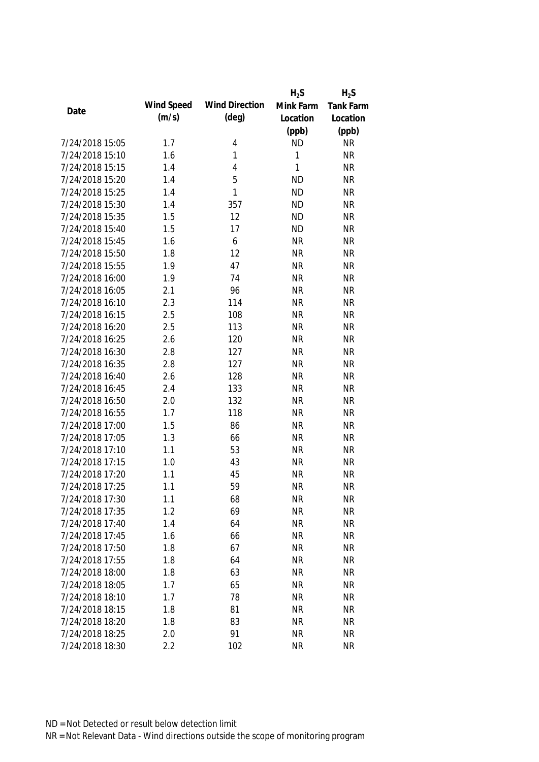| Date | Wind Speed (m/s) | Wind Direction (deg) | $H_2S$ Mink Farm Location (ppb) | $H_2S$ Tank Farm Location (ppb) |
|---|---|---|---|---|
| 7/24/2018 15:05 | 1.7 | 4 | ND | NR |
| 7/24/2018 15:10 | 1.6 | 1 | 1 | NR |
| 7/24/2018 15:15 | 1.4 | 4 | 1 | NR |
| 7/24/2018 15:20 | 1.4 | 5 | ND | NR |
| 7/24/2018 15:25 | 1.4 | 1 | ND | NR |
| 7/24/2018 15:30 | 1.4 | 357 | ND | NR |
| 7/24/2018 15:35 | 1.5 | 12 | ND | NR |
| 7/24/2018 15:40 | 1.5 | 17 | ND | NR |
| 7/24/2018 15:45 | 1.6 | 6 | NR | NR |
| 7/24/2018 15:50 | 1.8 | 12 | NR | NR |
| 7/24/2018 15:55 | 1.9 | 47 | NR | NR |
| 7/24/2018 16:00 | 1.9 | 74 | NR | NR |
| 7/24/2018 16:05 | 2.1 | 96 | NR | NR |
| 7/24/2018 16:10 | 2.3 | 114 | NR | NR |
| 7/24/2018 16:15 | 2.5 | 108 | NR | NR |
| 7/24/2018 16:20 | 2.5 | 113 | NR | NR |
| 7/24/2018 16:25 | 2.6 | 120 | NR | NR |
| 7/24/2018 16:30 | 2.8 | 127 | NR | NR |
| 7/24/2018 16:35 | 2.8 | 127 | NR | NR |
| 7/24/2018 16:40 | 2.6 | 128 | NR | NR |
| 7/24/2018 16:45 | 2.4 | 133 | NR | NR |
| 7/24/2018 16:50 | 2.0 | 132 | NR | NR |
| 7/24/2018 16:55 | 1.7 | 118 | NR | NR |
| 7/24/2018 17:00 | 1.5 | 86 | NR | NR |
| 7/24/2018 17:05 | 1.3 | 66 | NR | NR |
| 7/24/2018 17:10 | 1.1 | 53 | NR | NR |
| 7/24/2018 17:15 | 1.0 | 43 | NR | NR |
| 7/24/2018 17:20 | 1.1 | 45 | NR | NR |
| 7/24/2018 17:25 | 1.1 | 59 | NR | NR |
| 7/24/2018 17:30 | 1.1 | 68 | NR | NR |
| 7/24/2018 17:35 | 1.2 | 69 | NR | NR |
| 7/24/2018 17:40 | 1.4 | 64 | NR | NR |
| 7/24/2018 17:45 | 1.6 | 66 | NR | NR |
| 7/24/2018 17:50 | 1.8 | 67 | NR | NR |
| 7/24/2018 17:55 | 1.8 | 64 | NR | NR |
| 7/24/2018 18:00 | 1.8 | 63 | NR | NR |
| 7/24/2018 18:05 | 1.7 | 65 | NR | NR |
| 7/24/2018 18:10 | 1.7 | 78 | NR | NR |
| 7/24/2018 18:15 | 1.8 | 81 | NR | NR |
| 7/24/2018 18:20 | 1.8 | 83 | NR | NR |
| 7/24/2018 18:25 | 2.0 | 91 | NR | NR |
| 7/24/2018 18:30 | 2.2 | 102 | NR | NR |

ND = Not Detected or result below detection limit

NR = Not Relevant Data - Wind directions outside the scope of monitoring program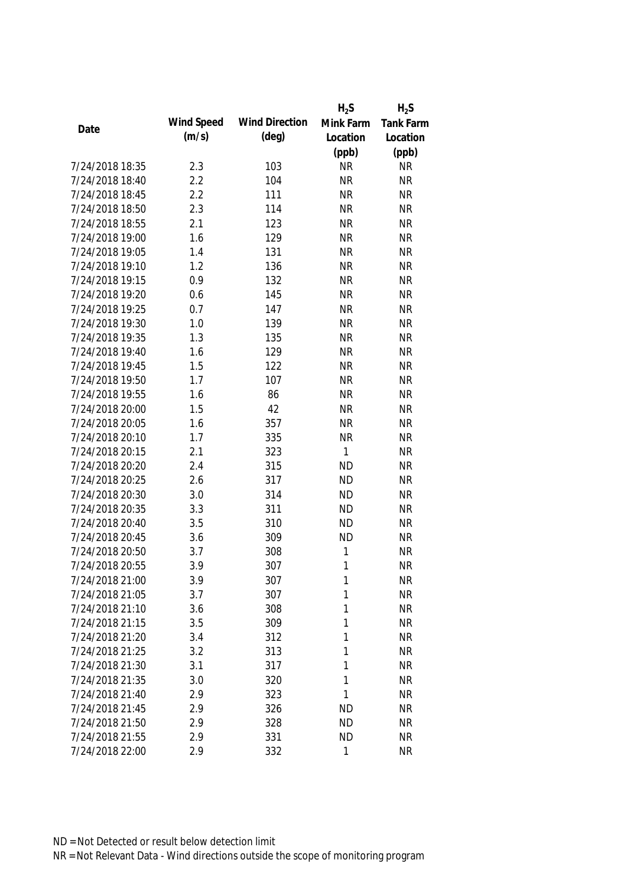| Date | Wind Speed (m/s) | Wind Direction (deg) | $H_2S$ Mink Farm Location (ppb) | $H_2S$ Tank Farm Location (ppb) |
|---|---|---|---|---|
| 7/24/2018 18:35 | 2.3 | 103 | NR | NR |
| 7/24/2018 18:40 | 2.2 | 104 | NR | NR |
| 7/24/2018 18:45 | 2.2 | 111 | NR | NR |
| 7/24/2018 18:50 | 2.3 | 114 | NR | NR |
| 7/24/2018 18:55 | 2.1 | 123 | NR | NR |
| 7/24/2018 19:00 | 1.6 | 129 | NR | NR |
| 7/24/2018 19:05 | 1.4 | 131 | NR | NR |
| 7/24/2018 19:10 | 1.2 | 136 | NR | NR |
| 7/24/2018 19:15 | 0.9 | 132 | NR | NR |
| 7/24/2018 19:20 | 0.6 | 145 | NR | NR |
| 7/24/2018 19:25 | 0.7 | 147 | NR | NR |
| 7/24/2018 19:30 | 1.0 | 139 | NR | NR |
| 7/24/2018 19:35 | 1.3 | 135 | NR | NR |
| 7/24/2018 19:40 | 1.6 | 129 | NR | NR |
| 7/24/2018 19:45 | 1.5 | 122 | NR | NR |
| 7/24/2018 19:50 | 1.7 | 107 | NR | NR |
| 7/24/2018 19:55 | 1.6 | 86 | NR | NR |
| 7/24/2018 20:00 | 1.5 | 42 | NR | NR |
| 7/24/2018 20:05 | 1.6 | 357 | NR | NR |
| 7/24/2018 20:10 | 1.7 | 335 | NR | NR |
| 7/24/2018 20:15 | 2.1 | 323 | 1 | NR |
| 7/24/2018 20:20 | 2.4 | 315 | ND | NR |
| 7/24/2018 20:25 | 2.6 | 317 | ND | NR |
| 7/24/2018 20:30 | 3.0 | 314 | ND | NR |
| 7/24/2018 20:35 | 3.3 | 311 | ND | NR |
| 7/24/2018 20:40 | 3.5 | 310 | ND | NR |
| 7/24/2018 20:45 | 3.6 | 309 | ND | NR |
| 7/24/2018 20:50 | 3.7 | 308 | 1 | NR |
| 7/24/2018 20:55 | 3.9 | 307 | 1 | NR |
| 7/24/2018 21:00 | 3.9 | 307 | 1 | NR |
| 7/24/2018 21:05 | 3.7 | 307 | 1 | NR |
| 7/24/2018 21:10 | 3.6 | 308 | 1 | NR |
| 7/24/2018 21:15 | 3.5 | 309 | 1 | NR |
| 7/24/2018 21:20 | 3.4 | 312 | 1 | NR |
| 7/24/2018 21:25 | 3.2 | 313 | 1 | NR |
| 7/24/2018 21:30 | 3.1 | 317 | 1 | NR |
| 7/24/2018 21:35 | 3.0 | 320 | 1 | NR |
| 7/24/2018 21:40 | 2.9 | 323 | 1 | NR |
| 7/24/2018 21:45 | 2.9 | 326 | ND | NR |
| 7/24/2018 21:50 | 2.9 | 328 | ND | NR |
| 7/24/2018 21:55 | 2.9 | 331 | ND | NR |
| 7/24/2018 22:00 | 2.9 | 332 | 1 | NR |

ND = Not Detected or result below detection limit
NR = Not Relevant Data - Wind directions outside the scope of monitoring program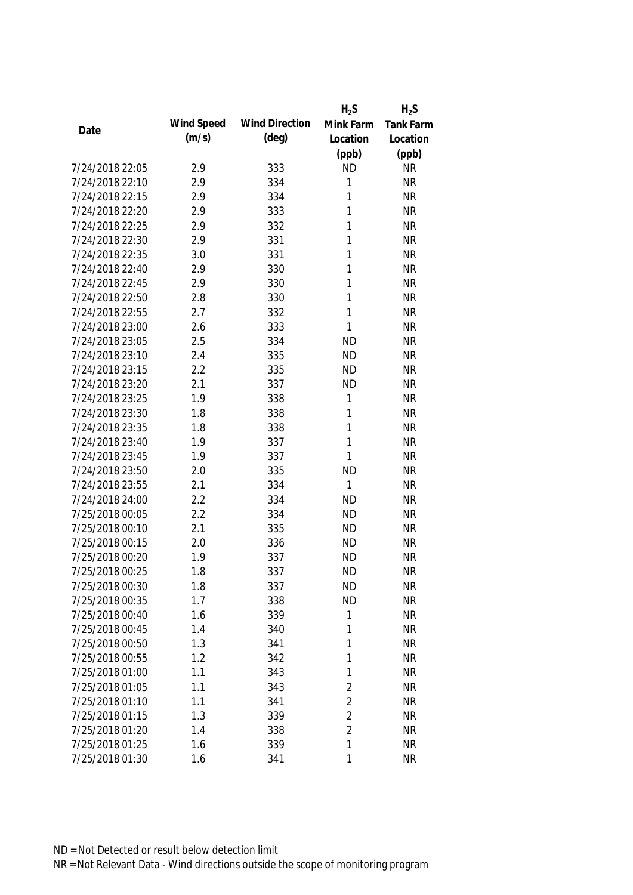| Date | Wind Speed (m/s) | Wind Direction (deg) | $H_2S$ Mink Farm Location (ppb) | $H_2S$ Tank Farm Location (ppb) |
|---|---|---|---|---|
| 7/24/2018 22:05 | 2.9 | 333 | ND | NR |
| 7/24/2018 22:10 | 2.9 | 334 | 1 | NR |
| 7/24/2018 22:15 | 2.9 | 334 | 1 | NR |
| 7/24/2018 22:20 | 2.9 | 333 | 1 | NR |
| 7/24/2018 22:25 | 2.9 | 332 | 1 | NR |
| 7/24/2018 22:30 | 2.9 | 331 | 1 | NR |
| 7/24/2018 22:35 | 3.0 | 331 | 1 | NR |
| 7/24/2018 22:40 | 2.9 | 330 | 1 | NR |
| 7/24/2018 22:45 | 2.9 | 330 | 1 | NR |
| 7/24/2018 22:50 | 2.8 | 330 | 1 | NR |
| 7/24/2018 22:55 | 2.7 | 332 | 1 | NR |
| 7/24/2018 23:00 | 2.6 | 333 | 1 | NR |
| 7/24/2018 23:05 | 2.5 | 334 | ND | NR |
| 7/24/2018 23:10 | 2.4 | 335 | ND | NR |
| 7/24/2018 23:15 | 2.2 | 335 | ND | NR |
| 7/24/2018 23:20 | 2.1 | 337 | ND | NR |
| 7/24/2018 23:25 | 1.9 | 338 | 1 | NR |
| 7/24/2018 23:30 | 1.8 | 338 | 1 | NR |
| 7/24/2018 23:35 | 1.8 | 338 | 1 | NR |
| 7/24/2018 23:40 | 1.9 | 337 | 1 | NR |
| 7/24/2018 23:45 | 1.9 | 337 | 1 | NR |
| 7/24/2018 23:50 | 2.0 | 335 | ND | NR |
| 7/24/2018 23:55 | 2.1 | 334 | 1 | NR |
| 7/24/2018 24:00 | 2.2 | 334 | ND | NR |
| 7/25/2018 00:05 | 2.2 | 334 | ND | NR |
| 7/25/2018 00:10 | 2.1 | 335 | ND | NR |
| 7/25/2018 00:15 | 2.0 | 336 | ND | NR |
| 7/25/2018 00:20 | 1.9 | 337 | ND | NR |
| 7/25/2018 00:25 | 1.8 | 337 | ND | NR |
| 7/25/2018 00:30 | 1.8 | 337 | ND | NR |
| 7/25/2018 00:35 | 1.7 | 338 | ND | NR |
| 7/25/2018 00:40 | 1.6 | 339 | 1 | NR |
| 7/25/2018 00:45 | 1.4 | 340 | 1 | NR |
| 7/25/2018 00:50 | 1.3 | 341 | 1 | NR |
| 7/25/2018 00:55 | 1.2 | 342 | 1 | NR |
| 7/25/2018 01:00 | 1.1 | 343 | 1 | NR |
| 7/25/2018 01:05 | 1.1 | 343 | 2 | NR |
| 7/25/2018 01:10 | 1.1 | 341 | 2 | NR |
| 7/25/2018 01:15 | 1.3 | 339 | 2 | NR |
| 7/25/2018 01:20 | 1.4 | 338 | 2 | NR |
| 7/25/2018 01:25 | 1.6 | 339 | 1 | NR |
| 7/25/2018 01:30 | 1.6 | 341 | 1 | NR |

ND = Not Detected or result below detection limit

NR = Not Relevant Data - Wind directions outside the scope of monitoring program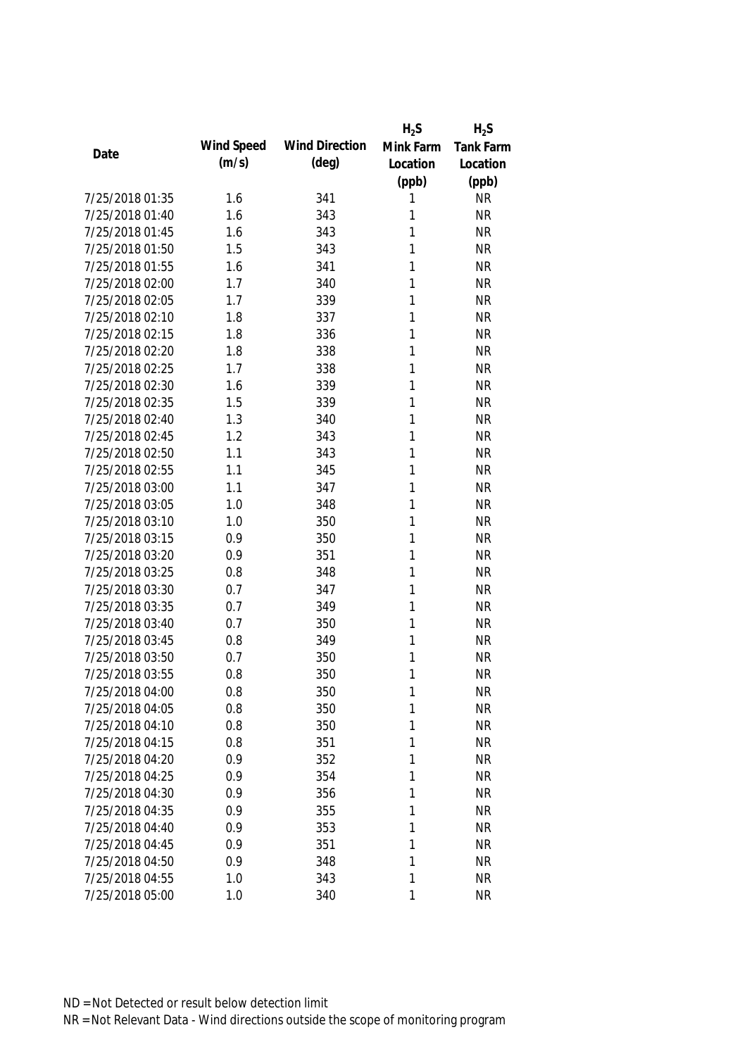| Date | Wind Speed (m/s) | Wind Direction (deg) | $H_2S$ Mink Farm Location (ppb) | $H_2S$ Tank Farm Location (ppb) |
|---|---|---|---|---|
| 7/25/2018 01:35 | 1.6 | 341 | 1 | NR |
| 7/25/2018 01:40 | 1.6 | 343 | 1 | NR |
| 7/25/2018 01:45 | 1.6 | 343 | 1 | NR |
| 7/25/2018 01:50 | 1.5 | 343 | 1 | NR |
| 7/25/2018 01:55 | 1.6 | 341 | 1 | NR |
| 7/25/2018 02:00 | 1.7 | 340 | 1 | NR |
| 7/25/2018 02:05 | 1.7 | 339 | 1 | NR |
| 7/25/2018 02:10 | 1.8 | 337 | 1 | NR |
| 7/25/2018 02:15 | 1.8 | 336 | 1 | NR |
| 7/25/2018 02:20 | 1.8 | 338 | 1 | NR |
| 7/25/2018 02:25 | 1.7 | 338 | 1 | NR |
| 7/25/2018 02:30 | 1.6 | 339 | 1 | NR |
| 7/25/2018 02:35 | 1.5 | 339 | 1 | NR |
| 7/25/2018 02:40 | 1.3 | 340 | 1 | NR |
| 7/25/2018 02:45 | 1.2 | 343 | 1 | NR |
| 7/25/2018 02:50 | 1.1 | 343 | 1 | NR |
| 7/25/2018 02:55 | 1.1 | 345 | 1 | NR |
| 7/25/2018 03:00 | 1.1 | 347 | 1 | NR |
| 7/25/2018 03:05 | 1.0 | 348 | 1 | NR |
| 7/25/2018 03:10 | 1.0 | 350 | 1 | NR |
| 7/25/2018 03:15 | 0.9 | 350 | 1 | NR |
| 7/25/2018 03:20 | 0.9 | 351 | 1 | NR |
| 7/25/2018 03:25 | 0.8 | 348 | 1 | NR |
| 7/25/2018 03:30 | 0.7 | 347 | 1 | NR |
| 7/25/2018 03:35 | 0.7 | 349 | 1 | NR |
| 7/25/2018 03:40 | 0.7 | 350 | 1 | NR |
| 7/25/2018 03:45 | 0.8 | 349 | 1 | NR |
| 7/25/2018 03:50 | 0.7 | 350 | 1 | NR |
| 7/25/2018 03:55 | 0.8 | 350 | 1 | NR |
| 7/25/2018 04:00 | 0.8 | 350 | 1 | NR |
| 7/25/2018 04:05 | 0.8 | 350 | 1 | NR |
| 7/25/2018 04:10 | 0.8 | 350 | 1 | NR |
| 7/25/2018 04:15 | 0.8 | 351 | 1 | NR |
| 7/25/2018 04:20 | 0.9 | 352 | 1 | NR |
| 7/25/2018 04:25 | 0.9 | 354 | 1 | NR |
| 7/25/2018 04:30 | 0.9 | 356 | 1 | NR |
| 7/25/2018 04:35 | 0.9 | 355 | 1 | NR |
| 7/25/2018 04:40 | 0.9 | 353 | 1 | NR |
| 7/25/2018 04:45 | 0.9 | 351 | 1 | NR |
| 7/25/2018 04:50 | 0.9 | 348 | 1 | NR |
| 7/25/2018 04:55 | 1.0 | 343 | 1 | NR |
| 7/25/2018 05:00 | 1.0 | 340 | 1 | NR |

ND = Not Detected or result below detection limit

NR = Not Relevant Data - Wind directions outside the scope of monitoring program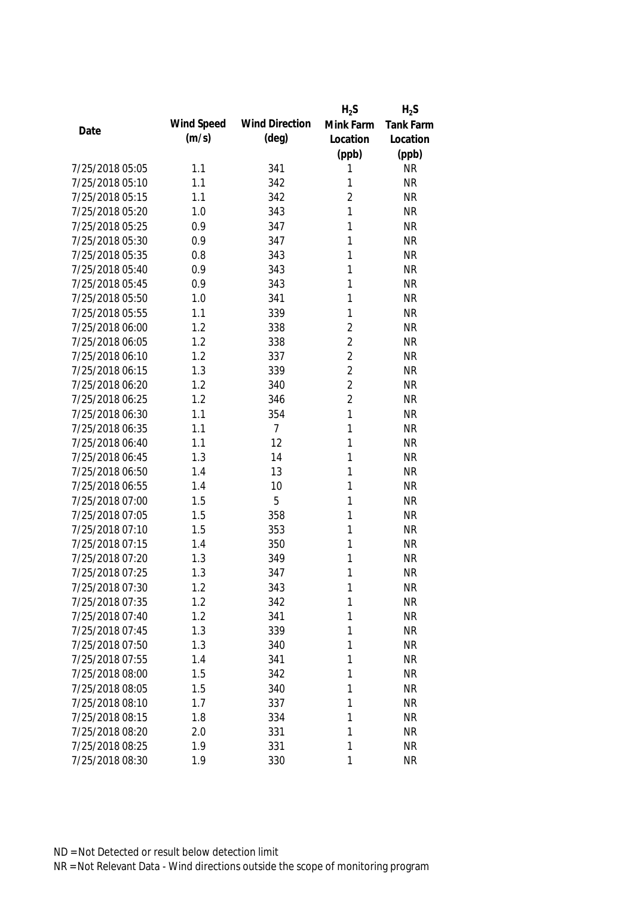| Date | Wind Speed (m/s) | Wind Direction (deg) | $H_2S$ Mink Farm Location (ppb) | $H_2S$ Tank Farm Location (ppb) |
|---|---|---|---|---|
| 7/25/2018 05:05 | 1.1 | 341 | 1 | NR |
| 7/25/2018 05:10 | 1.1 | 342 | 1 | NR |
| 7/25/2018 05:15 | 1.1 | 342 | 2 | NR |
| 7/25/2018 05:20 | 1.0 | 343 | 1 | NR |
| 7/25/2018 05:25 | 0.9 | 347 | 1 | NR |
| 7/25/2018 05:30 | 0.9 | 347 | 1 | NR |
| 7/25/2018 05:35 | 0.8 | 343 | 1 | NR |
| 7/25/2018 05:40 | 0.9 | 343 | 1 | NR |
| 7/25/2018 05:45 | 0.9 | 343 | 1 | NR |
| 7/25/2018 05:50 | 1.0 | 341 | 1 | NR |
| 7/25/2018 05:55 | 1.1 | 339 | 1 | NR |
| 7/25/2018 06:00 | 1.2 | 338 | 2 | NR |
| 7/25/2018 06:05 | 1.2 | 338 | 2 | NR |
| 7/25/2018 06:10 | 1.2 | 337 | 2 | NR |
| 7/25/2018 06:15 | 1.3 | 339 | 2 | NR |
| 7/25/2018 06:20 | 1.2 | 340 | 2 | NR |
| 7/25/2018 06:25 | 1.2 | 346 | 2 | NR |
| 7/25/2018 06:30 | 1.1 | 354 | 1 | NR |
| 7/25/2018 06:35 | 1.1 | 7 | 1 | NR |
| 7/25/2018 06:40 | 1.1 | 12 | 1 | NR |
| 7/25/2018 06:45 | 1.3 | 14 | 1 | NR |
| 7/25/2018 06:50 | 1.4 | 13 | 1 | NR |
| 7/25/2018 06:55 | 1.4 | 10 | 1 | NR |
| 7/25/2018 07:00 | 1.5 | 5 | 1 | NR |
| 7/25/2018 07:05 | 1.5 | 358 | 1 | NR |
| 7/25/2018 07:10 | 1.5 | 353 | 1 | NR |
| 7/25/2018 07:15 | 1.4 | 350 | 1 | NR |
| 7/25/2018 07:20 | 1.3 | 349 | 1 | NR |
| 7/25/2018 07:25 | 1.3 | 347 | 1 | NR |
| 7/25/2018 07:30 | 1.2 | 343 | 1 | NR |
| 7/25/2018 07:35 | 1.2 | 342 | 1 | NR |
| 7/25/2018 07:40 | 1.2 | 341 | 1 | NR |
| 7/25/2018 07:45 | 1.3 | 339 | 1 | NR |
| 7/25/2018 07:50 | 1.3 | 340 | 1 | NR |
| 7/25/2018 07:55 | 1.4 | 341 | 1 | NR |
| 7/25/2018 08:00 | 1.5 | 342 | 1 | NR |
| 7/25/2018 08:05 | 1.5 | 340 | 1 | NR |
| 7/25/2018 08:10 | 1.7 | 337 | 1 | NR |
| 7/25/2018 08:15 | 1.8 | 334 | 1 | NR |
| 7/25/2018 08:20 | 2.0 | 331 | 1 | NR |
| 7/25/2018 08:25 | 1.9 | 331 | 1 | NR |
| 7/25/2018 08:30 | 1.9 | 330 | 1 | NR |

ND = Not Detected or result below detection limit

NR = Not Relevant Data - Wind directions outside the scope of monitoring program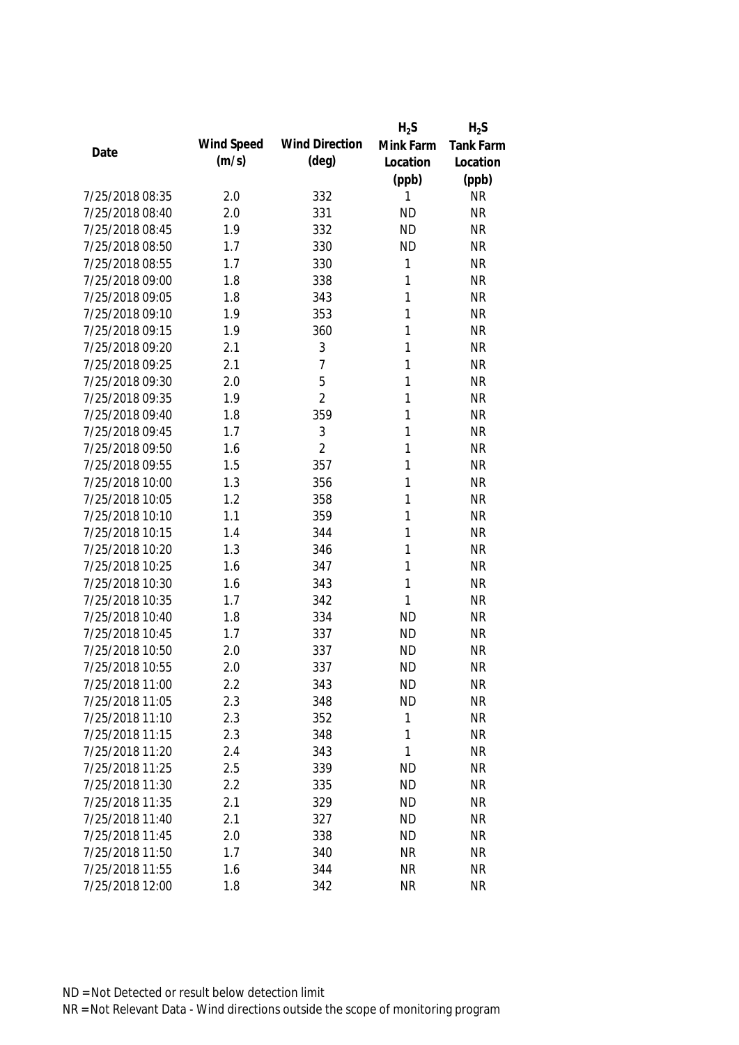| Date | Wind Speed (m/s) | Wind Direction (deg) | $H_2S$ Mink Farm Location (ppb) | $H_2S$ Tank Farm Location (ppb) |
|---|---|---|---|---|
| 7/25/2018 08:35 | 2.0 | 332 | 1 | NR |
| 7/25/2018 08:40 | 2.0 | 331 | ND | NR |
| 7/25/2018 08:45 | 1.9 | 332 | ND | NR |
| 7/25/2018 08:50 | 1.7 | 330 | ND | NR |
| 7/25/2018 08:55 | 1.7 | 330 | 1 | NR |
| 7/25/2018 09:00 | 1.8 | 338 | 1 | NR |
| 7/25/2018 09:05 | 1.8 | 343 | 1 | NR |
| 7/25/2018 09:10 | 1.9 | 353 | 1 | NR |
| 7/25/2018 09:15 | 1.9 | 360 | 1 | NR |
| 7/25/2018 09:20 | 2.1 | 3 | 1 | NR |
| 7/25/2018 09:25 | 2.1 | 7 | 1 | NR |
| 7/25/2018 09:30 | 2.0 | 5 | 1 | NR |
| 7/25/2018 09:35 | 1.9 | 2 | 1 | NR |
| 7/25/2018 09:40 | 1.8 | 359 | 1 | NR |
| 7/25/2018 09:45 | 1.7 | 3 | 1 | NR |
| 7/25/2018 09:50 | 1.6 | 2 | 1 | NR |
| 7/25/2018 09:55 | 1.5 | 357 | 1 | NR |
| 7/25/2018 10:00 | 1.3 | 356 | 1 | NR |
| 7/25/2018 10:05 | 1.2 | 358 | 1 | NR |
| 7/25/2018 10:10 | 1.1 | 359 | 1 | NR |
| 7/25/2018 10:15 | 1.4 | 344 | 1 | NR |
| 7/25/2018 10:20 | 1.3 | 346 | 1 | NR |
| 7/25/2018 10:25 | 1.6 | 347 | 1 | NR |
| 7/25/2018 10:30 | 1.6 | 343 | 1 | NR |
| 7/25/2018 10:35 | 1.7 | 342 | 1 | NR |
| 7/25/2018 10:40 | 1.8 | 334 | ND | NR |
| 7/25/2018 10:45 | 1.7 | 337 | ND | NR |
| 7/25/2018 10:50 | 2.0 | 337 | ND | NR |
| 7/25/2018 10:55 | 2.0 | 337 | ND | NR |
| 7/25/2018 11:00 | 2.2 | 343 | ND | NR |
| 7/25/2018 11:05 | 2.3 | 348 | ND | NR |
| 7/25/2018 11:10 | 2.3 | 352 | 1 | NR |
| 7/25/2018 11:15 | 2.3 | 348 | 1 | NR |
| 7/25/2018 11:20 | 2.4 | 343 | 1 | NR |
| 7/25/2018 11:25 | 2.5 | 339 | ND | NR |
| 7/25/2018 11:30 | 2.2 | 335 | ND | NR |
| 7/25/2018 11:35 | 2.1 | 329 | ND | NR |
| 7/25/2018 11:40 | 2.1 | 327 | ND | NR |
| 7/25/2018 11:45 | 2.0 | 338 | ND | NR |
| 7/25/2018 11:50 | 1.7 | 340 | NR | NR |
| 7/25/2018 11:55 | 1.6 | 344 | NR | NR |
| 7/25/2018 12:00 | 1.8 | 342 | NR | NR |

ND = Not Detected or result below detection limit

NR = Not Relevant Data - Wind directions outside the scope of monitoring program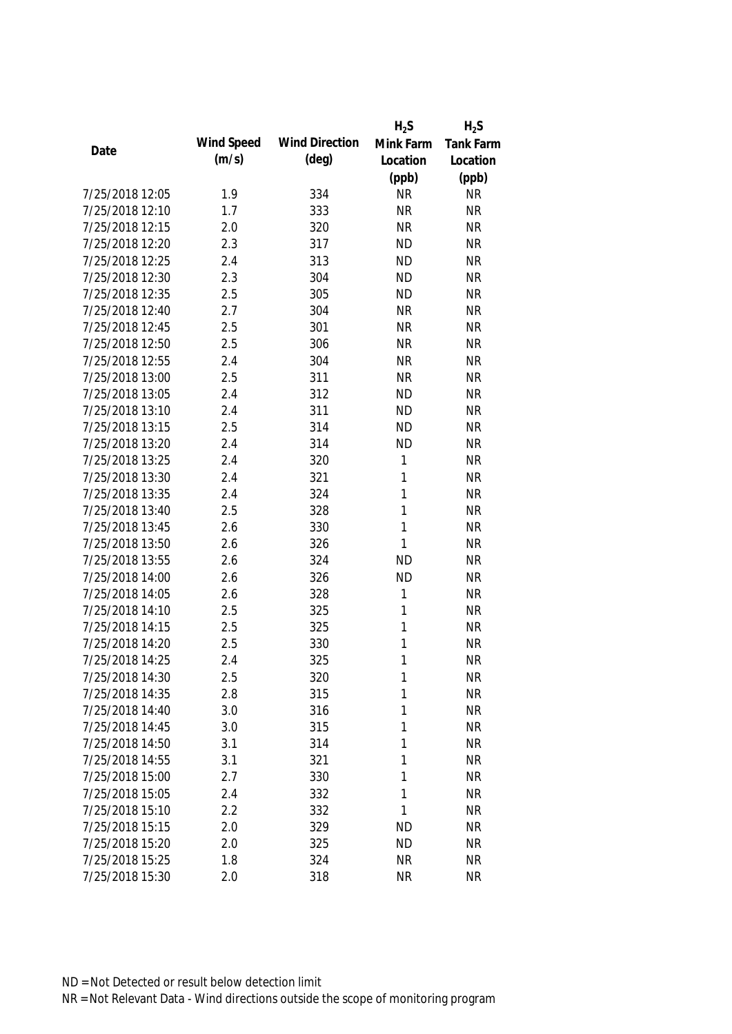| Date | Wind Speed (m/s) | Wind Direction (deg) | $H_2S$ Mink Farm Location (ppb) | $H_2S$ Tank Farm Location (ppb) |
|---|---|---|---|---|
| 7/25/2018 12:05 | 1.9 | 334 | NR | NR |
| 7/25/2018 12:10 | 1.7 | 333 | NR | NR |
| 7/25/2018 12:15 | 2.0 | 320 | NR | NR |
| 7/25/2018 12:20 | 2.3 | 317 | ND | NR |
| 7/25/2018 12:25 | 2.4 | 313 | ND | NR |
| 7/25/2018 12:30 | 2.3 | 304 | ND | NR |
| 7/25/2018 12:35 | 2.5 | 305 | ND | NR |
| 7/25/2018 12:40 | 2.7 | 304 | NR | NR |
| 7/25/2018 12:45 | 2.5 | 301 | NR | NR |
| 7/25/2018 12:50 | 2.5 | 306 | NR | NR |
| 7/25/2018 12:55 | 2.4 | 304 | NR | NR |
| 7/25/2018 13:00 | 2.5 | 311 | NR | NR |
| 7/25/2018 13:05 | 2.4 | 312 | ND | NR |
| 7/25/2018 13:10 | 2.4 | 311 | ND | NR |
| 7/25/2018 13:15 | 2.5 | 314 | ND | NR |
| 7/25/2018 13:20 | 2.4 | 314 | ND | NR |
| 7/25/2018 13:25 | 2.4 | 320 | 1 | NR |
| 7/25/2018 13:30 | 2.4 | 321 | 1 | NR |
| 7/25/2018 13:35 | 2.4 | 324 | 1 | NR |
| 7/25/2018 13:40 | 2.5 | 328 | 1 | NR |
| 7/25/2018 13:45 | 2.6 | 330 | 1 | NR |
| 7/25/2018 13:50 | 2.6 | 326 | 1 | NR |
| 7/25/2018 13:55 | 2.6 | 324 | ND | NR |
| 7/25/2018 14:00 | 2.6 | 326 | ND | NR |
| 7/25/2018 14:05 | 2.6 | 328 | 1 | NR |
| 7/25/2018 14:10 | 2.5 | 325 | 1 | NR |
| 7/25/2018 14:15 | 2.5 | 325 | 1 | NR |
| 7/25/2018 14:20 | 2.5 | 330 | 1 | NR |
| 7/25/2018 14:25 | 2.4 | 325 | 1 | NR |
| 7/25/2018 14:30 | 2.5 | 320 | 1 | NR |
| 7/25/2018 14:35 | 2.8 | 315 | 1 | NR |
| 7/25/2018 14:40 | 3.0 | 316 | 1 | NR |
| 7/25/2018 14:45 | 3.0 | 315 | 1 | NR |
| 7/25/2018 14:50 | 3.1 | 314 | 1 | NR |
| 7/25/2018 14:55 | 3.1 | 321 | 1 | NR |
| 7/25/2018 15:00 | 2.7 | 330 | 1 | NR |
| 7/25/2018 15:05 | 2.4 | 332 | 1 | NR |
| 7/25/2018 15:10 | 2.2 | 332 | 1 | NR |
| 7/25/2018 15:15 | 2.0 | 329 | ND | NR |
| 7/25/2018 15:20 | 2.0 | 325 | ND | NR |
| 7/25/2018 15:25 | 1.8 | 324 | NR | NR |
| 7/25/2018 15:30 | 2.0 | 318 | NR | NR |

ND = Not Detected or result below detection limit

NR = Not Relevant Data - Wind directions outside the scope of monitoring program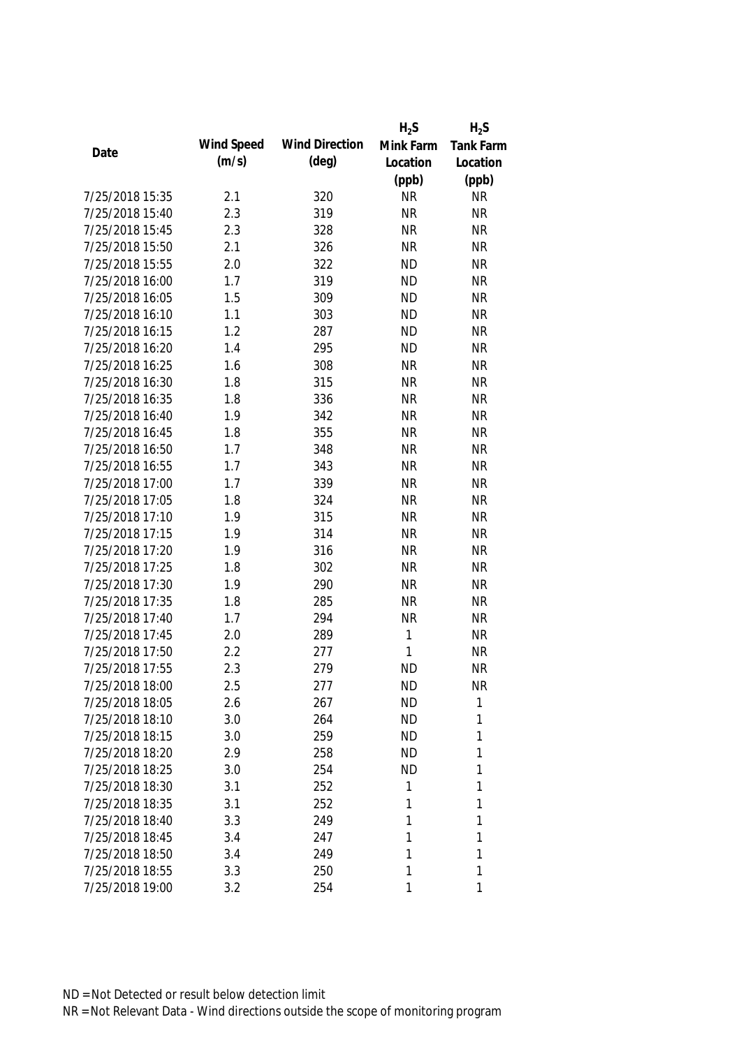| Date | Wind Speed (m/s) | Wind Direction (deg) | $H_2S$ Mink Farm Location (ppb) | $H_2S$ Tank Farm Location (ppb) |
|---|---|---|---|---|
| 7/25/2018 15:35 | 2.1 | 320 | NR | NR |
| 7/25/2018 15:40 | 2.3 | 319 | NR | NR |
| 7/25/2018 15:45 | 2.3 | 328 | NR | NR |
| 7/25/2018 15:50 | 2.1 | 326 | NR | NR |
| 7/25/2018 15:55 | 2.0 | 322 | ND | NR |
| 7/25/2018 16:00 | 1.7 | 319 | ND | NR |
| 7/25/2018 16:05 | 1.5 | 309 | ND | NR |
| 7/25/2018 16:10 | 1.1 | 303 | ND | NR |
| 7/25/2018 16:15 | 1.2 | 287 | ND | NR |
| 7/25/2018 16:20 | 1.4 | 295 | ND | NR |
| 7/25/2018 16:25 | 1.6 | 308 | NR | NR |
| 7/25/2018 16:30 | 1.8 | 315 | NR | NR |
| 7/25/2018 16:35 | 1.8 | 336 | NR | NR |
| 7/25/2018 16:40 | 1.9 | 342 | NR | NR |
| 7/25/2018 16:45 | 1.8 | 355 | NR | NR |
| 7/25/2018 16:50 | 1.7 | 348 | NR | NR |
| 7/25/2018 16:55 | 1.7 | 343 | NR | NR |
| 7/25/2018 17:00 | 1.7 | 339 | NR | NR |
| 7/25/2018 17:05 | 1.8 | 324 | NR | NR |
| 7/25/2018 17:10 | 1.9 | 315 | NR | NR |
| 7/25/2018 17:15 | 1.9 | 314 | NR | NR |
| 7/25/2018 17:20 | 1.9 | 316 | NR | NR |
| 7/25/2018 17:25 | 1.8 | 302 | NR | NR |
| 7/25/2018 17:30 | 1.9 | 290 | NR | NR |
| 7/25/2018 17:35 | 1.8 | 285 | NR | NR |
| 7/25/2018 17:40 | 1.7 | 294 | NR | NR |
| 7/25/2018 17:45 | 2.0 | 289 | 1 | NR |
| 7/25/2018 17:50 | 2.2 | 277 | 1 | NR |
| 7/25/2018 17:55 | 2.3 | 279 | ND | NR |
| 7/25/2018 18:00 | 2.5 | 277 | ND | NR |
| 7/25/2018 18:05 | 2.6 | 267 | ND | 1 |
| 7/25/2018 18:10 | 3.0 | 264 | ND | 1 |
| 7/25/2018 18:15 | 3.0 | 259 | ND | 1 |
| 7/25/2018 18:20 | 2.9 | 258 | ND | 1 |
| 7/25/2018 18:25 | 3.0 | 254 | ND | 1 |
| 7/25/2018 18:30 | 3.1 | 252 | 1 | 1 |
| 7/25/2018 18:35 | 3.1 | 252 | 1 | 1 |
| 7/25/2018 18:40 | 3.3 | 249 | 1 | 1 |
| 7/25/2018 18:45 | 3.4 | 247 | 1 | 1 |
| 7/25/2018 18:50 | 3.4 | 249 | 1 | 1 |
| 7/25/2018 18:55 | 3.3 | 250 | 1 | 1 |
| 7/25/2018 19:00 | 3.2 | 254 | 1 | 1 |

ND = Not Detected or result below detection limit
NR = Not Relevant Data - Wind directions outside the scope of monitoring program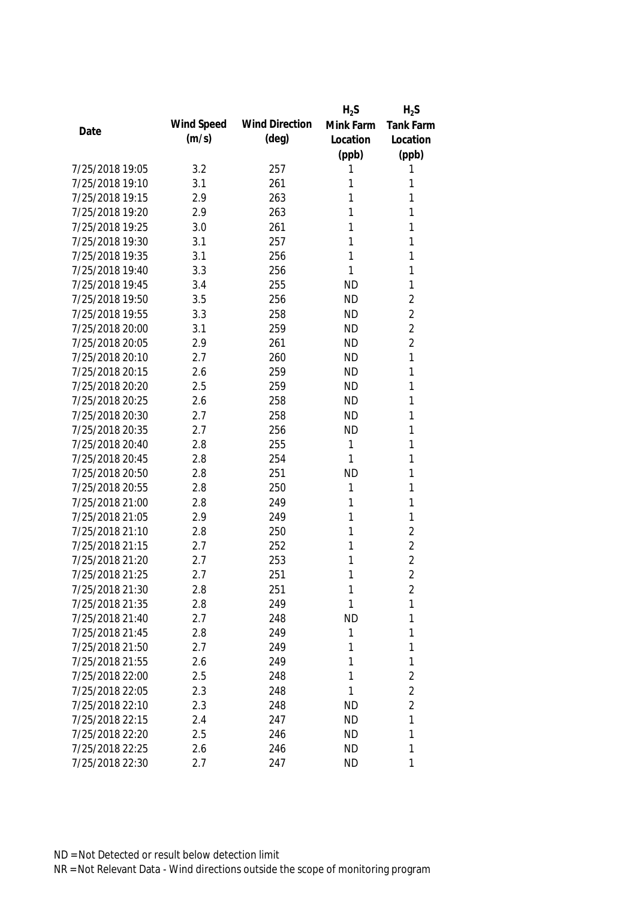| Date | Wind Speed (m/s) | Wind Direction (deg) | $H_2S$ Mink Farm Location (ppb) | $H_2S$ Tank Farm Location (ppb) |
|---|---|---|---|---|
| 7/25/2018 19:05 | 3.2 | 257 | 1 | 1 |
| 7/25/2018 19:10 | 3.1 | 261 | 1 | 1 |
| 7/25/2018 19:15 | 2.9 | 263 | 1 | 1 |
| 7/25/2018 19:20 | 2.9 | 263 | 1 | 1 |
| 7/25/2018 19:25 | 3.0 | 261 | 1 | 1 |
| 7/25/2018 19:30 | 3.1 | 257 | 1 | 1 |
| 7/25/2018 19:35 | 3.1 | 256 | 1 | 1 |
| 7/25/2018 19:40 | 3.3 | 256 | 1 | 1 |
| 7/25/2018 19:45 | 3.4 | 255 | ND | 1 |
| 7/25/2018 19:50 | 3.5 | 256 | ND | 2 |
| 7/25/2018 19:55 | 3.3 | 258 | ND | 2 |
| 7/25/2018 20:00 | 3.1 | 259 | ND | 2 |
| 7/25/2018 20:05 | 2.9 | 261 | ND | 2 |
| 7/25/2018 20:10 | 2.7 | 260 | ND | 1 |
| 7/25/2018 20:15 | 2.6 | 259 | ND | 1 |
| 7/25/2018 20:20 | 2.5 | 259 | ND | 1 |
| 7/25/2018 20:25 | 2.6 | 258 | ND | 1 |
| 7/25/2018 20:30 | 2.7 | 258 | ND | 1 |
| 7/25/2018 20:35 | 2.7 | 256 | ND | 1 |
| 7/25/2018 20:40 | 2.8 | 255 | 1 | 1 |
| 7/25/2018 20:45 | 2.8 | 254 | 1 | 1 |
| 7/25/2018 20:50 | 2.8 | 251 | ND | 1 |
| 7/25/2018 20:55 | 2.8 | 250 | 1 | 1 |
| 7/25/2018 21:00 | 2.8 | 249 | 1 | 1 |
| 7/25/2018 21:05 | 2.9 | 249 | 1 | 1 |
| 7/25/2018 21:10 | 2.8 | 250 | 1 | 2 |
| 7/25/2018 21:15 | 2.7 | 252 | 1 | 2 |
| 7/25/2018 21:20 | 2.7 | 253 | 1 | 2 |
| 7/25/2018 21:25 | 2.7 | 251 | 1 | 2 |
| 7/25/2018 21:30 | 2.8 | 251 | 1 | 2 |
| 7/25/2018 21:35 | 2.8 | 249 | 1 | 1 |
| 7/25/2018 21:40 | 2.7 | 248 | ND | 1 |
| 7/25/2018 21:45 | 2.8 | 249 | 1 | 1 |
| 7/25/2018 21:50 | 2.7 | 249 | 1 | 1 |
| 7/25/2018 21:55 | 2.6 | 249 | 1 | 1 |
| 7/25/2018 22:00 | 2.5 | 248 | 1 | 2 |
| 7/25/2018 22:05 | 2.3 | 248 | 1 | 2 |
| 7/25/2018 22:10 | 2.3 | 248 | ND | 2 |
| 7/25/2018 22:15 | 2.4 | 247 | ND | 1 |
| 7/25/2018 22:20 | 2.5 | 246 | ND | 1 |
| 7/25/2018 22:25 | 2.6 | 246 | ND | 1 |
| 7/25/2018 22:30 | 2.7 | 247 | ND | 1 |

ND = Not Detected or result below detection limit

NR = Not Relevant Data - Wind directions outside the scope of monitoring program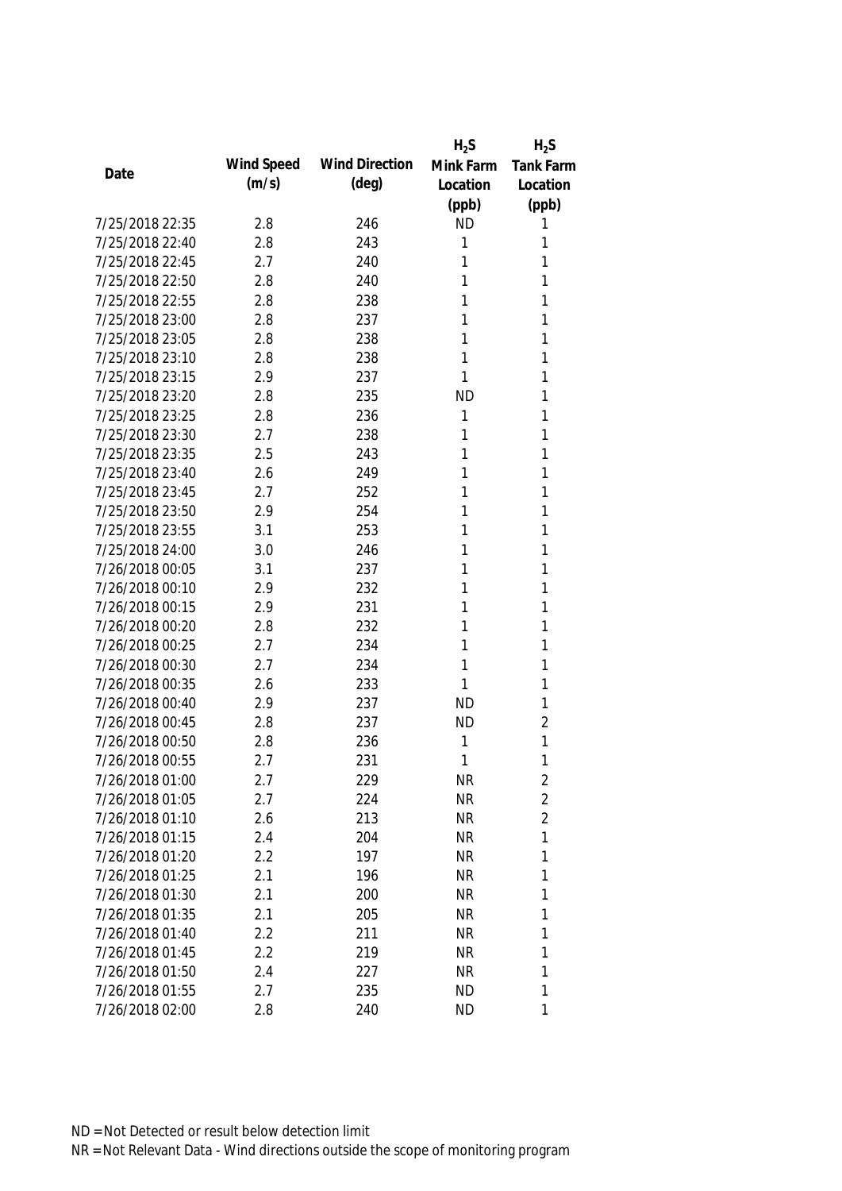| Date | Wind Speed (m/s) | Wind Direction (deg) | $H_2S$ Mink Farm Location (ppb) | $H_2S$ Tank Farm Location (ppb) |
|---|---|---|---|---|
| 7/25/2018 22:35 | 2.8 | 246 | ND | 1 |
| 7/25/2018 22:40 | 2.8 | 243 | 1 | 1 |
| 7/25/2018 22:45 | 2.7 | 240 | 1 | 1 |
| 7/25/2018 22:50 | 2.8 | 240 | 1 | 1 |
| 7/25/2018 22:55 | 2.8 | 238 | 1 | 1 |
| 7/25/2018 23:00 | 2.8 | 237 | 1 | 1 |
| 7/25/2018 23:05 | 2.8 | 238 | 1 | 1 |
| 7/25/2018 23:10 | 2.8 | 238 | 1 | 1 |
| 7/25/2018 23:15 | 2.9 | 237 | 1 | 1 |
| 7/25/2018 23:20 | 2.8 | 235 | ND | 1 |
| 7/25/2018 23:25 | 2.8 | 236 | 1 | 1 |
| 7/25/2018 23:30 | 2.7 | 238 | 1 | 1 |
| 7/25/2018 23:35 | 2.5 | 243 | 1 | 1 |
| 7/25/2018 23:40 | 2.6 | 249 | 1 | 1 |
| 7/25/2018 23:45 | 2.7 | 252 | 1 | 1 |
| 7/25/2018 23:50 | 2.9 | 254 | 1 | 1 |
| 7/25/2018 23:55 | 3.1 | 253 | 1 | 1 |
| 7/25/2018 24:00 | 3.0 | 246 | 1 | 1 |
| 7/26/2018 00:05 | 3.1 | 237 | 1 | 1 |
| 7/26/2018 00:10 | 2.9 | 232 | 1 | 1 |
| 7/26/2018 00:15 | 2.9 | 231 | 1 | 1 |
| 7/26/2018 00:20 | 2.8 | 232 | 1 | 1 |
| 7/26/2018 00:25 | 2.7 | 234 | 1 | 1 |
| 7/26/2018 00:30 | 2.7 | 234 | 1 | 1 |
| 7/26/2018 00:35 | 2.6 | 233 | 1 | 1 |
| 7/26/2018 00:40 | 2.9 | 237 | ND | 1 |
| 7/26/2018 00:45 | 2.8 | 237 | ND | 2 |
| 7/26/2018 00:50 | 2.8 | 236 | 1 | 1 |
| 7/26/2018 00:55 | 2.7 | 231 | 1 | 1 |
| 7/26/2018 01:00 | 2.7 | 229 | NR | 2 |
| 7/26/2018 01:05 | 2.7 | 224 | NR | 2 |
| 7/26/2018 01:10 | 2.6 | 213 | NR | 2 |
| 7/26/2018 01:15 | 2.4 | 204 | NR | 1 |
| 7/26/2018 01:20 | 2.2 | 197 | NR | 1 |
| 7/26/2018 01:25 | 2.1 | 196 | NR | 1 |
| 7/26/2018 01:30 | 2.1 | 200 | NR | 1 |
| 7/26/2018 01:35 | 2.1 | 205 | NR | 1 |
| 7/26/2018 01:40 | 2.2 | 211 | NR | 1 |
| 7/26/2018 01:45 | 2.2 | 219 | NR | 1 |
| 7/26/2018 01:50 | 2.4 | 227 | NR | 1 |
| 7/26/2018 01:55 | 2.7 | 235 | ND | 1 |
| 7/26/2018 02:00 | 2.8 | 240 | ND | 1 |

ND = Not Detected or result below detection limit
NR = Not Relevant Data - Wind directions outside the scope of monitoring program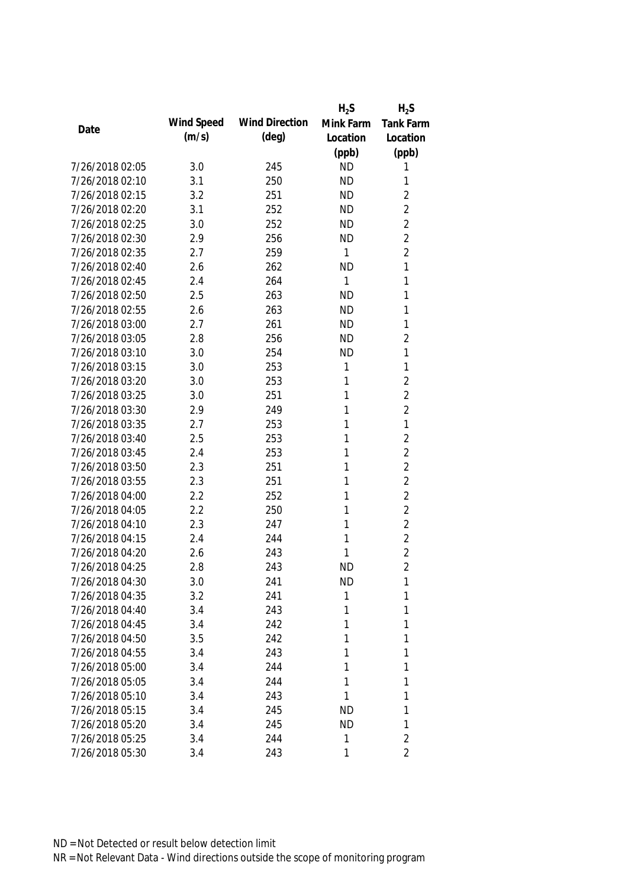| Date | Wind Speed (m/s) | Wind Direction (deg) | $H_2S$ Mink Farm Location (ppb) | $H_2S$ Tank Farm Location (ppb) |
|---|---|---|---|---|
| 7/26/2018 02:05 | 3.0 | 245 | ND | 1 |
| 7/26/2018 02:10 | 3.1 | 250 | ND | 1 |
| 7/26/2018 02:15 | 3.2 | 251 | ND | 2 |
| 7/26/2018 02:20 | 3.1 | 252 | ND | 2 |
| 7/26/2018 02:25 | 3.0 | 252 | ND | 2 |
| 7/26/2018 02:30 | 2.9 | 256 | ND | 2 |
| 7/26/2018 02:35 | 2.7 | 259 | 1 | 2 |
| 7/26/2018 02:40 | 2.6 | 262 | ND | 1 |
| 7/26/2018 02:45 | 2.4 | 264 | 1 | 1 |
| 7/26/2018 02:50 | 2.5 | 263 | ND | 1 |
| 7/26/2018 02:55 | 2.6 | 263 | ND | 1 |
| 7/26/2018 03:00 | 2.7 | 261 | ND | 1 |
| 7/26/2018 03:05 | 2.8 | 256 | ND | 2 |
| 7/26/2018 03:10 | 3.0 | 254 | ND | 1 |
| 7/26/2018 03:15 | 3.0 | 253 | 1 | 1 |
| 7/26/2018 03:20 | 3.0 | 253 | 1 | 2 |
| 7/26/2018 03:25 | 3.0 | 251 | 1 | 2 |
| 7/26/2018 03:30 | 2.9 | 249 | 1 | 2 |
| 7/26/2018 03:35 | 2.7 | 253 | 1 | 1 |
| 7/26/2018 03:40 | 2.5 | 253 | 1 | 2 |
| 7/26/2018 03:45 | 2.4 | 253 | 1 | 2 |
| 7/26/2018 03:50 | 2.3 | 251 | 1 | 2 |
| 7/26/2018 03:55 | 2.3 | 251 | 1 | 2 |
| 7/26/2018 04:00 | 2.2 | 252 | 1 | 2 |
| 7/26/2018 04:05 | 2.2 | 250 | 1 | 2 |
| 7/26/2018 04:10 | 2.3 | 247 | 1 | 2 |
| 7/26/2018 04:15 | 2.4 | 244 | 1 | 2 |
| 7/26/2018 04:20 | 2.6 | 243 | 1 | 2 |
| 7/26/2018 04:25 | 2.8 | 243 | ND | 2 |
| 7/26/2018 04:30 | 3.0 | 241 | ND | 1 |
| 7/26/2018 04:35 | 3.2 | 241 | 1 | 1 |
| 7/26/2018 04:40 | 3.4 | 243 | 1 | 1 |
| 7/26/2018 04:45 | 3.4 | 242 | 1 | 1 |
| 7/26/2018 04:50 | 3.5 | 242 | 1 | 1 |
| 7/26/2018 04:55 | 3.4 | 243 | 1 | 1 |
| 7/26/2018 05:00 | 3.4 | 244 | 1 | 1 |
| 7/26/2018 05:05 | 3.4 | 244 | 1 | 1 |
| 7/26/2018 05:10 | 3.4 | 243 | 1 | 1 |
| 7/26/2018 05:15 | 3.4 | 245 | ND | 1 |
| 7/26/2018 05:20 | 3.4 | 245 | ND | 1 |
| 7/26/2018 05:25 | 3.4 | 244 | 1 | 2 |
| 7/26/2018 05:30 | 3.4 | 243 | 1 | 2 |

ND = Not Detected or result below detection limit

NR = Not Relevant Data - Wind directions outside the scope of monitoring program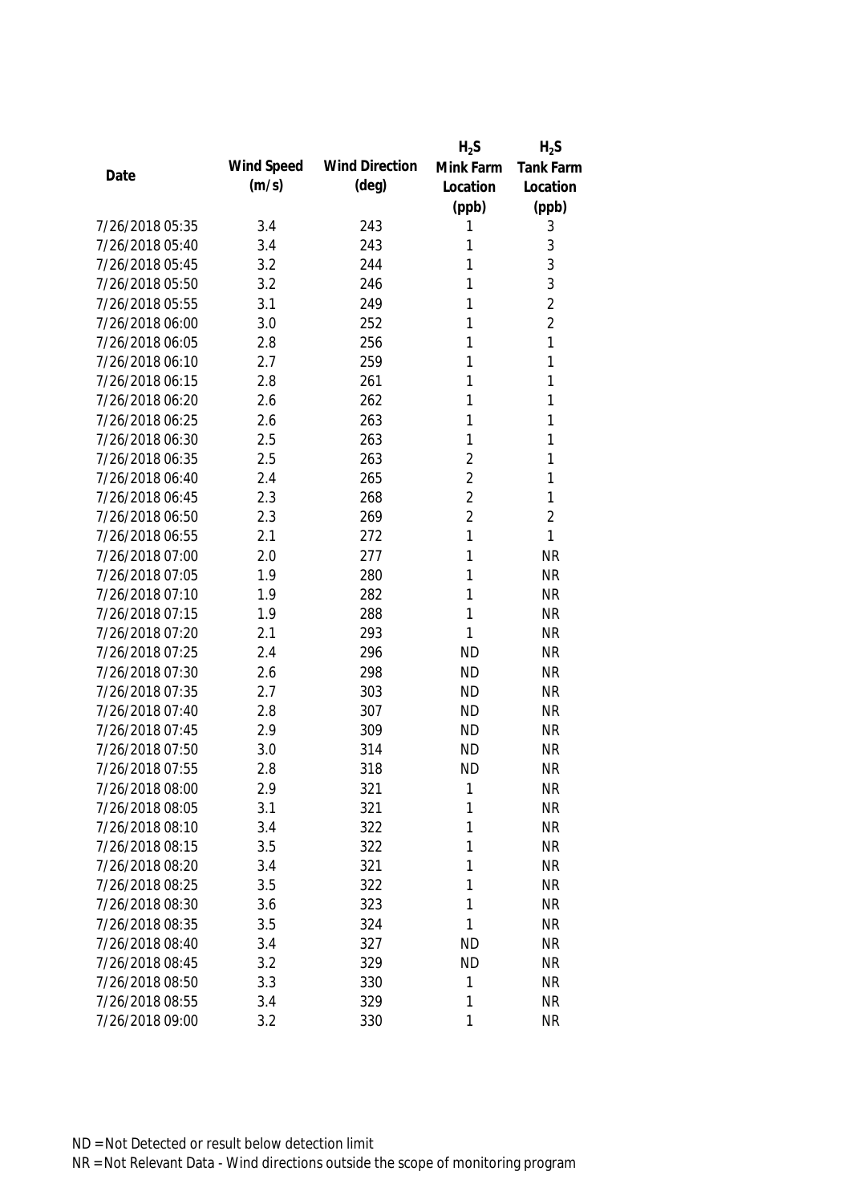| Date | Wind Speed (m/s) | Wind Direction (deg) | $H_2S$ Mink Farm Location (ppb) | $H_2S$ Tank Farm Location (ppb) |
|---|---|---|---|---|
| 7/26/2018 05:35 | 3.4 | 243 | 1 | 3 |
| 7/26/2018 05:40 | 3.4 | 243 | 1 | 3 |
| 7/26/2018 05:45 | 3.2 | 244 | 1 | 3 |
| 7/26/2018 05:50 | 3.2 | 246 | 1 | 3 |
| 7/26/2018 05:55 | 3.1 | 249 | 1 | 2 |
| 7/26/2018 06:00 | 3.0 | 252 | 1 | 2 |
| 7/26/2018 06:05 | 2.8 | 256 | 1 | 1 |
| 7/26/2018 06:10 | 2.7 | 259 | 1 | 1 |
| 7/26/2018 06:15 | 2.8 | 261 | 1 | 1 |
| 7/26/2018 06:20 | 2.6 | 262 | 1 | 1 |
| 7/26/2018 06:25 | 2.6 | 263 | 1 | 1 |
| 7/26/2018 06:30 | 2.5 | 263 | 1 | 1 |
| 7/26/2018 06:35 | 2.5 | 263 | 2 | 1 |
| 7/26/2018 06:40 | 2.4 | 265 | 2 | 1 |
| 7/26/2018 06:45 | 2.3 | 268 | 2 | 1 |
| 7/26/2018 06:50 | 2.3 | 269 | 2 | 2 |
| 7/26/2018 06:55 | 2.1 | 272 | 1 | 1 |
| 7/26/2018 07:00 | 2.0 | 277 | 1 | NR |
| 7/26/2018 07:05 | 1.9 | 280 | 1 | NR |
| 7/26/2018 07:10 | 1.9 | 282 | 1 | NR |
| 7/26/2018 07:15 | 1.9 | 288 | 1 | NR |
| 7/26/2018 07:20 | 2.1 | 293 | 1 | NR |
| 7/26/2018 07:25 | 2.4 | 296 | ND | NR |
| 7/26/2018 07:30 | 2.6 | 298 | ND | NR |
| 7/26/2018 07:35 | 2.7 | 303 | ND | NR |
| 7/26/2018 07:40 | 2.8 | 307 | ND | NR |
| 7/26/2018 07:45 | 2.9 | 309 | ND | NR |
| 7/26/2018 07:50 | 3.0 | 314 | ND | NR |
| 7/26/2018 07:55 | 2.8 | 318 | ND | NR |
| 7/26/2018 08:00 | 2.9 | 321 | 1 | NR |
| 7/26/2018 08:05 | 3.1 | 321 | 1 | NR |
| 7/26/2018 08:10 | 3.4 | 322 | 1 | NR |
| 7/26/2018 08:15 | 3.5 | 322 | 1 | NR |
| 7/26/2018 08:20 | 3.4 | 321 | 1 | NR |
| 7/26/2018 08:25 | 3.5 | 322 | 1 | NR |
| 7/26/2018 08:30 | 3.6 | 323 | 1 | NR |
| 7/26/2018 08:35 | 3.5 | 324 | 1 | NR |
| 7/26/2018 08:40 | 3.4 | 327 | ND | NR |
| 7/26/2018 08:45 | 3.2 | 329 | ND | NR |
| 7/26/2018 08:50 | 3.3 | 330 | 1 | NR |
| 7/26/2018 08:55 | 3.4 | 329 | 1 | NR |
| 7/26/2018 09:00 | 3.2 | 330 | 1 | NR |

ND = Not Detected or result below detection limit

NR = Not Relevant Data - Wind directions outside the scope of monitoring program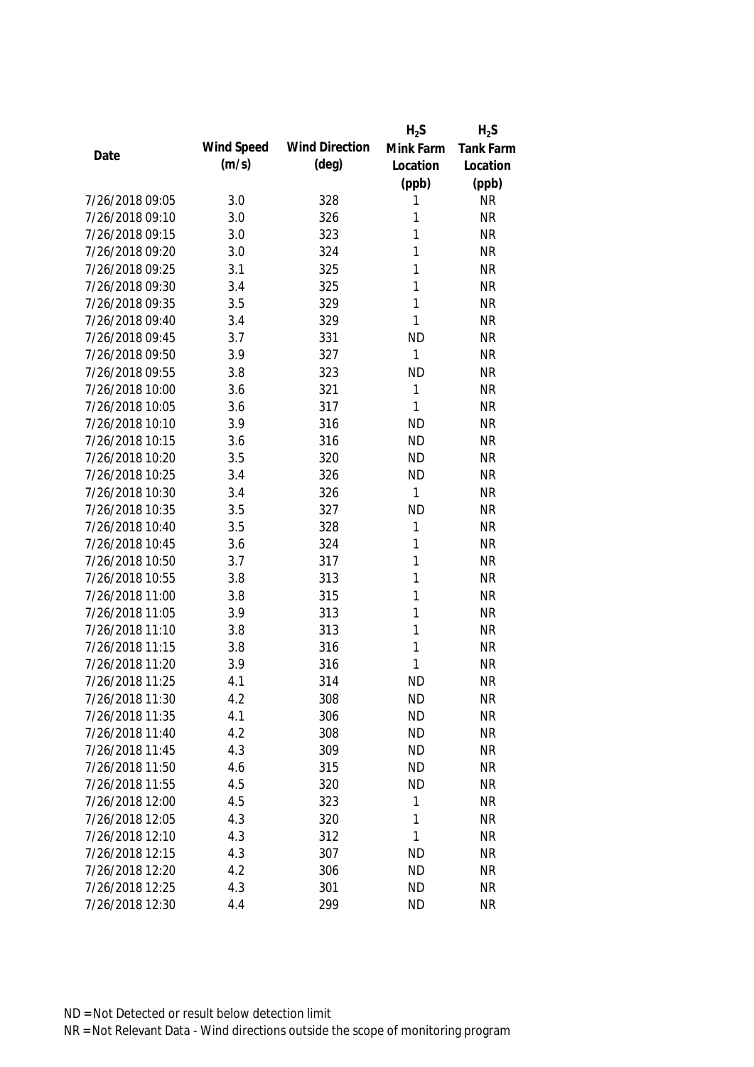| Date | Wind Speed (m/s) | Wind Direction (deg) | $H_2S$ Mink Farm Location (ppb) | $H_2S$ Tank Farm Location (ppb) |
|---|---|---|---|---|
| 7/26/2018 09:05 | 3.0 | 328 | 1 | NR |
| 7/26/2018 09:10 | 3.0 | 326 | 1 | NR |
| 7/26/2018 09:15 | 3.0 | 323 | 1 | NR |
| 7/26/2018 09:20 | 3.0 | 324 | 1 | NR |
| 7/26/2018 09:25 | 3.1 | 325 | 1 | NR |
| 7/26/2018 09:30 | 3.4 | 325 | 1 | NR |
| 7/26/2018 09:35 | 3.5 | 329 | 1 | NR |
| 7/26/2018 09:40 | 3.4 | 329 | 1 | NR |
| 7/26/2018 09:45 | 3.7 | 331 | ND | NR |
| 7/26/2018 09:50 | 3.9 | 327 | 1 | NR |
| 7/26/2018 09:55 | 3.8 | 323 | ND | NR |
| 7/26/2018 10:00 | 3.6 | 321 | 1 | NR |
| 7/26/2018 10:05 | 3.6 | 317 | 1 | NR |
| 7/26/2018 10:10 | 3.9 | 316 | ND | NR |
| 7/26/2018 10:15 | 3.6 | 316 | ND | NR |
| 7/26/2018 10:20 | 3.5 | 320 | ND | NR |
| 7/26/2018 10:25 | 3.4 | 326 | ND | NR |
| 7/26/2018 10:30 | 3.4 | 326 | 1 | NR |
| 7/26/2018 10:35 | 3.5 | 327 | ND | NR |
| 7/26/2018 10:40 | 3.5 | 328 | 1 | NR |
| 7/26/2018 10:45 | 3.6 | 324 | 1 | NR |
| 7/26/2018 10:50 | 3.7 | 317 | 1 | NR |
| 7/26/2018 10:55 | 3.8 | 313 | 1 | NR |
| 7/26/2018 11:00 | 3.8 | 315 | 1 | NR |
| 7/26/2018 11:05 | 3.9 | 313 | 1 | NR |
| 7/26/2018 11:10 | 3.8 | 313 | 1 | NR |
| 7/26/2018 11:15 | 3.8 | 316 | 1 | NR |
| 7/26/2018 11:20 | 3.9 | 316 | 1 | NR |
| 7/26/2018 11:25 | 4.1 | 314 | ND | NR |
| 7/26/2018 11:30 | 4.2 | 308 | ND | NR |
| 7/26/2018 11:35 | 4.1 | 306 | ND | NR |
| 7/26/2018 11:40 | 4.2 | 308 | ND | NR |
| 7/26/2018 11:45 | 4.3 | 309 | ND | NR |
| 7/26/2018 11:50 | 4.6 | 315 | ND | NR |
| 7/26/2018 11:55 | 4.5 | 320 | ND | NR |
| 7/26/2018 12:00 | 4.5 | 323 | 1 | NR |
| 7/26/2018 12:05 | 4.3 | 320 | 1 | NR |
| 7/26/2018 12:10 | 4.3 | 312 | 1 | NR |
| 7/26/2018 12:15 | 4.3 | 307 | ND | NR |
| 7/26/2018 12:20 | 4.2 | 306 | ND | NR |
| 7/26/2018 12:25 | 4.3 | 301 | ND | NR |
| 7/26/2018 12:30 | 4.4 | 299 | ND | NR |

ND = Not Detected or result below detection limit

NR = Not Relevant Data - Wind directions outside the scope of monitoring program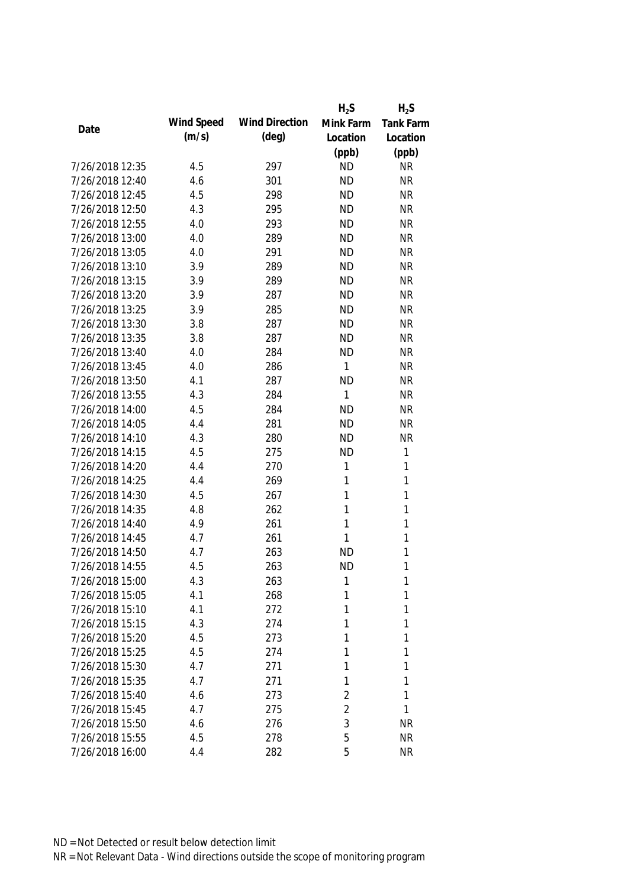| Date | Wind Speed (m/s) | Wind Direction (deg) | $H_2S$ Mink Farm Location (ppb) | $H_2S$ Tank Farm Location (ppb) |
|---|---|---|---|---|
| 7/26/2018 12:35 | 4.5 | 297 | ND | NR |
| 7/26/2018 12:40 | 4.6 | 301 | ND | NR |
| 7/26/2018 12:45 | 4.5 | 298 | ND | NR |
| 7/26/2018 12:50 | 4.3 | 295 | ND | NR |
| 7/26/2018 12:55 | 4.0 | 293 | ND | NR |
| 7/26/2018 13:00 | 4.0 | 289 | ND | NR |
| 7/26/2018 13:05 | 4.0 | 291 | ND | NR |
| 7/26/2018 13:10 | 3.9 | 289 | ND | NR |
| 7/26/2018 13:15 | 3.9 | 289 | ND | NR |
| 7/26/2018 13:20 | 3.9 | 287 | ND | NR |
| 7/26/2018 13:25 | 3.9 | 285 | ND | NR |
| 7/26/2018 13:30 | 3.8 | 287 | ND | NR |
| 7/26/2018 13:35 | 3.8 | 287 | ND | NR |
| 7/26/2018 13:40 | 4.0 | 284 | ND | NR |
| 7/26/2018 13:45 | 4.0 | 286 | 1 | NR |
| 7/26/2018 13:50 | 4.1 | 287 | ND | NR |
| 7/26/2018 13:55 | 4.3 | 284 | 1 | NR |
| 7/26/2018 14:00 | 4.5 | 284 | ND | NR |
| 7/26/2018 14:05 | 4.4 | 281 | ND | NR |
| 7/26/2018 14:10 | 4.3 | 280 | ND | NR |
| 7/26/2018 14:15 | 4.5 | 275 | ND | 1 |
| 7/26/2018 14:20 | 4.4 | 270 | 1 | 1 |
| 7/26/2018 14:25 | 4.4 | 269 | 1 | 1 |
| 7/26/2018 14:30 | 4.5 | 267 | 1 | 1 |
| 7/26/2018 14:35 | 4.8 | 262 | 1 | 1 |
| 7/26/2018 14:40 | 4.9 | 261 | 1 | 1 |
| 7/26/2018 14:45 | 4.7 | 261 | 1 | 1 |
| 7/26/2018 14:50 | 4.7 | 263 | ND | 1 |
| 7/26/2018 14:55 | 4.5 | 263 | ND | 1 |
| 7/26/2018 15:00 | 4.3 | 263 | 1 | 1 |
| 7/26/2018 15:05 | 4.1 | 268 | 1 | 1 |
| 7/26/2018 15:10 | 4.1 | 272 | 1 | 1 |
| 7/26/2018 15:15 | 4.3 | 274 | 1 | 1 |
| 7/26/2018 15:20 | 4.5 | 273 | 1 | 1 |
| 7/26/2018 15:25 | 4.5 | 274 | 1 | 1 |
| 7/26/2018 15:30 | 4.7 | 271 | 1 | 1 |
| 7/26/2018 15:35 | 4.7 | 271 | 1 | 1 |
| 7/26/2018 15:40 | 4.6 | 273 | 2 | 1 |
| 7/26/2018 15:45 | 4.7 | 275 | 2 | 1 |
| 7/26/2018 15:50 | 4.6 | 276 | 3 | NR |
| 7/26/2018 15:55 | 4.5 | 278 | 5 | NR |
| 7/26/2018 16:00 | 4.4 | 282 | 5 | NR |

ND = Not Detected or result below detection limit

NR = Not Relevant Data - Wind directions outside the scope of monitoring program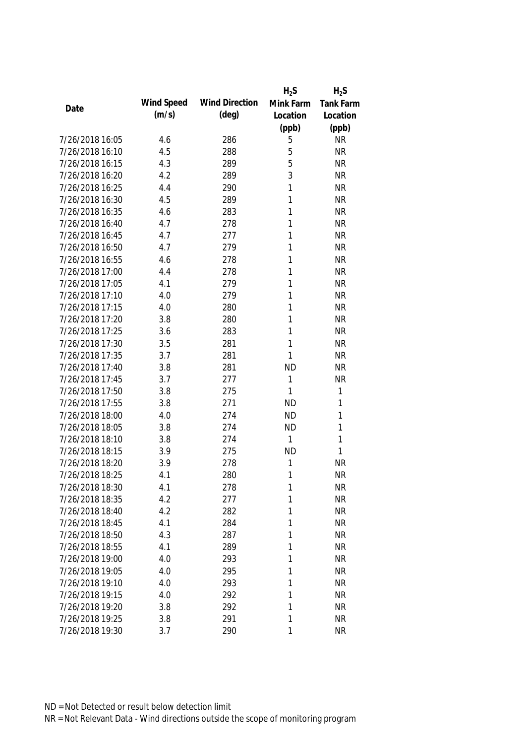| Date | Wind Speed (m/s) | Wind Direction (deg) | $H_2S$ Mink Farm Location (ppb) | $H_2S$ Tank Farm Location (ppb) |
|---|---|---|---|---|
| 7/26/2018 16:05 | 4.6 | 286 | 5 | NR |
| 7/26/2018 16:10 | 4.5 | 288 | 5 | NR |
| 7/26/2018 16:15 | 4.3 | 289 | 5 | NR |
| 7/26/2018 16:20 | 4.2 | 289 | 3 | NR |
| 7/26/2018 16:25 | 4.4 | 290 | 1 | NR |
| 7/26/2018 16:30 | 4.5 | 289 | 1 | NR |
| 7/26/2018 16:35 | 4.6 | 283 | 1 | NR |
| 7/26/2018 16:40 | 4.7 | 278 | 1 | NR |
| 7/26/2018 16:45 | 4.7 | 277 | 1 | NR |
| 7/26/2018 16:50 | 4.7 | 279 | 1 | NR |
| 7/26/2018 16:55 | 4.6 | 278 | 1 | NR |
| 7/26/2018 17:00 | 4.4 | 278 | 1 | NR |
| 7/26/2018 17:05 | 4.1 | 279 | 1 | NR |
| 7/26/2018 17:10 | 4.0 | 279 | 1 | NR |
| 7/26/2018 17:15 | 4.0 | 280 | 1 | NR |
| 7/26/2018 17:20 | 3.8 | 280 | 1 | NR |
| 7/26/2018 17:25 | 3.6 | 283 | 1 | NR |
| 7/26/2018 17:30 | 3.5 | 281 | 1 | NR |
| 7/26/2018 17:35 | 3.7 | 281 | 1 | NR |
| 7/26/2018 17:40 | 3.8 | 281 | ND | NR |
| 7/26/2018 17:45 | 3.7 | 277 | 1 | NR |
| 7/26/2018 17:50 | 3.8 | 275 | 1 | 1 |
| 7/26/2018 17:55 | 3.8 | 271 | ND | 1 |
| 7/26/2018 18:00 | 4.0 | 274 | ND | 1 |
| 7/26/2018 18:05 | 3.8 | 274 | ND | 1 |
| 7/26/2018 18:10 | 3.8 | 274 | 1 | 1 |
| 7/26/2018 18:15 | 3.9 | 275 | ND | 1 |
| 7/26/2018 18:20 | 3.9 | 278 | 1 | NR |
| 7/26/2018 18:25 | 4.1 | 280 | 1 | NR |
| 7/26/2018 18:30 | 4.1 | 278 | 1 | NR |
| 7/26/2018 18:35 | 4.2 | 277 | 1 | NR |
| 7/26/2018 18:40 | 4.2 | 282 | 1 | NR |
| 7/26/2018 18:45 | 4.1 | 284 | 1 | NR |
| 7/26/2018 18:50 | 4.3 | 287 | 1 | NR |
| 7/26/2018 18:55 | 4.1 | 289 | 1 | NR |
| 7/26/2018 19:00 | 4.0 | 293 | 1 | NR |
| 7/26/2018 19:05 | 4.0 | 295 | 1 | NR |
| 7/26/2018 19:10 | 4.0 | 293 | 1 | NR |
| 7/26/2018 19:15 | 4.0 | 292 | 1 | NR |
| 7/26/2018 19:20 | 3.8 | 292 | 1 | NR |
| 7/26/2018 19:25 | 3.8 | 291 | 1 | NR |
| 7/26/2018 19:30 | 3.7 | 290 | 1 | NR |

ND = Not Detected or result below detection limit

NR = Not Relevant Data - Wind directions outside the scope of monitoring program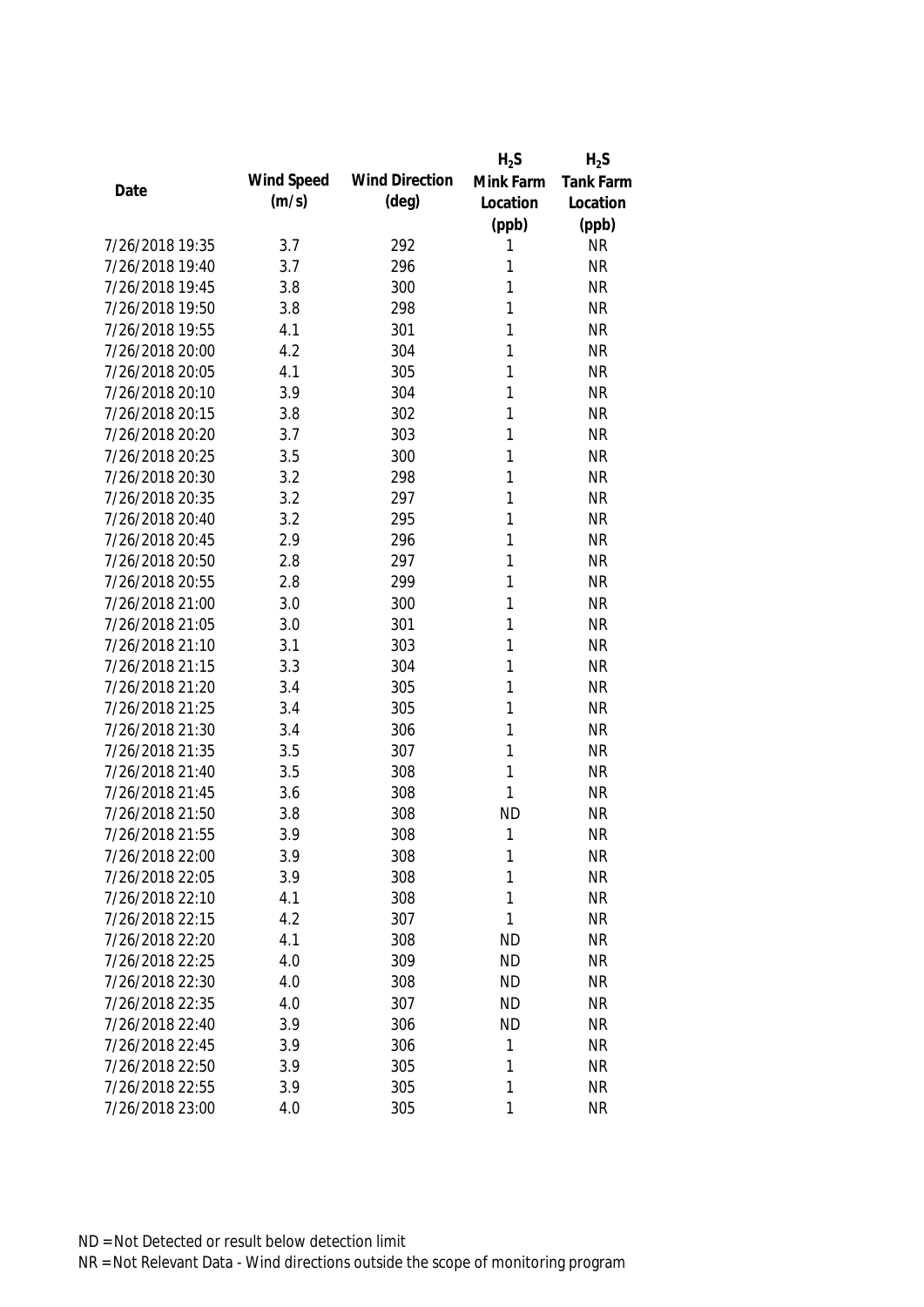| Date | Wind Speed (m/s) | Wind Direction (deg) | $H_2S$ Mink Farm Location (ppb) | $H_2S$ Tank Farm Location (ppb) |
| --- | --- | --- | --- | --- |
| 7/26/2018 19:35 | 3.7 | 292 | 1 | NR |
| 7/26/2018 19:40 | 3.7 | 296 | 1 | NR |
| 7/26/2018 19:45 | 3.8 | 300 | 1 | NR |
| 7/26/2018 19:50 | 3.8 | 298 | 1 | NR |
| 7/26/2018 19:55 | 4.1 | 301 | 1 | NR |
| 7/26/2018 20:00 | 4.2 | 304 | 1 | NR |
| 7/26/2018 20:05 | 4.1 | 305 | 1 | NR |
| 7/26/2018 20:10 | 3.9 | 304 | 1 | NR |
| 7/26/2018 20:15 | 3.8 | 302 | 1 | NR |
| 7/26/2018 20:20 | 3.7 | 303 | 1 | NR |
| 7/26/2018 20:25 | 3.5 | 300 | 1 | NR |
| 7/26/2018 20:30 | 3.2 | 298 | 1 | NR |
| 7/26/2018 20:35 | 3.2 | 297 | 1 | NR |
| 7/26/2018 20:40 | 3.2 | 295 | 1 | NR |
| 7/26/2018 20:45 | 2.9 | 296 | 1 | NR |
| 7/26/2018 20:50 | 2.8 | 297 | 1 | NR |
| 7/26/2018 20:55 | 2.8 | 299 | 1 | NR |
| 7/26/2018 21:00 | 3.0 | 300 | 1 | NR |
| 7/26/2018 21:05 | 3.0 | 301 | 1 | NR |
| 7/26/2018 21:10 | 3.1 | 303 | 1 | NR |
| 7/26/2018 21:15 | 3.3 | 304 | 1 | NR |
| 7/26/2018 21:20 | 3.4 | 305 | 1 | NR |
| 7/26/2018 21:25 | 3.4 | 305 | 1 | NR |
| 7/26/2018 21:30 | 3.4 | 306 | 1 | NR |
| 7/26/2018 21:35 | 3.5 | 307 | 1 | NR |
| 7/26/2018 21:40 | 3.5 | 308 | 1 | NR |
| 7/26/2018 21:45 | 3.6 | 308 | 1 | NR |
| 7/26/2018 21:50 | 3.8 | 308 | ND | NR |
| 7/26/2018 21:55 | 3.9 | 308 | 1 | NR |
| 7/26/2018 22:00 | 3.9 | 308 | 1 | NR |
| 7/26/2018 22:05 | 3.9 | 308 | 1 | NR |
| 7/26/2018 22:10 | 4.1 | 308 | 1 | NR |
| 7/26/2018 22:15 | 4.2 | 307 | 1 | NR |
| 7/26/2018 22:20 | 4.1 | 308 | ND | NR |
| 7/26/2018 22:25 | 4.0 | 309 | ND | NR |
| 7/26/2018 22:30 | 4.0 | 308 | ND | NR |
| 7/26/2018 22:35 | 4.0 | 307 | ND | NR |
| 7/26/2018 22:40 | 3.9 | 306 | ND | NR |
| 7/26/2018 22:45 | 3.9 | 306 | 1 | NR |
| 7/26/2018 22:50 | 3.9 | 305 | 1 | NR |
| 7/26/2018 22:55 | 3.9 | 305 | 1 | NR |
| 7/26/2018 23:00 | 4.0 | 305 | 1 | NR |

ND = Not Detected or result below detection limit

NR = Not Relevant Data - Wind directions outside the scope of monitoring program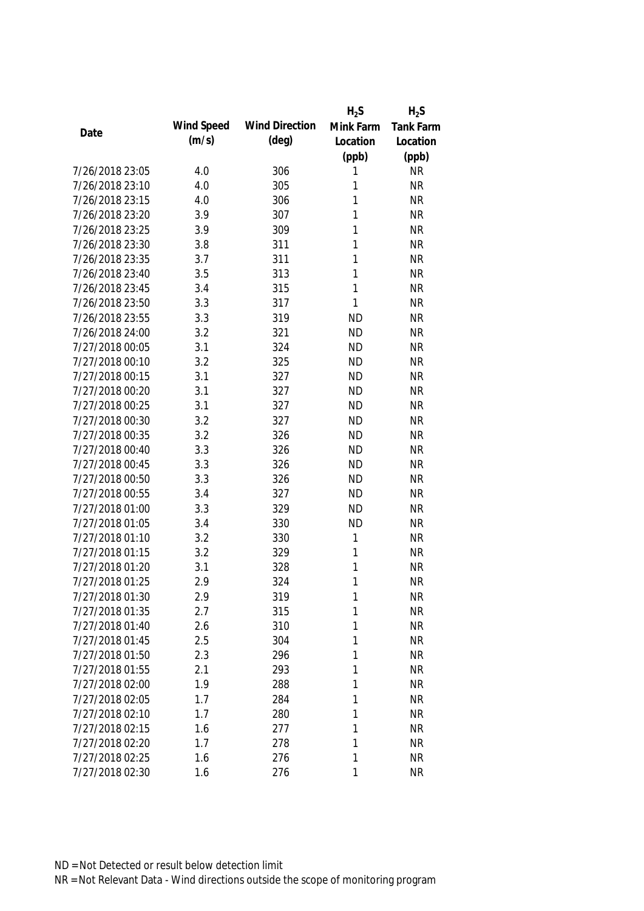| Date | Wind Speed (m/s) | Wind Direction (deg) | $H_2S$ Mink Farm Location (ppb) | $H_2S$ Tank Farm Location (ppb) |
|---|---|---|---|---|
| 7/26/2018 23:05 | 4.0 | 306 | 1 | NR |
| 7/26/2018 23:10 | 4.0 | 305 | 1 | NR |
| 7/26/2018 23:15 | 4.0 | 306 | 1 | NR |
| 7/26/2018 23:20 | 3.9 | 307 | 1 | NR |
| 7/26/2018 23:25 | 3.9 | 309 | 1 | NR |
| 7/26/2018 23:30 | 3.8 | 311 | 1 | NR |
| 7/26/2018 23:35 | 3.7 | 311 | 1 | NR |
| 7/26/2018 23:40 | 3.5 | 313 | 1 | NR |
| 7/26/2018 23:45 | 3.4 | 315 | 1 | NR |
| 7/26/2018 23:50 | 3.3 | 317 | 1 | NR |
| 7/26/2018 23:55 | 3.3 | 319 | ND | NR |
| 7/26/2018 24:00 | 3.2 | 321 | ND | NR |
| 7/27/2018 00:05 | 3.1 | 324 | ND | NR |
| 7/27/2018 00:10 | 3.2 | 325 | ND | NR |
| 7/27/2018 00:15 | 3.1 | 327 | ND | NR |
| 7/27/2018 00:20 | 3.1 | 327 | ND | NR |
| 7/27/2018 00:25 | 3.1 | 327 | ND | NR |
| 7/27/2018 00:30 | 3.2 | 327 | ND | NR |
| 7/27/2018 00:35 | 3.2 | 326 | ND | NR |
| 7/27/2018 00:40 | 3.3 | 326 | ND | NR |
| 7/27/2018 00:45 | 3.3 | 326 | ND | NR |
| 7/27/2018 00:50 | 3.3 | 326 | ND | NR |
| 7/27/2018 00:55 | 3.4 | 327 | ND | NR |
| 7/27/2018 01:00 | 3.3 | 329 | ND | NR |
| 7/27/2018 01:05 | 3.4 | 330 | ND | NR |
| 7/27/2018 01:10 | 3.2 | 330 | 1 | NR |
| 7/27/2018 01:15 | 3.2 | 329 | 1 | NR |
| 7/27/2018 01:20 | 3.1 | 328 | 1 | NR |
| 7/27/2018 01:25 | 2.9 | 324 | 1 | NR |
| 7/27/2018 01:30 | 2.9 | 319 | 1 | NR |
| 7/27/2018 01:35 | 2.7 | 315 | 1 | NR |
| 7/27/2018 01:40 | 2.6 | 310 | 1 | NR |
| 7/27/2018 01:45 | 2.5 | 304 | 1 | NR |
| 7/27/2018 01:50 | 2.3 | 296 | 1 | NR |
| 7/27/2018 01:55 | 2.1 | 293 | 1 | NR |
| 7/27/2018 02:00 | 1.9 | 288 | 1 | NR |
| 7/27/2018 02:05 | 1.7 | 284 | 1 | NR |
| 7/27/2018 02:10 | 1.7 | 280 | 1 | NR |
| 7/27/2018 02:15 | 1.6 | 277 | 1 | NR |
| 7/27/2018 02:20 | 1.7 | 278 | 1 | NR |
| 7/27/2018 02:25 | 1.6 | 276 | 1 | NR |
| 7/27/2018 02:30 | 1.6 | 276 | 1 | NR |

ND = Not Detected or result below detection limit

NR = Not Relevant Data - Wind directions outside the scope of monitoring program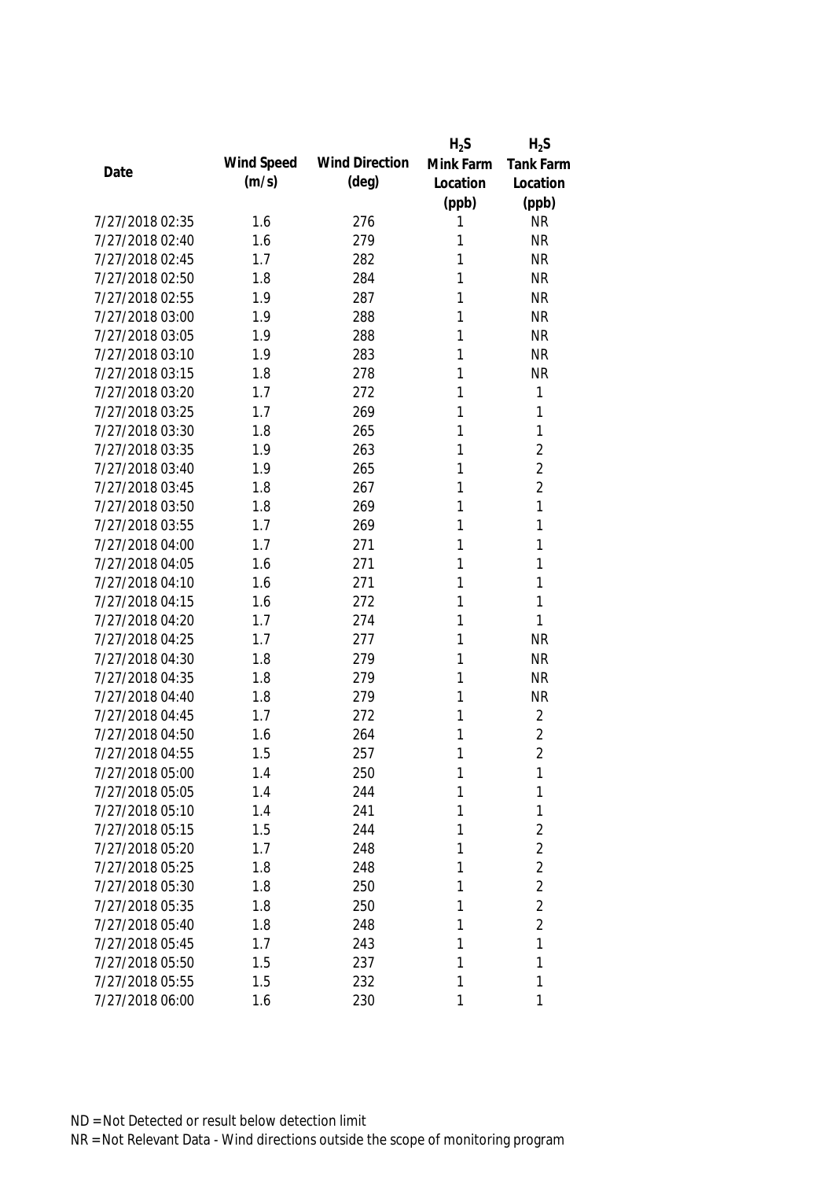| Date | Wind Speed (m/s) | Wind Direction (deg) | $H_2S$ Mink Farm Location (ppb) | $H_2S$ Tank Farm Location (ppb) |
|---|---|---|---|---|
| 7/27/2018 02:35 | 1.6 | 276 | 1 | NR |
| 7/27/2018 02:40 | 1.6 | 279 | 1 | NR |
| 7/27/2018 02:45 | 1.7 | 282 | 1 | NR |
| 7/27/2018 02:50 | 1.8 | 284 | 1 | NR |
| 7/27/2018 02:55 | 1.9 | 287 | 1 | NR |
| 7/27/2018 03:00 | 1.9 | 288 | 1 | NR |
| 7/27/2018 03:05 | 1.9 | 288 | 1 | NR |
| 7/27/2018 03:10 | 1.9 | 283 | 1 | NR |
| 7/27/2018 03:15 | 1.8 | 278 | 1 | NR |
| 7/27/2018 03:20 | 1.7 | 272 | 1 | 1 |
| 7/27/2018 03:25 | 1.7 | 269 | 1 | 1 |
| 7/27/2018 03:30 | 1.8 | 265 | 1 | 1 |
| 7/27/2018 03:35 | 1.9 | 263 | 1 | 2 |
| 7/27/2018 03:40 | 1.9 | 265 | 1 | 2 |
| 7/27/2018 03:45 | 1.8 | 267 | 1 | 2 |
| 7/27/2018 03:50 | 1.8 | 269 | 1 | 1 |
| 7/27/2018 03:55 | 1.7 | 269 | 1 | 1 |
| 7/27/2018 04:00 | 1.7 | 271 | 1 | 1 |
| 7/27/2018 04:05 | 1.6 | 271 | 1 | 1 |
| 7/27/2018 04:10 | 1.6 | 271 | 1 | 1 |
| 7/27/2018 04:15 | 1.6 | 272 | 1 | 1 |
| 7/27/2018 04:20 | 1.7 | 274 | 1 | 1 |
| 7/27/2018 04:25 | 1.7 | 277 | 1 | NR |
| 7/27/2018 04:30 | 1.8 | 279 | 1 | NR |
| 7/27/2018 04:35 | 1.8 | 279 | 1 | NR |
| 7/27/2018 04:40 | 1.8 | 279 | 1 | NR |
| 7/27/2018 04:45 | 1.7 | 272 | 1 | 2 |
| 7/27/2018 04:50 | 1.6 | 264 | 1 | 2 |
| 7/27/2018 04:55 | 1.5 | 257 | 1 | 2 |
| 7/27/2018 05:00 | 1.4 | 250 | 1 | 1 |
| 7/27/2018 05:05 | 1.4 | 244 | 1 | 1 |
| 7/27/2018 05:10 | 1.4 | 241 | 1 | 1 |
| 7/27/2018 05:15 | 1.5 | 244 | 1 | 2 |
| 7/27/2018 05:20 | 1.7 | 248 | 1 | 2 |
| 7/27/2018 05:25 | 1.8 | 248 | 1 | 2 |
| 7/27/2018 05:30 | 1.8 | 250 | 1 | 2 |
| 7/27/2018 05:35 | 1.8 | 250 | 1 | 2 |
| 7/27/2018 05:40 | 1.8 | 248 | 1 | 2 |
| 7/27/2018 05:45 | 1.7 | 243 | 1 | 1 |
| 7/27/2018 05:50 | 1.5 | 237 | 1 | 1 |
| 7/27/2018 05:55 | 1.5 | 232 | 1 | 1 |
| 7/27/2018 06:00 | 1.6 | 230 | 1 | 1 |

ND = Not Detected or result below detection limit

NR = Not Relevant Data - Wind directions outside the scope of monitoring program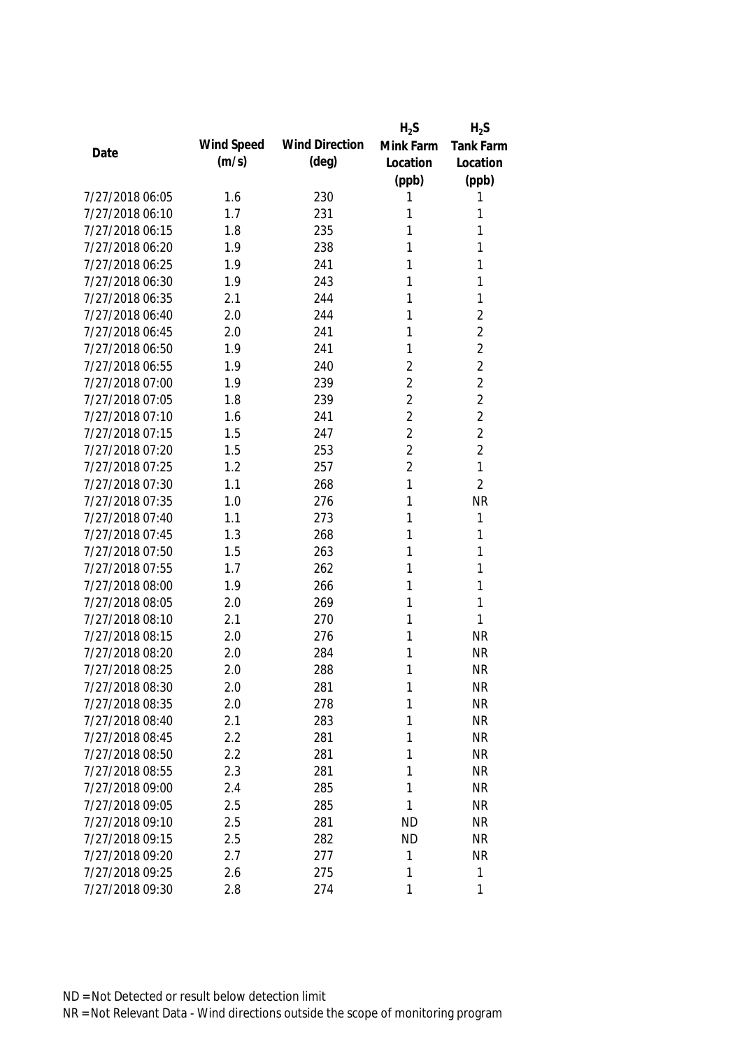| Date | Wind Speed (m/s) | Wind Direction (deg) | $H_2S$ Mink Farm Location (ppb) | $H_2S$ Tank Farm Location (ppb) |
|---|---|---|---|---|
| 7/27/2018 06:05 | 1.6 | 230 | 1 | 1 |
| 7/27/2018 06:10 | 1.7 | 231 | 1 | 1 |
| 7/27/2018 06:15 | 1.8 | 235 | 1 | 1 |
| 7/27/2018 06:20 | 1.9 | 238 | 1 | 1 |
| 7/27/2018 06:25 | 1.9 | 241 | 1 | 1 |
| 7/27/2018 06:30 | 1.9 | 243 | 1 | 1 |
| 7/27/2018 06:35 | 2.1 | 244 | 1 | 1 |
| 7/27/2018 06:40 | 2.0 | 244 | 1 | 2 |
| 7/27/2018 06:45 | 2.0 | 241 | 1 | 2 |
| 7/27/2018 06:50 | 1.9 | 241 | 1 | 2 |
| 7/27/2018 06:55 | 1.9 | 240 | 2 | 2 |
| 7/27/2018 07:00 | 1.9 | 239 | 2 | 2 |
| 7/27/2018 07:05 | 1.8 | 239 | 2 | 2 |
| 7/27/2018 07:10 | 1.6 | 241 | 2 | 2 |
| 7/27/2018 07:15 | 1.5 | 247 | 2 | 2 |
| 7/27/2018 07:20 | 1.5 | 253 | 2 | 2 |
| 7/27/2018 07:25 | 1.2 | 257 | 2 | 1 |
| 7/27/2018 07:30 | 1.1 | 268 | 1 | 2 |
| 7/27/2018 07:35 | 1.0 | 276 | 1 | NR |
| 7/27/2018 07:40 | 1.1 | 273 | 1 | 1 |
| 7/27/2018 07:45 | 1.3 | 268 | 1 | 1 |
| 7/27/2018 07:50 | 1.5 | 263 | 1 | 1 |
| 7/27/2018 07:55 | 1.7 | 262 | 1 | 1 |
| 7/27/2018 08:00 | 1.9 | 266 | 1 | 1 |
| 7/27/2018 08:05 | 2.0 | 269 | 1 | 1 |
| 7/27/2018 08:10 | 2.1 | 270 | 1 | 1 |
| 7/27/2018 08:15 | 2.0 | 276 | 1 | NR |
| 7/27/2018 08:20 | 2.0 | 284 | 1 | NR |
| 7/27/2018 08:25 | 2.0 | 288 | 1 | NR |
| 7/27/2018 08:30 | 2.0 | 281 | 1 | NR |
| 7/27/2018 08:35 | 2.0 | 278 | 1 | NR |
| 7/27/2018 08:40 | 2.1 | 283 | 1 | NR |
| 7/27/2018 08:45 | 2.2 | 281 | 1 | NR |
| 7/27/2018 08:50 | 2.2 | 281 | 1 | NR |
| 7/27/2018 08:55 | 2.3 | 281 | 1 | NR |
| 7/27/2018 09:00 | 2.4 | 285 | 1 | NR |
| 7/27/2018 09:05 | 2.5 | 285 | 1 | NR |
| 7/27/2018 09:10 | 2.5 | 281 | ND | NR |
| 7/27/2018 09:15 | 2.5 | 282 | ND | NR |
| 7/27/2018 09:20 | 2.7 | 277 | 1 | NR |
| 7/27/2018 09:25 | 2.6 | 275 | 1 | 1 |
| 7/27/2018 09:30 | 2.8 | 274 | 1 | 1 |

ND = Not Detected or result below detection limit
NR = Not Relevant Data - Wind directions outside the scope of monitoring program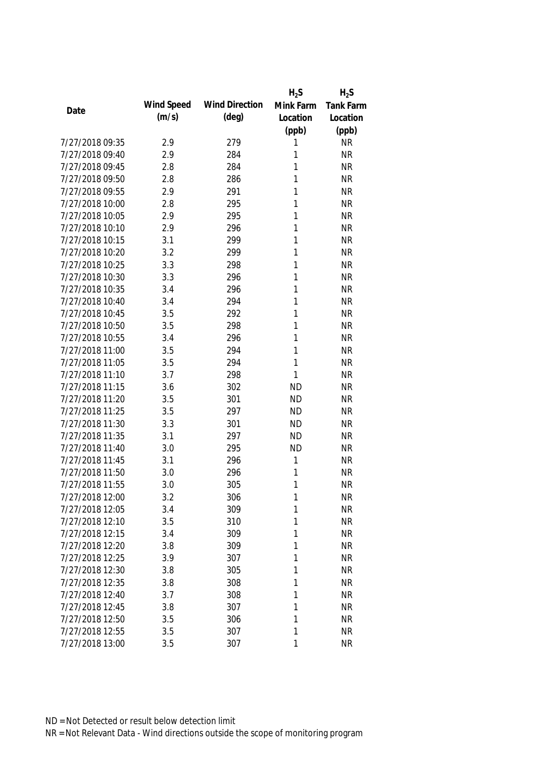| Date | Wind Speed (m/s) | Wind Direction (deg) | $H_2S$ Mink Farm Location (ppb) | $H_2S$ Tank Farm Location (ppb) |
|---|---|---|---|---|
| 7/27/2018 09:35 | 2.9 | 279 | 1 | NR |
| 7/27/2018 09:40 | 2.9 | 284 | 1 | NR |
| 7/27/2018 09:45 | 2.8 | 284 | 1 | NR |
| 7/27/2018 09:50 | 2.8 | 286 | 1 | NR |
| 7/27/2018 09:55 | 2.9 | 291 | 1 | NR |
| 7/27/2018 10:00 | 2.8 | 295 | 1 | NR |
| 7/27/2018 10:05 | 2.9 | 295 | 1 | NR |
| 7/27/2018 10:10 | 2.9 | 296 | 1 | NR |
| 7/27/2018 10:15 | 3.1 | 299 | 1 | NR |
| 7/27/2018 10:20 | 3.2 | 299 | 1 | NR |
| 7/27/2018 10:25 | 3.3 | 298 | 1 | NR |
| 7/27/2018 10:30 | 3.3 | 296 | 1 | NR |
| 7/27/2018 10:35 | 3.4 | 296 | 1 | NR |
| 7/27/2018 10:40 | 3.4 | 294 | 1 | NR |
| 7/27/2018 10:45 | 3.5 | 292 | 1 | NR |
| 7/27/2018 10:50 | 3.5 | 298 | 1 | NR |
| 7/27/2018 10:55 | 3.4 | 296 | 1 | NR |
| 7/27/2018 11:00 | 3.5 | 294 | 1 | NR |
| 7/27/2018 11:05 | 3.5 | 294 | 1 | NR |
| 7/27/2018 11:10 | 3.7 | 298 | 1 | NR |
| 7/27/2018 11:15 | 3.6 | 302 | ND | NR |
| 7/27/2018 11:20 | 3.5 | 301 | ND | NR |
| 7/27/2018 11:25 | 3.5 | 297 | ND | NR |
| 7/27/2018 11:30 | 3.3 | 301 | ND | NR |
| 7/27/2018 11:35 | 3.1 | 297 | ND | NR |
| 7/27/2018 11:40 | 3.0 | 295 | ND | NR |
| 7/27/2018 11:45 | 3.1 | 296 | 1 | NR |
| 7/27/2018 11:50 | 3.0 | 296 | 1 | NR |
| 7/27/2018 11:55 | 3.0 | 305 | 1 | NR |
| 7/27/2018 12:00 | 3.2 | 306 | 1 | NR |
| 7/27/2018 12:05 | 3.4 | 309 | 1 | NR |
| 7/27/2018 12:10 | 3.5 | 310 | 1 | NR |
| 7/27/2018 12:15 | 3.4 | 309 | 1 | NR |
| 7/27/2018 12:20 | 3.8 | 309 | 1 | NR |
| 7/27/2018 12:25 | 3.9 | 307 | 1 | NR |
| 7/27/2018 12:30 | 3.8 | 305 | 1 | NR |
| 7/27/2018 12:35 | 3.8 | 308 | 1 | NR |
| 7/27/2018 12:40 | 3.7 | 308 | 1 | NR |
| 7/27/2018 12:45 | 3.8 | 307 | 1 | NR |
| 7/27/2018 12:50 | 3.5 | 306 | 1 | NR |
| 7/27/2018 12:55 | 3.5 | 307 | 1 | NR |
| 7/27/2018 13:00 | 3.5 | 307 | 1 | NR |

ND = Not Detected or result below detection limit

NR = Not Relevant Data - Wind directions outside the scope of monitoring program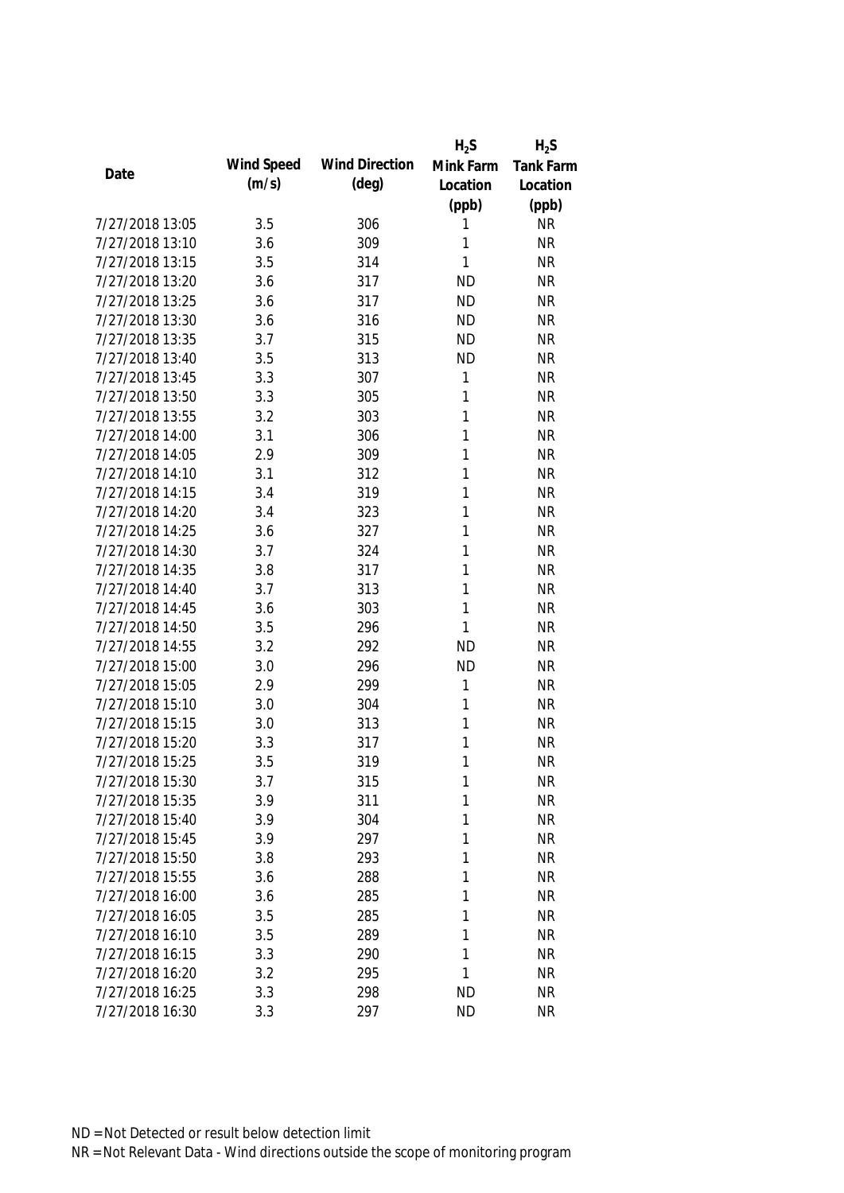| Date | Wind Speed (m/s) | Wind Direction (deg) | $H_2S$ Mink Farm Location (ppb) | $H_2S$ Tank Farm Location (ppb) |
|---|---|---|---|---|
| 7/27/2018 13:05 | 3.5 | 306 | 1 | NR |
| 7/27/2018 13:10 | 3.6 | 309 | 1 | NR |
| 7/27/2018 13:15 | 3.5 | 314 | 1 | NR |
| 7/27/2018 13:20 | 3.6 | 317 | ND | NR |
| 7/27/2018 13:25 | 3.6 | 317 | ND | NR |
| 7/27/2018 13:30 | 3.6 | 316 | ND | NR |
| 7/27/2018 13:35 | 3.7 | 315 | ND | NR |
| 7/27/2018 13:40 | 3.5 | 313 | ND | NR |
| 7/27/2018 13:45 | 3.3 | 307 | 1 | NR |
| 7/27/2018 13:50 | 3.3 | 305 | 1 | NR |
| 7/27/2018 13:55 | 3.2 | 303 | 1 | NR |
| 7/27/2018 14:00 | 3.1 | 306 | 1 | NR |
| 7/27/2018 14:05 | 2.9 | 309 | 1 | NR |
| 7/27/2018 14:10 | 3.1 | 312 | 1 | NR |
| 7/27/2018 14:15 | 3.4 | 319 | 1 | NR |
| 7/27/2018 14:20 | 3.4 | 323 | 1 | NR |
| 7/27/2018 14:25 | 3.6 | 327 | 1 | NR |
| 7/27/2018 14:30 | 3.7 | 324 | 1 | NR |
| 7/27/2018 14:35 | 3.8 | 317 | 1 | NR |
| 7/27/2018 14:40 | 3.7 | 313 | 1 | NR |
| 7/27/2018 14:45 | 3.6 | 303 | 1 | NR |
| 7/27/2018 14:50 | 3.5 | 296 | 1 | NR |
| 7/27/2018 14:55 | 3.2 | 292 | ND | NR |
| 7/27/2018 15:00 | 3.0 | 296 | ND | NR |
| 7/27/2018 15:05 | 2.9 | 299 | 1 | NR |
| 7/27/2018 15:10 | 3.0 | 304 | 1 | NR |
| 7/27/2018 15:15 | 3.0 | 313 | 1 | NR |
| 7/27/2018 15:20 | 3.3 | 317 | 1 | NR |
| 7/27/2018 15:25 | 3.5 | 319 | 1 | NR |
| 7/27/2018 15:30 | 3.7 | 315 | 1 | NR |
| 7/27/2018 15:35 | 3.9 | 311 | 1 | NR |
| 7/27/2018 15:40 | 3.9 | 304 | 1 | NR |
| 7/27/2018 15:45 | 3.9 | 297 | 1 | NR |
| 7/27/2018 15:50 | 3.8 | 293 | 1 | NR |
| 7/27/2018 15:55 | 3.6 | 288 | 1 | NR |
| 7/27/2018 16:00 | 3.6 | 285 | 1 | NR |
| 7/27/2018 16:05 | 3.5 | 285 | 1 | NR |
| 7/27/2018 16:10 | 3.5 | 289 | 1 | NR |
| 7/27/2018 16:15 | 3.3 | 290 | 1 | NR |
| 7/27/2018 16:20 | 3.2 | 295 | 1 | NR |
| 7/27/2018 16:25 | 3.3 | 298 | ND | NR |
| 7/27/2018 16:30 | 3.3 | 297 | ND | NR |

ND = Not Detected or result below detection limit

NR = Not Relevant Data - Wind directions outside the scope of monitoring program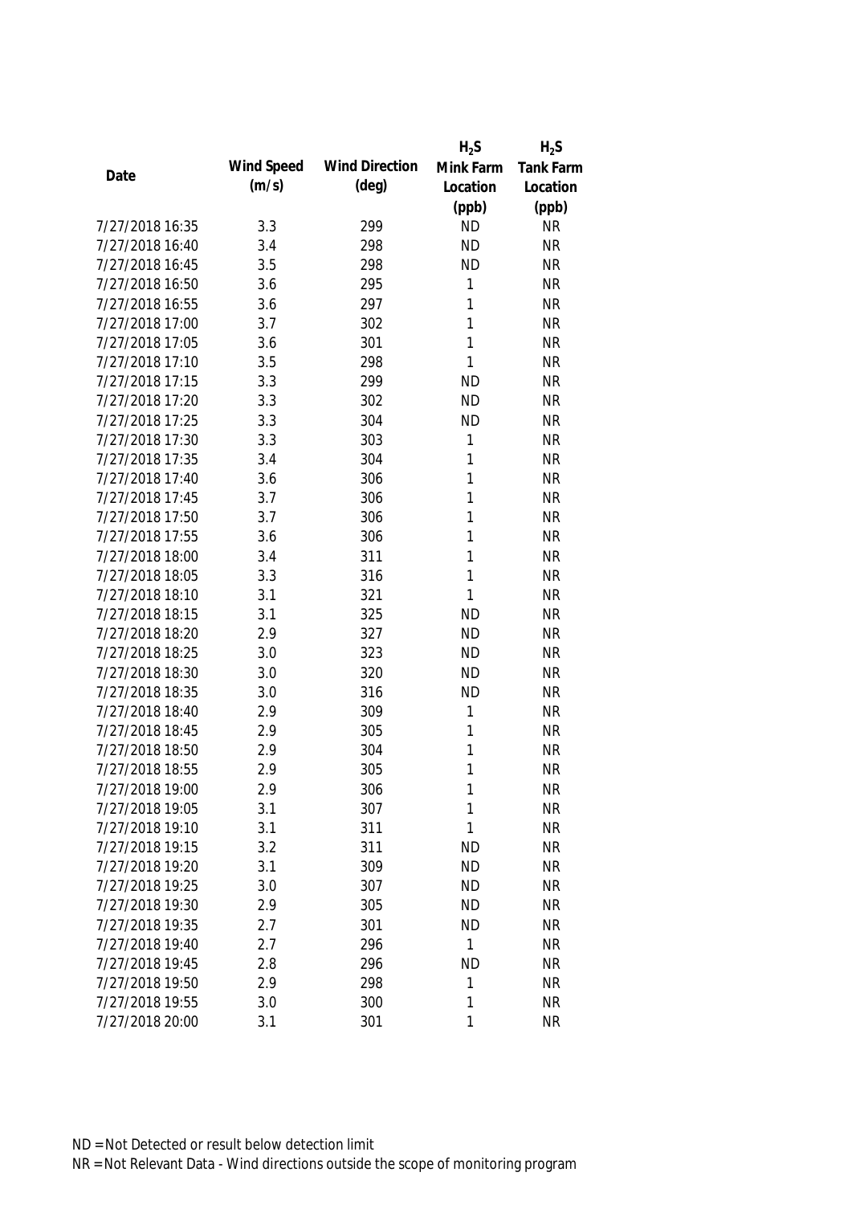| Date | Wind Speed (m/s) | Wind Direction (deg) | $H_2S$ Mink Farm Location (ppb) | $H_2S$ Tank Farm Location (ppb) |
|---|---|---|---|---|
| 7/27/2018 16:35 | 3.3 | 299 | ND | NR |
| 7/27/2018 16:40 | 3.4 | 298 | ND | NR |
| 7/27/2018 16:45 | 3.5 | 298 | ND | NR |
| 7/27/2018 16:50 | 3.6 | 295 | 1 | NR |
| 7/27/2018 16:55 | 3.6 | 297 | 1 | NR |
| 7/27/2018 17:00 | 3.7 | 302 | 1 | NR |
| 7/27/2018 17:05 | 3.6 | 301 | 1 | NR |
| 7/27/2018 17:10 | 3.5 | 298 | 1 | NR |
| 7/27/2018 17:15 | 3.3 | 299 | ND | NR |
| 7/27/2018 17:20 | 3.3 | 302 | ND | NR |
| 7/27/2018 17:25 | 3.3 | 304 | ND | NR |
| 7/27/2018 17:30 | 3.3 | 303 | 1 | NR |
| 7/27/2018 17:35 | 3.4 | 304 | 1 | NR |
| 7/27/2018 17:40 | 3.6 | 306 | 1 | NR |
| 7/27/2018 17:45 | 3.7 | 306 | 1 | NR |
| 7/27/2018 17:50 | 3.7 | 306 | 1 | NR |
| 7/27/2018 17:55 | 3.6 | 306 | 1 | NR |
| 7/27/2018 18:00 | 3.4 | 311 | 1 | NR |
| 7/27/2018 18:05 | 3.3 | 316 | 1 | NR |
| 7/27/2018 18:10 | 3.1 | 321 | 1 | NR |
| 7/27/2018 18:15 | 3.1 | 325 | ND | NR |
| 7/27/2018 18:20 | 2.9 | 327 | ND | NR |
| 7/27/2018 18:25 | 3.0 | 323 | ND | NR |
| 7/27/2018 18:30 | 3.0 | 320 | ND | NR |
| 7/27/2018 18:35 | 3.0 | 316 | ND | NR |
| 7/27/2018 18:40 | 2.9 | 309 | 1 | NR |
| 7/27/2018 18:45 | 2.9 | 305 | 1 | NR |
| 7/27/2018 18:50 | 2.9 | 304 | 1 | NR |
| 7/27/2018 18:55 | 2.9 | 305 | 1 | NR |
| 7/27/2018 19:00 | 2.9 | 306 | 1 | NR |
| 7/27/2018 19:05 | 3.1 | 307 | 1 | NR |
| 7/27/2018 19:10 | 3.1 | 311 | 1 | NR |
| 7/27/2018 19:15 | 3.2 | 311 | ND | NR |
| 7/27/2018 19:20 | 3.1 | 309 | ND | NR |
| 7/27/2018 19:25 | 3.0 | 307 | ND | NR |
| 7/27/2018 19:30 | 2.9 | 305 | ND | NR |
| 7/27/2018 19:35 | 2.7 | 301 | ND | NR |
| 7/27/2018 19:40 | 2.7 | 296 | 1 | NR |
| 7/27/2018 19:45 | 2.8 | 296 | ND | NR |
| 7/27/2018 19:50 | 2.9 | 298 | 1 | NR |
| 7/27/2018 19:55 | 3.0 | 300 | 1 | NR |
| 7/27/2018 20:00 | 3.1 | 301 | 1 | NR |

ND = Not Detected or result below detection limit

NR = Not Relevant Data - Wind directions outside the scope of monitoring program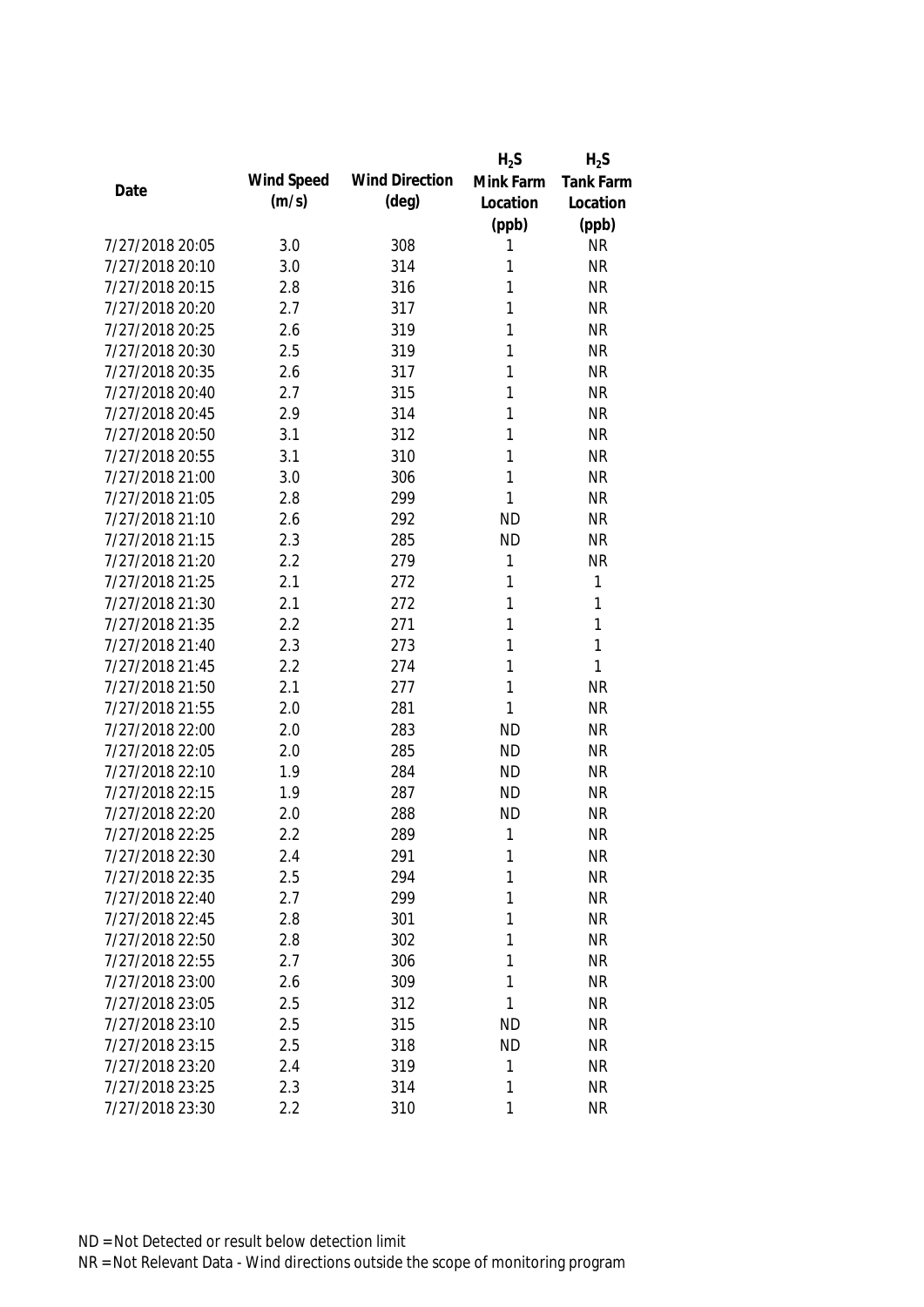| Date | Wind Speed (m/s) | Wind Direction (deg) | $H_2S$ Mink Farm Location (ppb) | $H_2S$ Tank Farm Location (ppb) |
|---|---|---|---|---|
| 7/27/2018 20:05 | 3.0 | 308 | 1 | NR |
| 7/27/2018 20:10 | 3.0 | 314 | 1 | NR |
| 7/27/2018 20:15 | 2.8 | 316 | 1 | NR |
| 7/27/2018 20:20 | 2.7 | 317 | 1 | NR |
| 7/27/2018 20:25 | 2.6 | 319 | 1 | NR |
| 7/27/2018 20:30 | 2.5 | 319 | 1 | NR |
| 7/27/2018 20:35 | 2.6 | 317 | 1 | NR |
| 7/27/2018 20:40 | 2.7 | 315 | 1 | NR |
| 7/27/2018 20:45 | 2.9 | 314 | 1 | NR |
| 7/27/2018 20:50 | 3.1 | 312 | 1 | NR |
| 7/27/2018 20:55 | 3.1 | 310 | 1 | NR |
| 7/27/2018 21:00 | 3.0 | 306 | 1 | NR |
| 7/27/2018 21:05 | 2.8 | 299 | 1 | NR |
| 7/27/2018 21:10 | 2.6 | 292 | ND | NR |
| 7/27/2018 21:15 | 2.3 | 285 | ND | NR |
| 7/27/2018 21:20 | 2.2 | 279 | 1 | NR |
| 7/27/2018 21:25 | 2.1 | 272 | 1 | 1 |
| 7/27/2018 21:30 | 2.1 | 272 | 1 | 1 |
| 7/27/2018 21:35 | 2.2 | 271 | 1 | 1 |
| 7/27/2018 21:40 | 2.3 | 273 | 1 | 1 |
| 7/27/2018 21:45 | 2.2 | 274 | 1 | 1 |
| 7/27/2018 21:50 | 2.1 | 277 | 1 | NR |
| 7/27/2018 21:55 | 2.0 | 281 | 1 | NR |
| 7/27/2018 22:00 | 2.0 | 283 | ND | NR |
| 7/27/2018 22:05 | 2.0 | 285 | ND | NR |
| 7/27/2018 22:10 | 1.9 | 284 | ND | NR |
| 7/27/2018 22:15 | 1.9 | 287 | ND | NR |
| 7/27/2018 22:20 | 2.0 | 288 | ND | NR |
| 7/27/2018 22:25 | 2.2 | 289 | 1 | NR |
| 7/27/2018 22:30 | 2.4 | 291 | 1 | NR |
| 7/27/2018 22:35 | 2.5 | 294 | 1 | NR |
| 7/27/2018 22:40 | 2.7 | 299 | 1 | NR |
| 7/27/2018 22:45 | 2.8 | 301 | 1 | NR |
| 7/27/2018 22:50 | 2.8 | 302 | 1 | NR |
| 7/27/2018 22:55 | 2.7 | 306 | 1 | NR |
| 7/27/2018 23:00 | 2.6 | 309 | 1 | NR |
| 7/27/2018 23:05 | 2.5 | 312 | 1 | NR |
| 7/27/2018 23:10 | 2.5 | 315 | ND | NR |
| 7/27/2018 23:15 | 2.5 | 318 | ND | NR |
| 7/27/2018 23:20 | 2.4 | 319 | 1 | NR |
| 7/27/2018 23:25 | 2.3 | 314 | 1 | NR |
| 7/27/2018 23:30 | 2.2 | 310 | 1 | NR |

ND = Not Detected or result below detection limit
NR = Not Relevant Data - Wind directions outside the scope of monitoring program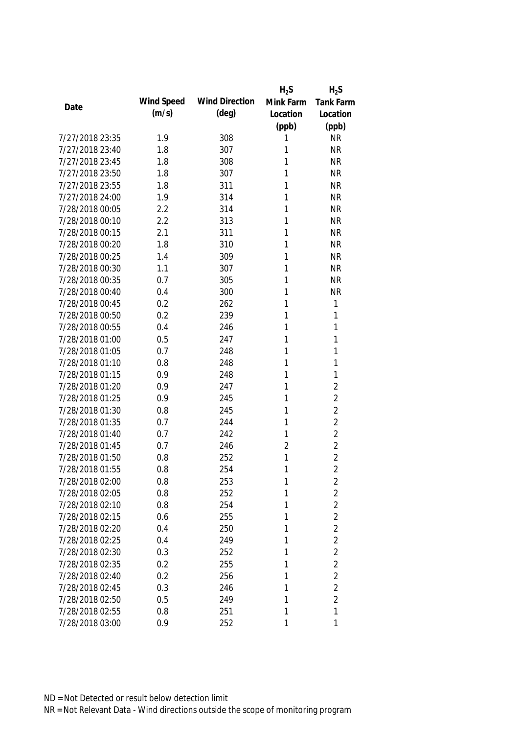| Date | Wind Speed (m/s) | Wind Direction (deg) | $H_2S$ Mink Farm Location (ppb) | $H_2S$ Tank Farm Location (ppb) |
|---|---|---|---|---|
| 7/27/2018 23:35 | 1.9 | 308 | 1 | NR |
| 7/27/2018 23:40 | 1.8 | 307 | 1 | NR |
| 7/27/2018 23:45 | 1.8 | 308 | 1 | NR |
| 7/27/2018 23:50 | 1.8 | 307 | 1 | NR |
| 7/27/2018 23:55 | 1.8 | 311 | 1 | NR |
| 7/27/2018 24:00 | 1.9 | 314 | 1 | NR |
| 7/28/2018 00:05 | 2.2 | 314 | 1 | NR |
| 7/28/2018 00:10 | 2.2 | 313 | 1 | NR |
| 7/28/2018 00:15 | 2.1 | 311 | 1 | NR |
| 7/28/2018 00:20 | 1.8 | 310 | 1 | NR |
| 7/28/2018 00:25 | 1.4 | 309 | 1 | NR |
| 7/28/2018 00:30 | 1.1 | 307 | 1 | NR |
| 7/28/2018 00:35 | 0.7 | 305 | 1 | NR |
| 7/28/2018 00:40 | 0.4 | 300 | 1 | NR |
| 7/28/2018 00:45 | 0.2 | 262 | 1 | 1 |
| 7/28/2018 00:50 | 0.2 | 239 | 1 | 1 |
| 7/28/2018 00:55 | 0.4 | 246 | 1 | 1 |
| 7/28/2018 01:00 | 0.5 | 247 | 1 | 1 |
| 7/28/2018 01:05 | 0.7 | 248 | 1 | 1 |
| 7/28/2018 01:10 | 0.8 | 248 | 1 | 1 |
| 7/28/2018 01:15 | 0.9 | 248 | 1 | 1 |
| 7/28/2018 01:20 | 0.9 | 247 | 1 | 2 |
| 7/28/2018 01:25 | 0.9 | 245 | 1 | 2 |
| 7/28/2018 01:30 | 0.8 | 245 | 1 | 2 |
| 7/28/2018 01:35 | 0.7 | 244 | 1 | 2 |
| 7/28/2018 01:40 | 0.7 | 242 | 1 | 2 |
| 7/28/2018 01:45 | 0.7 | 246 | 2 | 2 |
| 7/28/2018 01:50 | 0.8 | 252 | 1 | 2 |
| 7/28/2018 01:55 | 0.8 | 254 | 1 | 2 |
| 7/28/2018 02:00 | 0.8 | 253 | 1 | 2 |
| 7/28/2018 02:05 | 0.8 | 252 | 1 | 2 |
| 7/28/2018 02:10 | 0.8 | 254 | 1 | 2 |
| 7/28/2018 02:15 | 0.6 | 255 | 1 | 2 |
| 7/28/2018 02:20 | 0.4 | 250 | 1 | 2 |
| 7/28/2018 02:25 | 0.4 | 249 | 1 | 2 |
| 7/28/2018 02:30 | 0.3 | 252 | 1 | 2 |
| 7/28/2018 02:35 | 0.2 | 255 | 1 | 2 |
| 7/28/2018 02:40 | 0.2 | 256 | 1 | 2 |
| 7/28/2018 02:45 | 0.3 | 246 | 1 | 2 |
| 7/28/2018 02:50 | 0.5 | 249 | 1 | 2 |
| 7/28/2018 02:55 | 0.8 | 251 | 1 | 1 |
| 7/28/2018 03:00 | 0.9 | 252 | 1 | 1 |

ND = Not Detected or result below detection limit

NR = Not Relevant Data - Wind directions outside the scope of monitoring program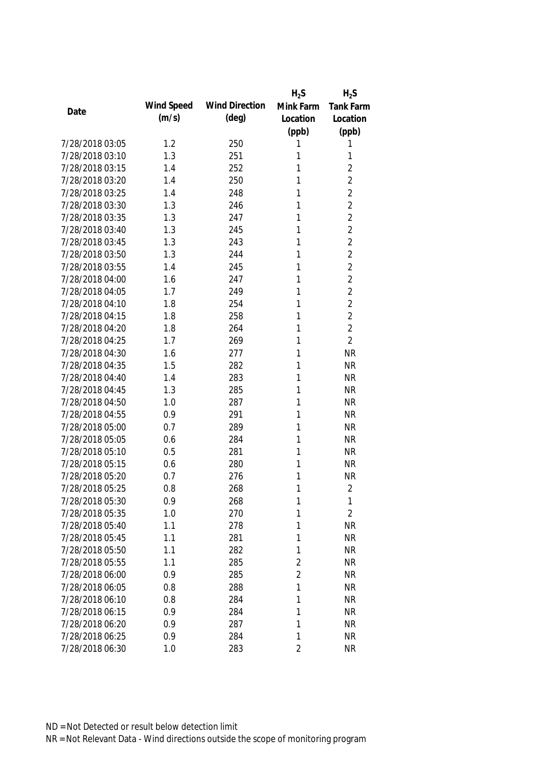| Date | Wind Speed (m/s) | Wind Direction (deg) | $H_2S$ Mink Farm Location (ppb) | $H_2S$ Tank Farm Location (ppb) |
|---|---|---|---|---|
| 7/28/2018 03:05 | 1.2 | 250 | 1 | 1 |
| 7/28/2018 03:10 | 1.3 | 251 | 1 | 1 |
| 7/28/2018 03:15 | 1.4 | 252 | 1 | 2 |
| 7/28/2018 03:20 | 1.4 | 250 | 1 | 2 |
| 7/28/2018 03:25 | 1.4 | 248 | 1 | 2 |
| 7/28/2018 03:30 | 1.3 | 246 | 1 | 2 |
| 7/28/2018 03:35 | 1.3 | 247 | 1 | 2 |
| 7/28/2018 03:40 | 1.3 | 245 | 1 | 2 |
| 7/28/2018 03:45 | 1.3 | 243 | 1 | 2 |
| 7/28/2018 03:50 | 1.3 | 244 | 1 | 2 |
| 7/28/2018 03:55 | 1.4 | 245 | 1 | 2 |
| 7/28/2018 04:00 | 1.6 | 247 | 1 | 2 |
| 7/28/2018 04:05 | 1.7 | 249 | 1 | 2 |
| 7/28/2018 04:10 | 1.8 | 254 | 1 | 2 |
| 7/28/2018 04:15 | 1.8 | 258 | 1 | 2 |
| 7/28/2018 04:20 | 1.8 | 264 | 1 | 2 |
| 7/28/2018 04:25 | 1.7 | 269 | 1 | 2 |
| 7/28/2018 04:30 | 1.6 | 277 | 1 | NR |
| 7/28/2018 04:35 | 1.5 | 282 | 1 | NR |
| 7/28/2018 04:40 | 1.4 | 283 | 1 | NR |
| 7/28/2018 04:45 | 1.3 | 285 | 1 | NR |
| 7/28/2018 04:50 | 1.0 | 287 | 1 | NR |
| 7/28/2018 04:55 | 0.9 | 291 | 1 | NR |
| 7/28/2018 05:00 | 0.7 | 289 | 1 | NR |
| 7/28/2018 05:05 | 0.6 | 284 | 1 | NR |
| 7/28/2018 05:10 | 0.5 | 281 | 1 | NR |
| 7/28/2018 05:15 | 0.6 | 280 | 1 | NR |
| 7/28/2018 05:20 | 0.7 | 276 | 1 | NR |
| 7/28/2018 05:25 | 0.8 | 268 | 1 | 2 |
| 7/28/2018 05:30 | 0.9 | 268 | 1 | 1 |
| 7/28/2018 05:35 | 1.0 | 270 | 1 | 2 |
| 7/28/2018 05:40 | 1.1 | 278 | 1 | NR |
| 7/28/2018 05:45 | 1.1 | 281 | 1 | NR |
| 7/28/2018 05:50 | 1.1 | 282 | 1 | NR |
| 7/28/2018 05:55 | 1.1 | 285 | 2 | NR |
| 7/28/2018 06:00 | 0.9 | 285 | 2 | NR |
| 7/28/2018 06:05 | 0.8 | 288 | 1 | NR |
| 7/28/2018 06:10 | 0.8 | 284 | 1 | NR |
| 7/28/2018 06:15 | 0.9 | 284 | 1 | NR |
| 7/28/2018 06:20 | 0.9 | 287 | 1 | NR |
| 7/28/2018 06:25 | 0.9 | 284 | 1 | NR |
| 7/28/2018 06:30 | 1.0 | 283 | 2 | NR |

ND = Not Detected or result below detection limit

NR = Not Relevant Data - Wind directions outside the scope of monitoring program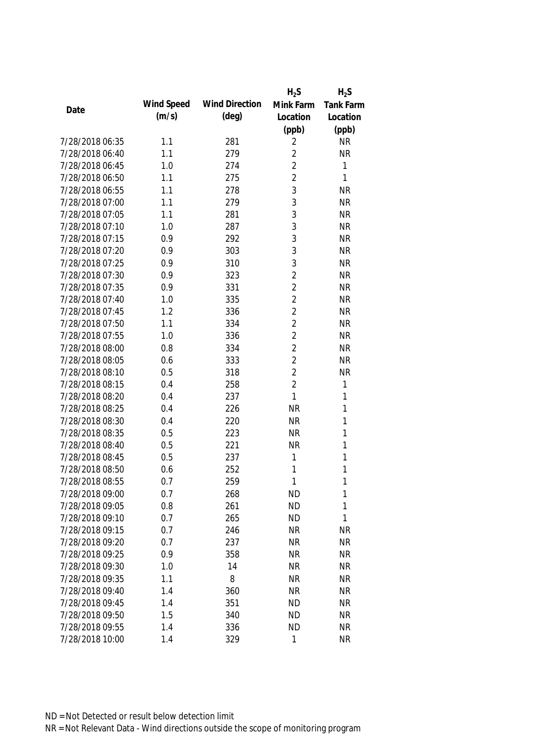| Date | Wind Speed (m/s) | Wind Direction (deg) | $H_2S$ Mink Farm Location (ppb) | $H_2S$ Tank Farm Location (ppb) |
|---|---|---|---|---|
| 7/28/2018 06:35 | 1.1 | 281 | 2 | NR |
| 7/28/2018 06:40 | 1.1 | 279 | 2 | NR |
| 7/28/2018 06:45 | 1.0 | 274 | 2 | 1 |
| 7/28/2018 06:50 | 1.1 | 275 | 2 | 1 |
| 7/28/2018 06:55 | 1.1 | 278 | 3 | NR |
| 7/28/2018 07:00 | 1.1 | 279 | 3 | NR |
| 7/28/2018 07:05 | 1.1 | 281 | 3 | NR |
| 7/28/2018 07:10 | 1.0 | 287 | 3 | NR |
| 7/28/2018 07:15 | 0.9 | 292 | 3 | NR |
| 7/28/2018 07:20 | 0.9 | 303 | 3 | NR |
| 7/28/2018 07:25 | 0.9 | 310 | 3 | NR |
| 7/28/2018 07:30 | 0.9 | 323 | 2 | NR |
| 7/28/2018 07:35 | 0.9 | 331 | 2 | NR |
| 7/28/2018 07:40 | 1.0 | 335 | 2 | NR |
| 7/28/2018 07:45 | 1.2 | 336 | 2 | NR |
| 7/28/2018 07:50 | 1.1 | 334 | 2 | NR |
| 7/28/2018 07:55 | 1.0 | 336 | 2 | NR |
| 7/28/2018 08:00 | 0.8 | 334 | 2 | NR |
| 7/28/2018 08:05 | 0.6 | 333 | 2 | NR |
| 7/28/2018 08:10 | 0.5 | 318 | 2 | NR |
| 7/28/2018 08:15 | 0.4 | 258 | 2 | 1 |
| 7/28/2018 08:20 | 0.4 | 237 | 1 | 1 |
| 7/28/2018 08:25 | 0.4 | 226 | NR | 1 |
| 7/28/2018 08:30 | 0.4 | 220 | NR | 1 |
| 7/28/2018 08:35 | 0.5 | 223 | NR | 1 |
| 7/28/2018 08:40 | 0.5 | 221 | NR | 1 |
| 7/28/2018 08:45 | 0.5 | 237 | 1 | 1 |
| 7/28/2018 08:50 | 0.6 | 252 | 1 | 1 |
| 7/28/2018 08:55 | 0.7 | 259 | 1 | 1 |
| 7/28/2018 09:00 | 0.7 | 268 | ND | 1 |
| 7/28/2018 09:05 | 0.8 | 261 | ND | 1 |
| 7/28/2018 09:10 | 0.7 | 265 | ND | 1 |
| 7/28/2018 09:15 | 0.7 | 246 | NR | NR |
| 7/28/2018 09:20 | 0.7 | 237 | NR | NR |
| 7/28/2018 09:25 | 0.9 | 358 | NR | NR |
| 7/28/2018 09:30 | 1.0 | 14 | NR | NR |
| 7/28/2018 09:35 | 1.1 | 8 | NR | NR |
| 7/28/2018 09:40 | 1.4 | 360 | NR | NR |
| 7/28/2018 09:45 | 1.4 | 351 | ND | NR |
| 7/28/2018 09:50 | 1.5 | 340 | ND | NR |
| 7/28/2018 09:55 | 1.4 | 336 | ND | NR |
| 7/28/2018 10:00 | 1.4 | 329 | 1 | NR |

ND = Not Detected or result below detection limit

NR = Not Relevant Data - Wind directions outside the scope of monitoring program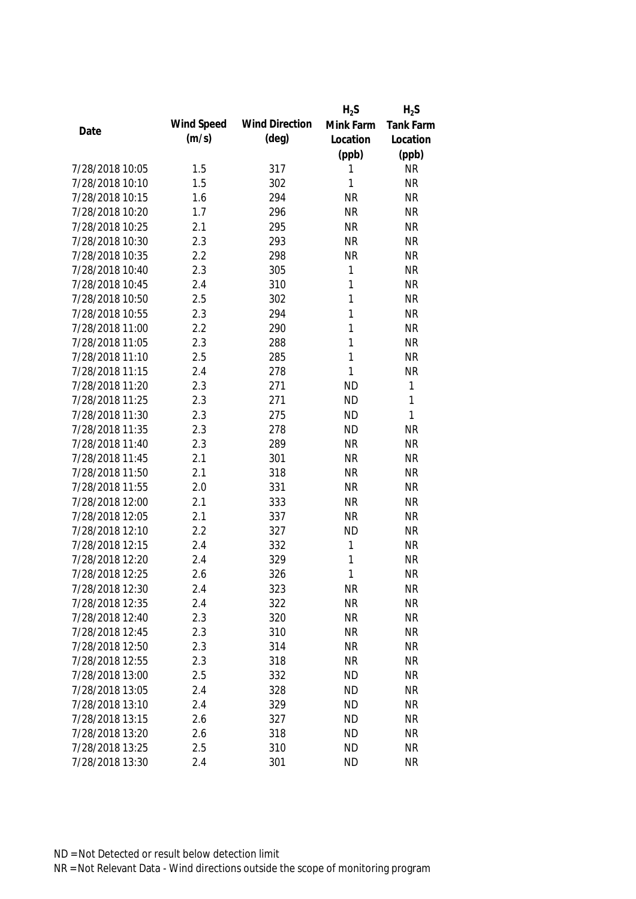| Date | Wind Speed (m/s) | Wind Direction (deg) | $H_2S$ Mink Farm Location (ppb) | $H_2S$ Tank Farm Location (ppb) |
|---|---|---|---|---|
| 7/28/2018 10:05 | 1.5 | 317 | 1 | NR |
| 7/28/2018 10:10 | 1.5 | 302 | 1 | NR |
| 7/28/2018 10:15 | 1.6 | 294 | NR | NR |
| 7/28/2018 10:20 | 1.7 | 296 | NR | NR |
| 7/28/2018 10:25 | 2.1 | 295 | NR | NR |
| 7/28/2018 10:30 | 2.3 | 293 | NR | NR |
| 7/28/2018 10:35 | 2.2 | 298 | NR | NR |
| 7/28/2018 10:40 | 2.3 | 305 | 1 | NR |
| 7/28/2018 10:45 | 2.4 | 310 | 1 | NR |
| 7/28/2018 10:50 | 2.5 | 302 | 1 | NR |
| 7/28/2018 10:55 | 2.3 | 294 | 1 | NR |
| 7/28/2018 11:00 | 2.2 | 290 | 1 | NR |
| 7/28/2018 11:05 | 2.3 | 288 | 1 | NR |
| 7/28/2018 11:10 | 2.5 | 285 | 1 | NR |
| 7/28/2018 11:15 | 2.4 | 278 | 1 | NR |
| 7/28/2018 11:20 | 2.3 | 271 | ND | 1 |
| 7/28/2018 11:25 | 2.3 | 271 | ND | 1 |
| 7/28/2018 11:30 | 2.3 | 275 | ND | 1 |
| 7/28/2018 11:35 | 2.3 | 278 | ND | NR |
| 7/28/2018 11:40 | 2.3 | 289 | NR | NR |
| 7/28/2018 11:45 | 2.1 | 301 | NR | NR |
| 7/28/2018 11:50 | 2.1 | 318 | NR | NR |
| 7/28/2018 11:55 | 2.0 | 331 | NR | NR |
| 7/28/2018 12:00 | 2.1 | 333 | NR | NR |
| 7/28/2018 12:05 | 2.1 | 337 | NR | NR |
| 7/28/2018 12:10 | 2.2 | 327 | ND | NR |
| 7/28/2018 12:15 | 2.4 | 332 | 1 | NR |
| 7/28/2018 12:20 | 2.4 | 329 | 1 | NR |
| 7/28/2018 12:25 | 2.6 | 326 | 1 | NR |
| 7/28/2018 12:30 | 2.4 | 323 | NR | NR |
| 7/28/2018 12:35 | 2.4 | 322 | NR | NR |
| 7/28/2018 12:40 | 2.3 | 320 | NR | NR |
| 7/28/2018 12:45 | 2.3 | 310 | NR | NR |
| 7/28/2018 12:50 | 2.3 | 314 | NR | NR |
| 7/28/2018 12:55 | 2.3 | 318 | NR | NR |
| 7/28/2018 13:00 | 2.5 | 332 | ND | NR |
| 7/28/2018 13:05 | 2.4 | 328 | ND | NR |
| 7/28/2018 13:10 | 2.4 | 329 | ND | NR |
| 7/28/2018 13:15 | 2.6 | 327 | ND | NR |
| 7/28/2018 13:20 | 2.6 | 318 | ND | NR |
| 7/28/2018 13:25 | 2.5 | 310 | ND | NR |
| 7/28/2018 13:30 | 2.4 | 301 | ND | NR |

ND = Not Detected or result below detection limit
NR = Not Relevant Data - Wind directions outside the scope of monitoring program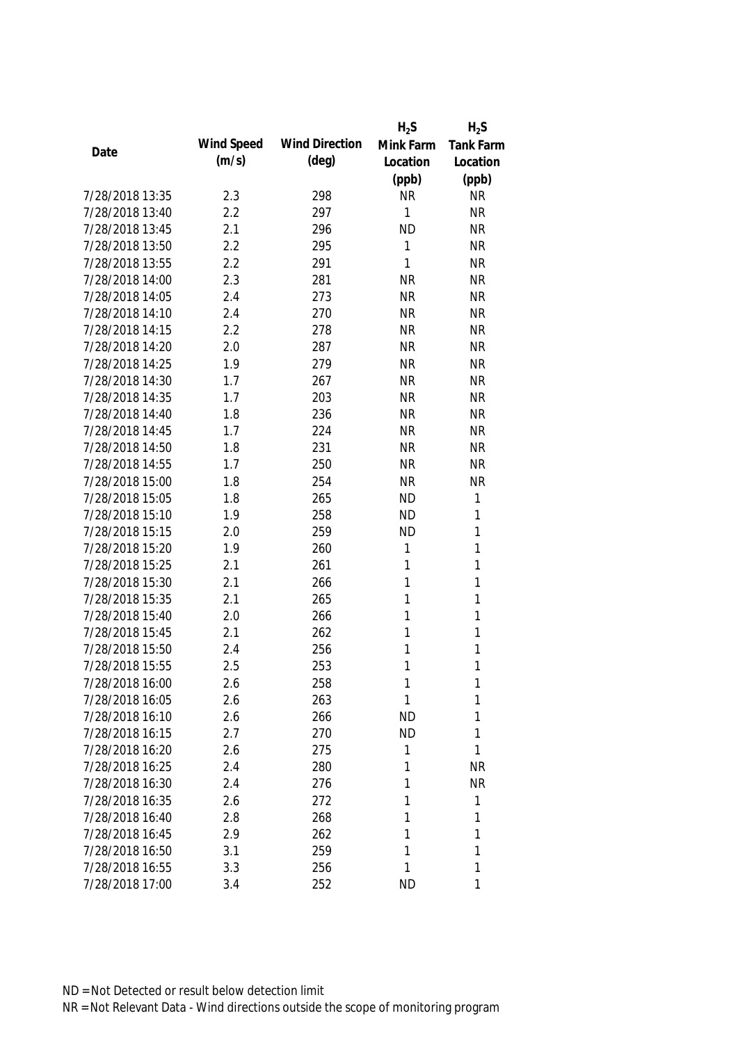| Date | Wind Speed (m/s) | Wind Direction (deg) | $H_2S$ Mink Farm Location (ppb) | $H_2S$ Tank Farm Location (ppb) |
|---|---|---|---|---|
| 7/28/2018 13:35 | 2.3 | 298 | NR | NR |
| 7/28/2018 13:40 | 2.2 | 297 | 1 | NR |
| 7/28/2018 13:45 | 2.1 | 296 | ND | NR |
| 7/28/2018 13:50 | 2.2 | 295 | 1 | NR |
| 7/28/2018 13:55 | 2.2 | 291 | 1 | NR |
| 7/28/2018 14:00 | 2.3 | 281 | NR | NR |
| 7/28/2018 14:05 | 2.4 | 273 | NR | NR |
| 7/28/2018 14:10 | 2.4 | 270 | NR | NR |
| 7/28/2018 14:15 | 2.2 | 278 | NR | NR |
| 7/28/2018 14:20 | 2.0 | 287 | NR | NR |
| 7/28/2018 14:25 | 1.9 | 279 | NR | NR |
| 7/28/2018 14:30 | 1.7 | 267 | NR | NR |
| 7/28/2018 14:35 | 1.7 | 203 | NR | NR |
| 7/28/2018 14:40 | 1.8 | 236 | NR | NR |
| 7/28/2018 14:45 | 1.7 | 224 | NR | NR |
| 7/28/2018 14:50 | 1.8 | 231 | NR | NR |
| 7/28/2018 14:55 | 1.7 | 250 | NR | NR |
| 7/28/2018 15:00 | 1.8 | 254 | NR | NR |
| 7/28/2018 15:05 | 1.8 | 265 | ND | 1 |
| 7/28/2018 15:10 | 1.9 | 258 | ND | 1 |
| 7/28/2018 15:15 | 2.0 | 259 | ND | 1 |
| 7/28/2018 15:20 | 1.9 | 260 | 1 | 1 |
| 7/28/2018 15:25 | 2.1 | 261 | 1 | 1 |
| 7/28/2018 15:30 | 2.1 | 266 | 1 | 1 |
| 7/28/2018 15:35 | 2.1 | 265 | 1 | 1 |
| 7/28/2018 15:40 | 2.0 | 266 | 1 | 1 |
| 7/28/2018 15:45 | 2.1 | 262 | 1 | 1 |
| 7/28/2018 15:50 | 2.4 | 256 | 1 | 1 |
| 7/28/2018 15:55 | 2.5 | 253 | 1 | 1 |
| 7/28/2018 16:00 | 2.6 | 258 | 1 | 1 |
| 7/28/2018 16:05 | 2.6 | 263 | 1 | 1 |
| 7/28/2018 16:10 | 2.6 | 266 | ND | 1 |
| 7/28/2018 16:15 | 2.7 | 270 | ND | 1 |
| 7/28/2018 16:20 | 2.6 | 275 | 1 | 1 |
| 7/28/2018 16:25 | 2.4 | 280 | 1 | NR |
| 7/28/2018 16:30 | 2.4 | 276 | 1 | NR |
| 7/28/2018 16:35 | 2.6 | 272 | 1 | 1 |
| 7/28/2018 16:40 | 2.8 | 268 | 1 | 1 |
| 7/28/2018 16:45 | 2.9 | 262 | 1 | 1 |
| 7/28/2018 16:50 | 3.1 | 259 | 1 | 1 |
| 7/28/2018 16:55 | 3.3 | 256 | 1 | 1 |
| 7/28/2018 17:00 | 3.4 | 252 | ND | 1 |

ND = Not Detected or result below detection limit

NR = Not Relevant Data - Wind directions outside the scope of monitoring program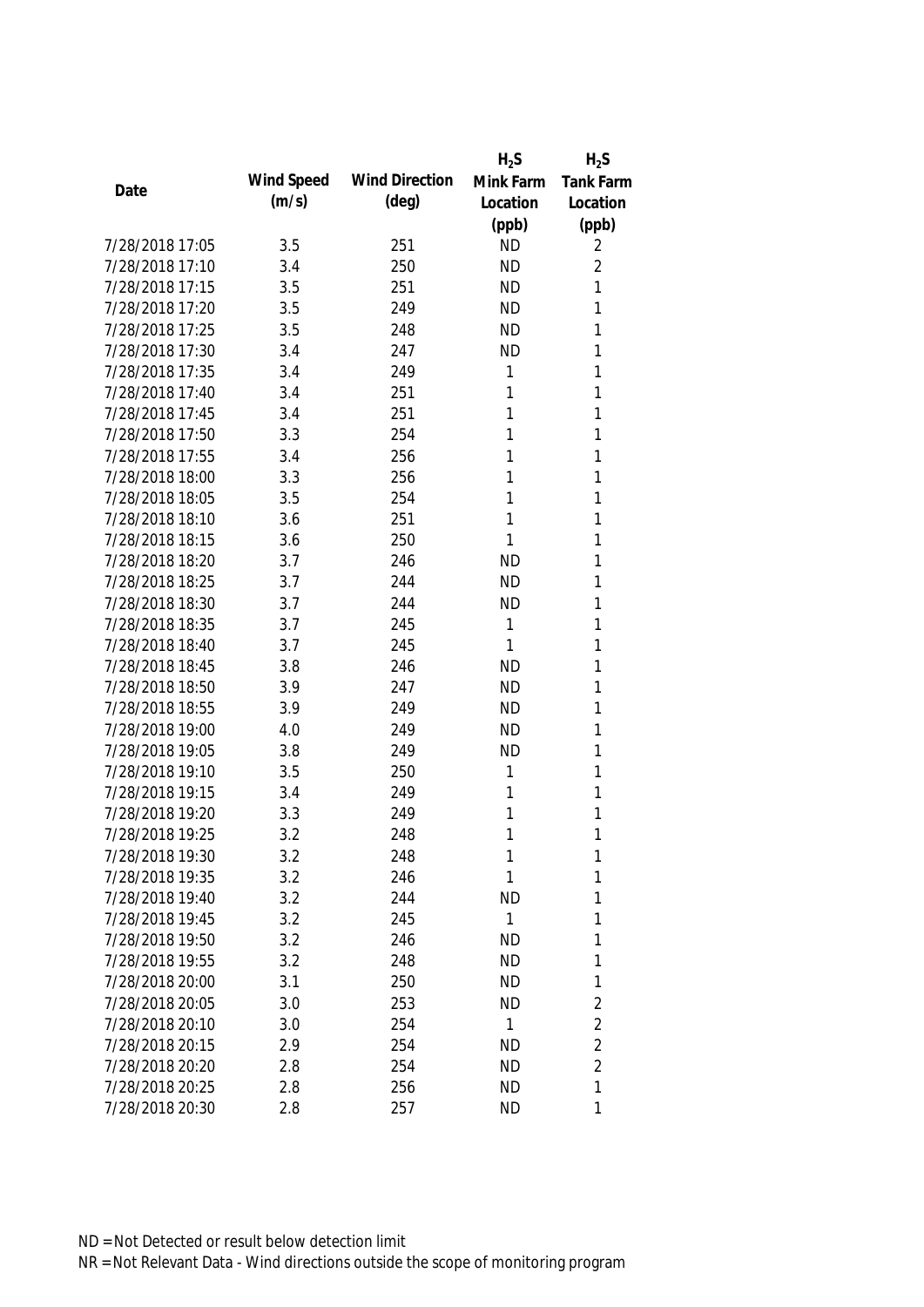| Date | Wind Speed (m/s) | Wind Direction (deg) | $H_2S$ Mink Farm Location (ppb) | $H_2S$ Tank Farm Location (ppb) |
|---|---|---|---|---|
| 7/28/2018 17:05 | 3.5 | 251 | ND | 2 |
| 7/28/2018 17:10 | 3.4 | 250 | ND | 2 |
| 7/28/2018 17:15 | 3.5 | 251 | ND | 1 |
| 7/28/2018 17:20 | 3.5 | 249 | ND | 1 |
| 7/28/2018 17:25 | 3.5 | 248 | ND | 1 |
| 7/28/2018 17:30 | 3.4 | 247 | ND | 1 |
| 7/28/2018 17:35 | 3.4 | 249 | 1 | 1 |
| 7/28/2018 17:40 | 3.4 | 251 | 1 | 1 |
| 7/28/2018 17:45 | 3.4 | 251 | 1 | 1 |
| 7/28/2018 17:50 | 3.3 | 254 | 1 | 1 |
| 7/28/2018 17:55 | 3.4 | 256 | 1 | 1 |
| 7/28/2018 18:00 | 3.3 | 256 | 1 | 1 |
| 7/28/2018 18:05 | 3.5 | 254 | 1 | 1 |
| 7/28/2018 18:10 | 3.6 | 251 | 1 | 1 |
| 7/28/2018 18:15 | 3.6 | 250 | 1 | 1 |
| 7/28/2018 18:20 | 3.7 | 246 | ND | 1 |
| 7/28/2018 18:25 | 3.7 | 244 | ND | 1 |
| 7/28/2018 18:30 | 3.7 | 244 | ND | 1 |
| 7/28/2018 18:35 | 3.7 | 245 | 1 | 1 |
| 7/28/2018 18:40 | 3.7 | 245 | 1 | 1 |
| 7/28/2018 18:45 | 3.8 | 246 | ND | 1 |
| 7/28/2018 18:50 | 3.9 | 247 | ND | 1 |
| 7/28/2018 18:55 | 3.9 | 249 | ND | 1 |
| 7/28/2018 19:00 | 4.0 | 249 | ND | 1 |
| 7/28/2018 19:05 | 3.8 | 249 | ND | 1 |
| 7/28/2018 19:10 | 3.5 | 250 | 1 | 1 |
| 7/28/2018 19:15 | 3.4 | 249 | 1 | 1 |
| 7/28/2018 19:20 | 3.3 | 249 | 1 | 1 |
| 7/28/2018 19:25 | 3.2 | 248 | 1 | 1 |
| 7/28/2018 19:30 | 3.2 | 248 | 1 | 1 |
| 7/28/2018 19:35 | 3.2 | 246 | 1 | 1 |
| 7/28/2018 19:40 | 3.2 | 244 | ND | 1 |
| 7/28/2018 19:45 | 3.2 | 245 | 1 | 1 |
| 7/28/2018 19:50 | 3.2 | 246 | ND | 1 |
| 7/28/2018 19:55 | 3.2 | 248 | ND | 1 |
| 7/28/2018 20:00 | 3.1 | 250 | ND | 1 |
| 7/28/2018 20:05 | 3.0 | 253 | ND | 2 |
| 7/28/2018 20:10 | 3.0 | 254 | 1 | 2 |
| 7/28/2018 20:15 | 2.9 | 254 | ND | 2 |
| 7/28/2018 20:20 | 2.8 | 254 | ND | 2 |
| 7/28/2018 20:25 | 2.8 | 256 | ND | 1 |
| 7/28/2018 20:30 | 2.8 | 257 | ND | 1 |

ND = Not Detected or result below detection limit

NR = Not Relevant Data - Wind directions outside the scope of monitoring program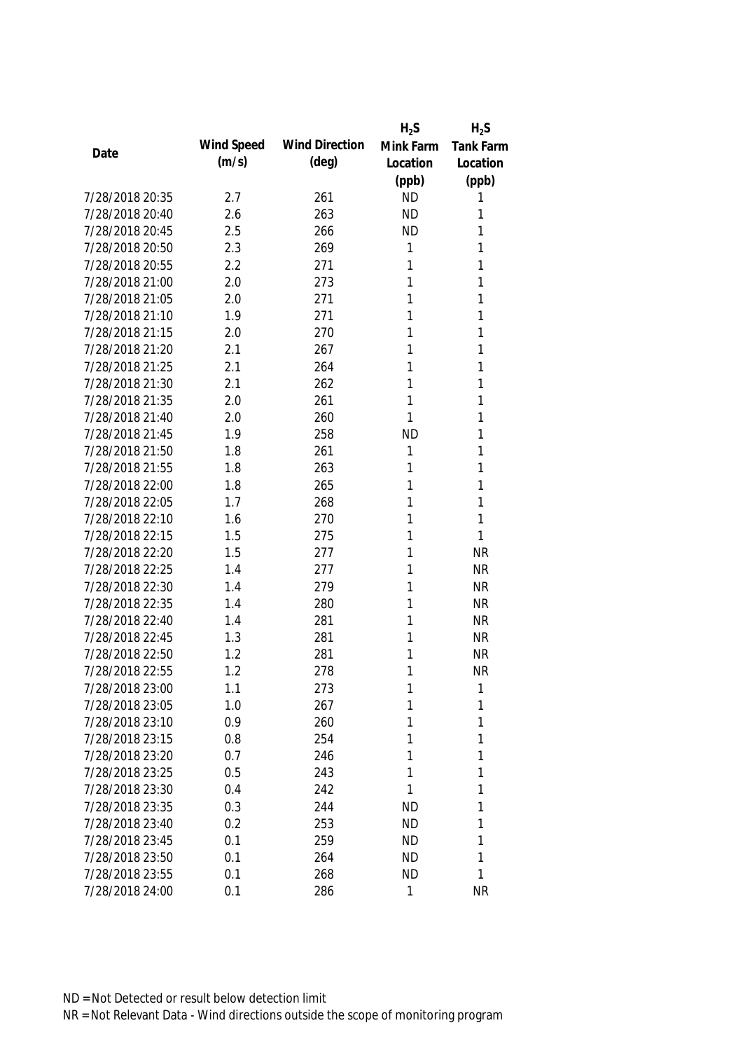| Date | Wind Speed (m/s) | Wind Direction (deg) | $H_2S$ Mink Farm Location (ppb) | $H_2S$ Tank Farm Location (ppb) |
|---|---|---|---|---|
| 7/28/2018 20:35 | 2.7 | 261 | ND | 1 |
| 7/28/2018 20:40 | 2.6 | 263 | ND | 1 |
| 7/28/2018 20:45 | 2.5 | 266 | ND | 1 |
| 7/28/2018 20:50 | 2.3 | 269 | 1 | 1 |
| 7/28/2018 20:55 | 2.2 | 271 | 1 | 1 |
| 7/28/2018 21:00 | 2.0 | 273 | 1 | 1 |
| 7/28/2018 21:05 | 2.0 | 271 | 1 | 1 |
| 7/28/2018 21:10 | 1.9 | 271 | 1 | 1 |
| 7/28/2018 21:15 | 2.0 | 270 | 1 | 1 |
| 7/28/2018 21:20 | 2.1 | 267 | 1 | 1 |
| 7/28/2018 21:25 | 2.1 | 264 | 1 | 1 |
| 7/28/2018 21:30 | 2.1 | 262 | 1 | 1 |
| 7/28/2018 21:35 | 2.0 | 261 | 1 | 1 |
| 7/28/2018 21:40 | 2.0 | 260 | 1 | 1 |
| 7/28/2018 21:45 | 1.9 | 258 | ND | 1 |
| 7/28/2018 21:50 | 1.8 | 261 | 1 | 1 |
| 7/28/2018 21:55 | 1.8 | 263 | 1 | 1 |
| 7/28/2018 22:00 | 1.8 | 265 | 1 | 1 |
| 7/28/2018 22:05 | 1.7 | 268 | 1 | 1 |
| 7/28/2018 22:10 | 1.6 | 270 | 1 | 1 |
| 7/28/2018 22:15 | 1.5 | 275 | 1 | 1 |
| 7/28/2018 22:20 | 1.5 | 277 | 1 | NR |
| 7/28/2018 22:25 | 1.4 | 277 | 1 | NR |
| 7/28/2018 22:30 | 1.4 | 279 | 1 | NR |
| 7/28/2018 22:35 | 1.4 | 280 | 1 | NR |
| 7/28/2018 22:40 | 1.4 | 281 | 1 | NR |
| 7/28/2018 22:45 | 1.3 | 281 | 1 | NR |
| 7/28/2018 22:50 | 1.2 | 281 | 1 | NR |
| 7/28/2018 22:55 | 1.2 | 278 | 1 | NR |
| 7/28/2018 23:00 | 1.1 | 273 | 1 | 1 |
| 7/28/2018 23:05 | 1.0 | 267 | 1 | 1 |
| 7/28/2018 23:10 | 0.9 | 260 | 1 | 1 |
| 7/28/2018 23:15 | 0.8 | 254 | 1 | 1 |
| 7/28/2018 23:20 | 0.7 | 246 | 1 | 1 |
| 7/28/2018 23:25 | 0.5 | 243 | 1 | 1 |
| 7/28/2018 23:30 | 0.4 | 242 | 1 | 1 |
| 7/28/2018 23:35 | 0.3 | 244 | ND | 1 |
| 7/28/2018 23:40 | 0.2 | 253 | ND | 1 |
| 7/28/2018 23:45 | 0.1 | 259 | ND | 1 |
| 7/28/2018 23:50 | 0.1 | 264 | ND | 1 |
| 7/28/2018 23:55 | 0.1 | 268 | ND | 1 |
| 7/28/2018 24:00 | 0.1 | 286 | 1 | NR |

ND = Not Detected or result below detection limit

NR = Not Relevant Data - Wind directions outside the scope of monitoring program